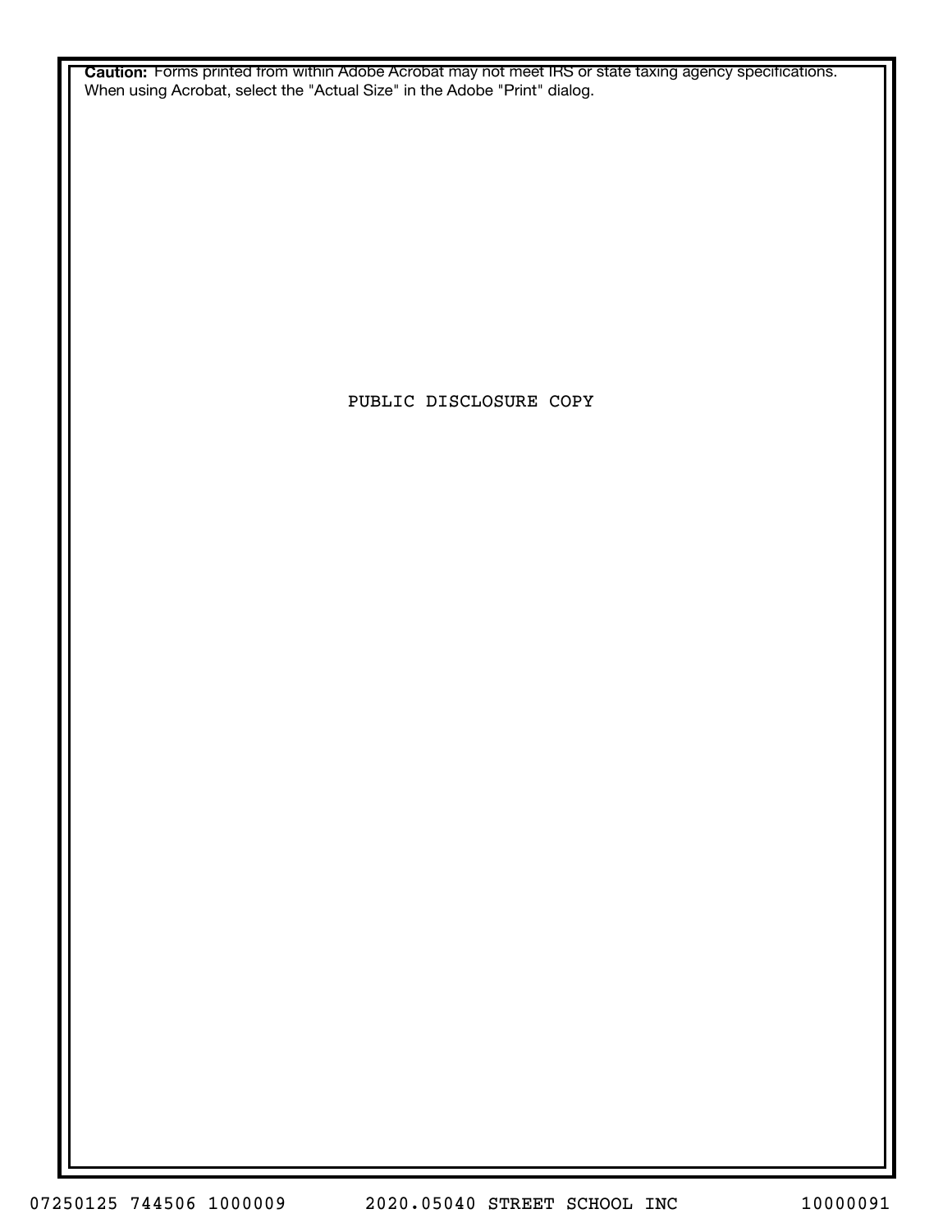**Caution:** Forms printed from within Adobe Acrobat may not meet IRS or state taxing agency specifications. When using Acrobat, select the "Actual Size" in the Adobe "Print" dialog.

PUBLIC DISCLOSURE COPY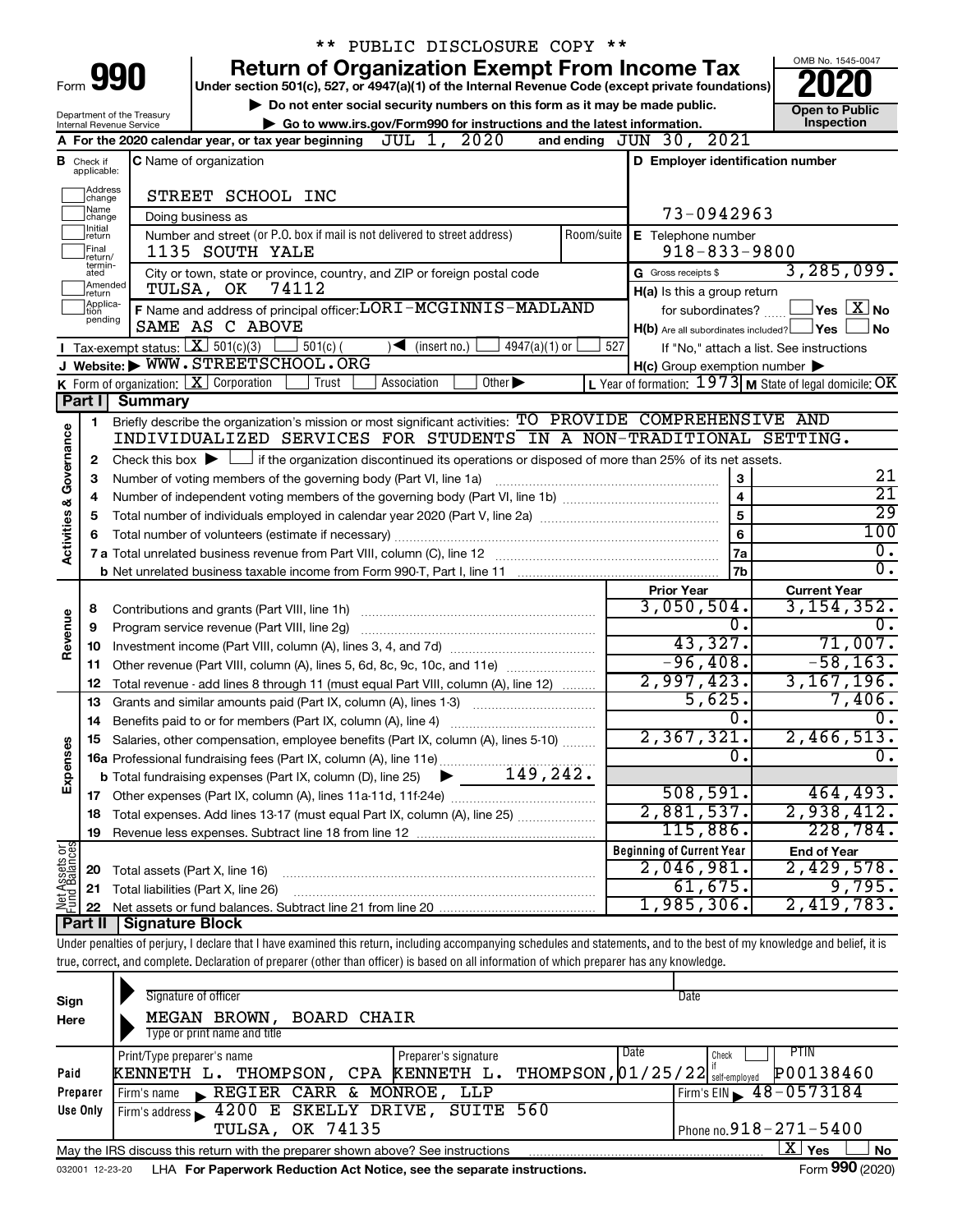** PUBLIC DISCLOSURE COPY **

# Form 990 — Return of Organization Exempt From Income Tax (2020)

Under section 501(c), 527, or 4947(a)(1) of the Internal Revenue Code (except private foundations)

▶ Do not enter social security numbers on this form as it may be made public.

▶ Go to www.irs.gov/Form990 for instructions and the latest information.

Department of the Treasury Internal Revenue Service

OMB No. 1545-0047 — **Open to Public Inspection**

**A** For the 2020 calendar year, or tax year beginning JUL 1, 2020 and ending JUN 30, 2021

**B** Check if applicable: Address change, Name change, Initial return, Final return/terminated, Amended return, Application pending

**C** Name of organization: STREET SCHOOL INC

Doing business as

Number and street (or P.O. box if mail is not delivered to street address): 1135 SOUTH YALE — Room/suite

City or town, state or province, country, and ZIP or foreign postal code: TULSA, OK 74112

**D** Employer identification number: 73-0942963

**E** Telephone number: 918-833-9800

**G** Gross receipts $ 3,285,099.

**F** Name and address of principal officer: LORI-MCGINNIS-MADLAND SAME AS C ABOVE

**H(a)** Is this a group return for subordinates? Yes [ ] No [X]

**H(b)** Are all subordinates included? Yes [ ] No [ ] If "No," attach a list. See instructions

**H(c)** Group exemption number ▶

**I** Tax-exempt status: [X] 501(c)(3) [ ] 501(c) ( ) ◀ (insert no.) [ ] 4947(a)(1) or [ ] 527

**J** Website: ▶ WWW.STREETSCHOOL.ORG

**K** Form of organization: [X] Corporation [ ] Trust [ ] Association [ ] Other ▶

**L** Year of formation: 1973 **M** State of legal domicile: OK

## Part I Summary

**Activities & Governance**

1 Briefly describe the organization's mission or most significant activities: TO PROVIDE COMPREHENSIVE AND INDIVIDUALIZED SERVICES FOR STUDENTS IN A NON-TRADITIONAL SETTING.

2 Check this box ▶ [ ] if the organization discontinued its operations or disposed of more than 25% of its net assets.

| | | | |
|---|---|---|---|
| 3 | Number of voting members of the governing body (Part VI, line 1a) | 3 | 21 |
| 4 | Number of independent voting members of the governing body (Part VI, line 1b) | 4 | 21 |
| 5 | Total number of individuals employed in calendar year 2020 (Part V, line 2a) | 5 | 29 |
| 6 | Total number of volunteers (estimate if necessary) | 6 | 100 |
| 7a | Total unrelated business revenue from Part VIII, column (C), line 12 | 7a | 0. |
| b | Net unrelated business taxable income from Form 990-T, Part I, line 11 | 7b | 0. |

| | | | Prior Year | Current Year |
|---|---|---|---|---|
| **Revenue** | 8 | Contributions and grants (Part VIII, line 1h) | 3,050,504. | 3,154,352. |
| | 9 | Program service revenue (Part VIII, line 2g) | 0. | 0. |
| | 10 | Investment income (Part VIII, column (A), lines 3, 4, and 7d) | 43,327. | 71,007. |
| | 11 | Other revenue (Part VIII, column (A), lines 5, 6d, 8c, 9c, 10c, and 11e) | -96,408. | -58,163. |
| | 12 | Total revenue - add lines 8 through 11 (must equal Part VIII, column (A), line 12) | 2,997,423. | 3,167,196. |
| **Expenses** | 13 | Grants and similar amounts paid (Part IX, column (A), lines 1-3) | 5,625. | 7,406. |
| | 14 | Benefits paid to or for members (Part IX, column (A), line 4) | 0. | 0. |
| | 15 | Salaries, other compensation, employee benefits (Part IX, column (A), lines 5-10) | 2,367,321. | 2,466,513. |
| | 16a | Professional fundraising fees (Part IX, column (A), line 11e) | 0. | 0. |
| | b | Total fundraising expenses (Part IX, column (D), line 25) ▶ 149,242. | | |
| | 17 | Other expenses (Part IX, column (A), lines 11a-11d, 11f-24e) | 508,591. | 464,493. |
| | 18 | Total expenses. Add lines 13-17 (must equal Part IX, column (A), line 25) | 2,881,537. | 2,938,412. |
| | 19 | Revenue less expenses. Subtract line 18 from line 12 | 115,886. | 228,784. |
| | | | **Beginning of Current Year** | **End of Year** |
| **Net Assets or Fund Balances** | 20 | Total assets (Part X, line 16) | 2,046,981. | 2,429,578. |
| | 21 | Total liabilities (Part X, line 26) | 61,675. | 9,795. |
| | 22 | Net assets or fund balances. Subtract line 21 from line 20 | 1,985,306. | 2,419,783. |

## Part II Signature Block

Under penalties of perjury, I declare that I have examined this return, including accompanying schedules and statements, and to the best of my knowledge and belief, it is true, correct, and complete. Declaration of preparer (other than officer) is based on all information of which preparer has any knowledge.

**Sign Here**

Signature of officer — Date

MEGAN BROWN, BOARD CHAIR

Type or print name and title

**Paid Preparer Use Only**

| Print/Type preparer's name | Preparer's signature | Date | Check if self-employed | PTIN |
|---|---|---|---|---|
| KENNETH L. THOMPSON, CPA | KENNETH L. THOMPSON, | 01/25/22 | | P00138460 |

Firm's name ▶ REGIER CARR & MONROE, LLP — Firm's EIN ▶ 48-0573184

Firm's address ▶ 4200 E SKELLY DRIVE, SUITE 560 TULSA, OK 74135 — Phone no. 918-271-5400

May the IRS discuss this return with the preparer shown above? See instructions [X] Yes [ ] No

032001 12-23-20 LHA For Paperwork Reduction Act Notice, see the separate instructions. Form 990 (2020)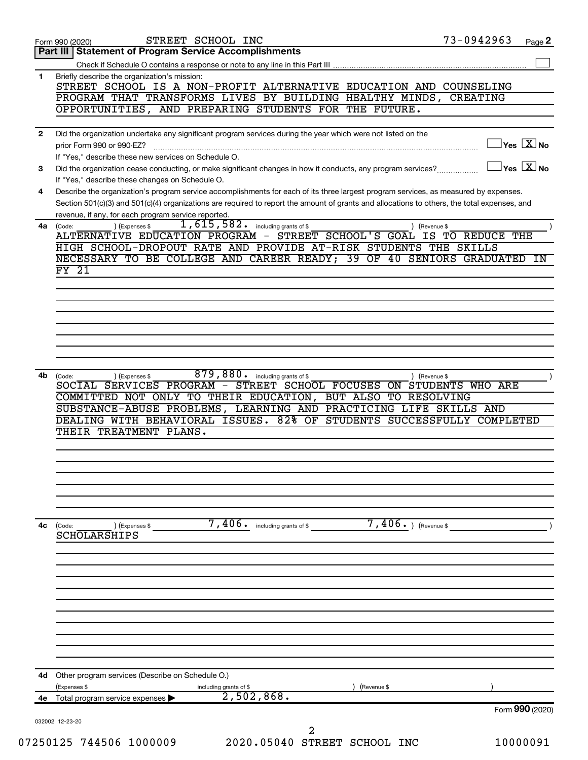Form 990 (2020) STREET SCHOOL INC 73-0942963

## Part III Statement of Program Service Accomplishments

Check if Schedule O contains a response or note to any line in this Part III ☐

**1** Briefly describe the organization's mission:

STREET SCHOOL IS A NON-PROFIT ALTERNATIVE EDUCATION AND COUNSELING PROGRAM THAT TRANSFORMS LIVES BY BUILDING HEALTHY MINDS, CREATING OPPORTUNITIES, AND PREPARING STUDENTS FOR THE FUTURE.

**2** Did the organization undertake any significant program services during the year which were not listed on the prior Form 990 or 990-EZ? ☐ Yes ☒ No

If "Yes," describe these new services on Schedule O.

**3** Did the organization cease conducting, or make significant changes in how it conducts, any program services? ☐ Yes ☒ No

If "Yes," describe these changes on Schedule O.

**4** Describe the organization's program service accomplishments for each of its three largest program services, as measured by expenses. Section 501(c)(3) and 501(c)(4) organizations are required to report the amount of grants and allocations to others, the total expenses, and revenue, if any, for each program service reported.

**4a** (Code: ) (Expenses $ 1,615,582. including grants of $ ) (Revenue $ )

ALTERNATIVE EDUCATION PROGRAM - STREET SCHOOL'S GOAL IS TO REDUCE THE HIGH SCHOOL-DROPOUT RATE AND PROVIDE AT-RISK STUDENTS THE SKILLS NECESSARY TO BE COLLEGE AND CAREER READY; 39 OF 40 SENIORS GRADUATED IN FY 21

**4b** (Code: ) (Expenses $ 879,880. including grants of $ ) (Revenue $ )

SOCIAL SERVICES PROGRAM - STREET SCHOOL FOCUSES ON STUDENTS WHO ARE COMMITTED NOT ONLY TO THEIR EDUCATION, BUT ALSO TO RESOLVING SUBSTANCE-ABUSE PROBLEMS, LEARNING AND PRACTICING LIFE SKILLS AND DEALING WITH BEHAVIORAL ISSUES. 82% OF STUDENTS SUCCESSFULLY COMPLETED THEIR TREATMENT PLANS.

**4c** (Code: ) (Expenses $ 7,406. including grants of $ 7,406. ) (Revenue $ )

SCHOLARSHIPS

**4d** Other program services (Describe on Schedule O.)

(Expenses $ including grants of $ ) (Revenue $ )

**4e** Total program service expenses ▶ 2,502,868.

Form **990** (2020)

032002 12-23-20

07250125 744506 1000009 2020.05040 STREET SCHOOL INC 10000091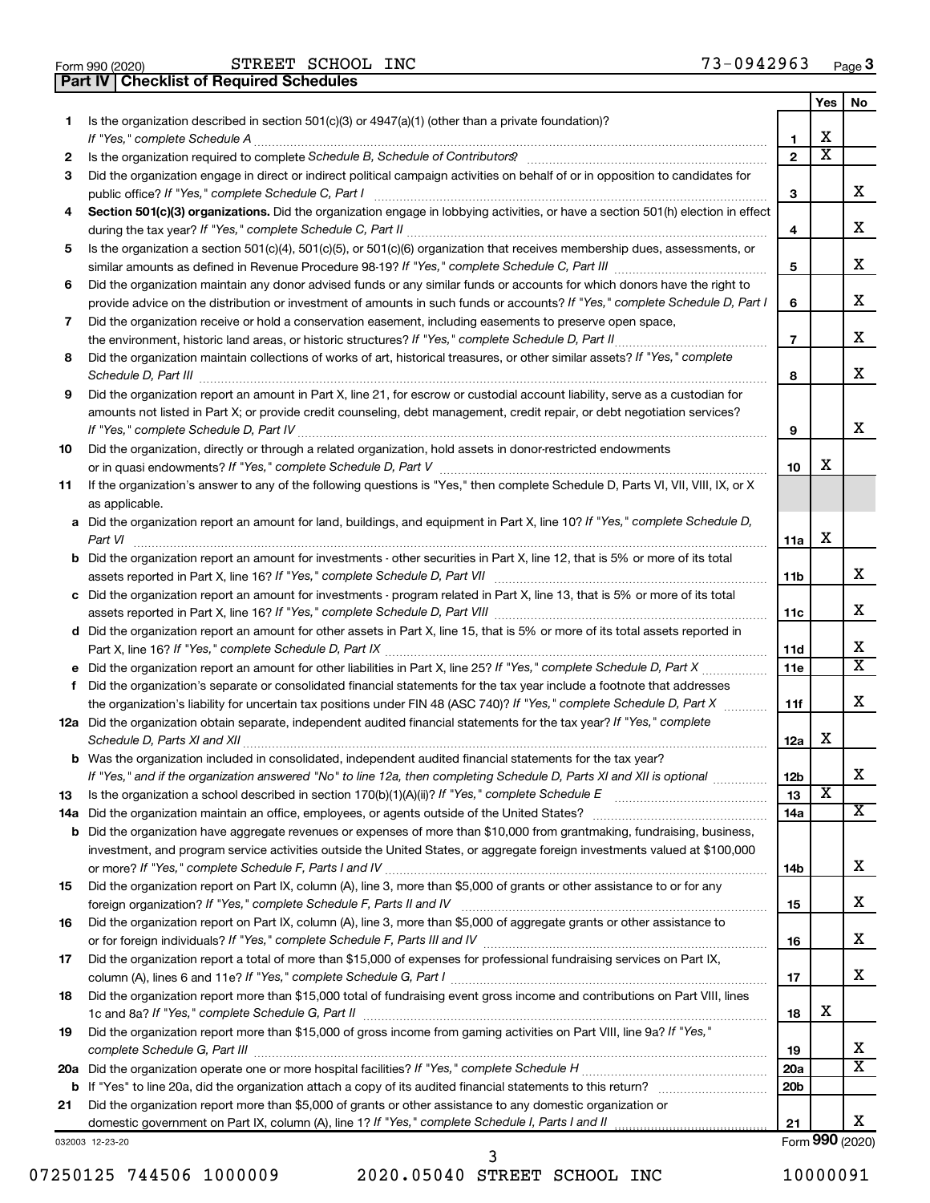Form 990 (2020) STREET SCHOOL INC 73-0942963

## Part IV Checklist of Required Schedules

| | | | Yes | No |
|---|---|---|---|---|
| 1 | Is the organization described in section 501(c)(3) or 4947(a)(1) (other than a private foundation)? *If "Yes," complete Schedule A* | 1 | X | |
| 2 | Is the organization required to complete *Schedule B, Schedule of Contributors*? | 2 | X | |
| 3 | Did the organization engage in direct or indirect political campaign activities on behalf of or in opposition to candidates for public office? *If "Yes," complete Schedule C, Part I* | 3 | | X |
| 4 | **Section 501(c)(3) organizations.** Did the organization engage in lobbying activities, or have a section 501(h) election in effect during the tax year? *If "Yes," complete Schedule C, Part II* | 4 | | X |
| 5 | Is the organization a section 501(c)(4), 501(c)(5), or 501(c)(6) organization that receives membership dues, assessments, or similar amounts as defined in Revenue Procedure 98-19? *If "Yes," complete Schedule C, Part III* | 5 | | X |
| 6 | Did the organization maintain any donor advised funds or any similar funds or accounts for which donors have the right to provide advice on the distribution or investment of amounts in such funds or accounts? *If "Yes," complete Schedule D, Part I* | 6 | | X |
| 7 | Did the organization receive or hold a conservation easement, including easements to preserve open space, the environment, historic land areas, or historic structures? *If "Yes," complete Schedule D, Part II* | 7 | | X |
| 8 | Did the organization maintain collections of works of art, historical treasures, or other similar assets? *If "Yes," complete Schedule D, Part III* | 8 | | X |
| 9 | Did the organization report an amount in Part X, line 21, for escrow or custodial account liability, serve as a custodian for amounts not listed in Part X; or provide credit counseling, debt management, credit repair, or debt negotiation services? *If "Yes," complete Schedule D, Part IV* | 9 | | X |
| 10 | Did the organization, directly or through a related organization, hold assets in donor-restricted endowments or in quasi endowments? *If "Yes," complete Schedule D, Part V* | 10 | X | |
| 11 | If the organization's answer to any of the following questions is "Yes," then complete Schedule D, Parts VI, VII, VIII, IX, or X as applicable. | | | |
| a | Did the organization report an amount for land, buildings, and equipment in Part X, line 10? *If "Yes," complete Schedule D, Part VI* | 11a | X | |
| b | Did the organization report an amount for investments - other securities in Part X, line 12, that is 5% or more of its total assets reported in Part X, line 16? *If "Yes," complete Schedule D, Part VII* | 11b | | X |
| c | Did the organization report an amount for investments - program related in Part X, line 13, that is 5% or more of its total assets reported in Part X, line 16? *If "Yes," complete Schedule D, Part VIII* | 11c | | X |
| d | Did the organization report an amount for other assets in Part X, line 15, that is 5% or more of its total assets reported in Part X, line 16? *If "Yes," complete Schedule D, Part IX* | 11d | | X |
| e | Did the organization report an amount for other liabilities in Part X, line 25? *If "Yes," complete Schedule D, Part X* | 11e | | X |
| f | Did the organization's separate or consolidated financial statements for the tax year include a footnote that addresses the organization's liability for uncertain tax positions under FIN 48 (ASC 740)? *If "Yes," complete Schedule D, Part X* | 11f | | X |
| 12a | Did the organization obtain separate, independent audited financial statements for the tax year? *If "Yes," complete Schedule D, Parts XI and XII* | 12a | X | |
| b | Was the organization included in consolidated, independent audited financial statements for the tax year? *If "Yes," and if the organization answered "No" to line 12a, then completing Schedule D, Parts XI and XII is optional* | 12b | | X |
| 13 | Is the organization a school described in section 170(b)(1)(A)(ii)? *If "Yes," complete Schedule E* | 13 | X | |
| 14a | Did the organization maintain an office, employees, or agents outside of the United States? | 14a | | X |
| b | Did the organization have aggregate revenues or expenses of more than $10,000 from grantmaking, fundraising, business, investment, and program service activities outside the United States, or aggregate foreign investments valued at $100,000 or more? *If "Yes," complete Schedule F, Parts I and IV* | 14b | | X |
| 15 | Did the organization report on Part IX, column (A), line 3, more than $5,000 of grants or other assistance to or for any foreign organization? *If "Yes," complete Schedule F, Parts II and IV* | 15 | | X |
| 16 | Did the organization report on Part IX, column (A), line 3, more than $5,000 of aggregate grants or other assistance to or for foreign individuals? *If "Yes," complete Schedule F, Parts III and IV* | 16 | | X |
| 17 | Did the organization report a total of more than $15,000 of expenses for professional fundraising services on Part IX, column (A), lines 6 and 11e? *If "Yes," complete Schedule G, Part I* | 17 | | X |
| 18 | Did the organization report more than $15,000 total of fundraising event gross income and contributions on Part VIII, lines 1c and 8a? *If "Yes," complete Schedule G, Part II* | 18 | X | |
| 19 | Did the organization report more than $15,000 of gross income from gaming activities on Part VIII, line 9a? *If "Yes," complete Schedule G, Part III* | 19 | | X |
| 20a | Did the organization operate one or more hospital facilities? *If "Yes," complete Schedule H* | 20a | | X |
| b | If "Yes" to line 20a, did the organization attach a copy of its audited financial statements to this return? | 20b | | |
| 21 | Did the organization report more than $5,000 of grants or other assistance to any domestic organization or domestic government on Part IX, column (A), line 1? *If "Yes," complete Schedule I, Parts I and II* | 21 | | X |

032003 12-23-20 Form **990** (2020)

07250125 744506 1000009 2020.05040 STREET SCHOOL INC 10000091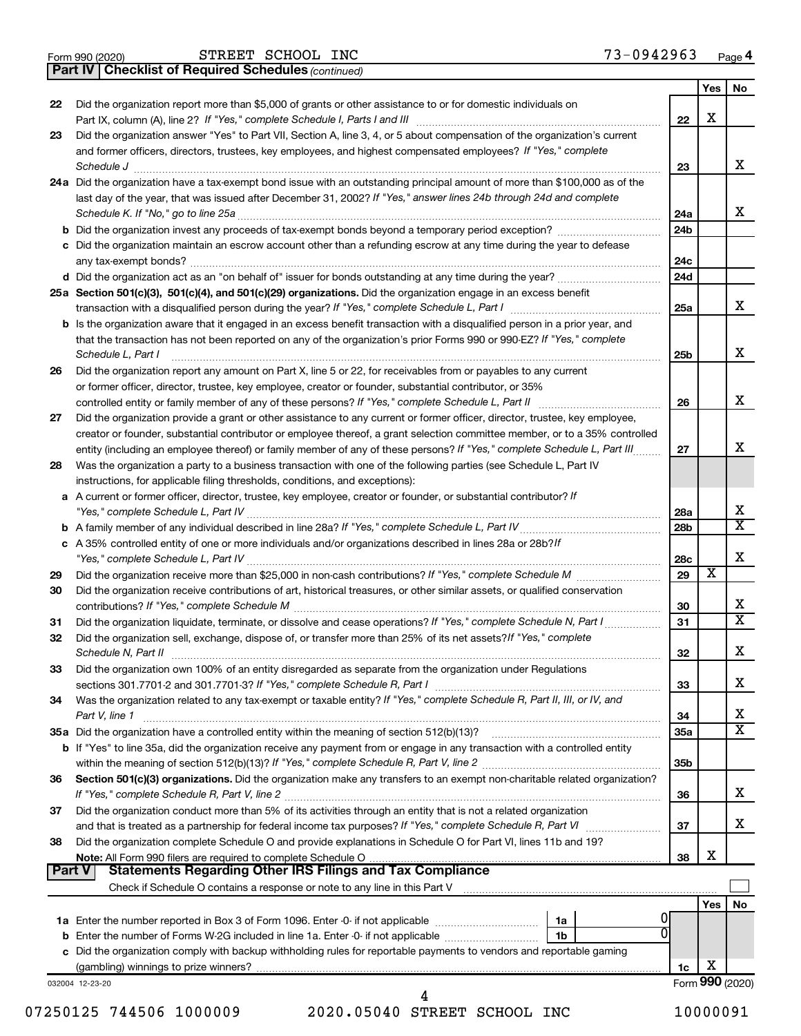Form 990 (2020) STREET SCHOOL INC 73-0942963

**Part IV | Checklist of Required Schedules** *(continued)*

| | | | Yes | No |
|---|---|---|---|---|
| 22 | Did the organization report more than $5,000 of grants or other assistance to or for domestic individuals on Part IX, column (A), line 2? *If "Yes," complete Schedule I, Parts I and III* | 22 | X | |
| 23 | Did the organization answer "Yes" to Part VII, Section A, line 3, 4, or 5 about compensation of the organization's current and former officers, directors, trustees, key employees, and highest compensated employees? *If "Yes," complete Schedule J* | 23 | | X |
| 24a | Did the organization have a tax-exempt bond issue with an outstanding principal amount of more than $100,000 as of the last day of the year, that was issued after December 31, 2002? *If "Yes," answer lines 24b through 24d and complete Schedule K. If "No," go to line 25a* | 24a | | X |
| b | Did the organization invest any proceeds of tax-exempt bonds beyond a temporary period exception? | 24b | | |
| c | Did the organization maintain an escrow account other than a refunding escrow at any time during the year to defease any tax-exempt bonds? | 24c | | |
| d | Did the organization act as an "on behalf of" issuer for bonds outstanding at any time during the year? | 24d | | |
| 25a | **Section 501(c)(3), 501(c)(4), and 501(c)(29) organizations.** Did the organization engage in an excess benefit transaction with a disqualified person during the year? *If "Yes," complete Schedule L, Part I* | 25a | | X |
| b | Is the organization aware that it engaged in an excess benefit transaction with a disqualified person in a prior year, and that the transaction has not been reported on any of the organization's prior Forms 990 or 990-EZ? *If "Yes," complete Schedule L, Part I* | 25b | | X |
| 26 | Did the organization report any amount on Part X, line 5 or 22, for receivables from or payables to any current or former officer, director, trustee, key employee, creator or founder, substantial contributor, or 35% controlled entity or family member of any of these persons? *If "Yes," complete Schedule L, Part II* | 26 | | X |
| 27 | Did the organization provide a grant or other assistance to any current or former officer, director, trustee, key employee, creator or founder, substantial contributor or employee thereof, a grant selection committee member, or to a 35% controlled entity (including an employee thereof) or family member of any of these persons? *If "Yes," complete Schedule L, Part III* | 27 | | X |
| 28 | Was the organization a party to a business transaction with one of the following parties (see Schedule L, Part IV instructions, for applicable filing thresholds, conditions, and exceptions): | | | |
| a | A current or former officer, director, trustee, key employee, creator or founder, or substantial contributor? *If "Yes," complete Schedule L, Part IV* | 28a | | X |
| b | A family member of any individual described in line 28a? *If "Yes," complete Schedule L, Part IV* | 28b | | X |
| c | A 35% controlled entity of one or more individuals and/or organizations described in lines 28a or 28b? *If "Yes," complete Schedule L, Part IV* | 28c | | X |
| 29 | Did the organization receive more than $25,000 in non-cash contributions? *If "Yes," complete Schedule M* | 29 | X | |
| 30 | Did the organization receive contributions of art, historical treasures, or other similar assets, or qualified conservation contributions? *If "Yes," complete Schedule M* | 30 | | X |
| 31 | Did the organization liquidate, terminate, or dissolve and cease operations? *If "Yes," complete Schedule N, Part I* | 31 | | X |
| 32 | Did the organization sell, exchange, dispose of, or transfer more than 25% of its net assets? *If "Yes," complete Schedule N, Part II* | 32 | | X |
| 33 | Did the organization own 100% of an entity disregarded as separate from the organization under Regulations sections 301.7701-2 and 301.7701-3? *If "Yes," complete Schedule R, Part I* | 33 | | X |
| 34 | Was the organization related to any tax-exempt or taxable entity? *If "Yes," complete Schedule R, Part II, III, or IV, and Part V, line 1* | 34 | | X |
| 35a | Did the organization have a controlled entity within the meaning of section 512(b)(13)? | 35a | | X |
| b | If "Yes" to line 35a, did the organization receive any payment from or engage in any transaction with a controlled entity within the meaning of section 512(b)(13)? *If "Yes," complete Schedule R, Part V, line 2* | 35b | | |
| 36 | **Section 501(c)(3) organizations.** Did the organization make any transfers to an exempt non-charitable related organization? *If "Yes," complete Schedule R, Part V, line 2* | 36 | | X |
| 37 | Did the organization conduct more than 5% of its activities through an entity that is not a related organization and that is treated as a partnership for federal income tax purposes? *If "Yes," complete Schedule R, Part VI* | 37 | | X |
| 38 | Did the organization complete Schedule O and provide explanations in Schedule O for Part VI, lines 11b and 19? **Note:** All Form 990 filers are required to complete Schedule O | 38 | X | |

**Part V | Statements Regarding Other IRS Filings and Tax Compliance**

Check if Schedule O contains a response or note to any line in this Part V ☐

| | | | | Yes | No |
|---|---|---|---|---|---|
| 1a | Enter the number reported in Box 3 of Form 1096. Enter -0- if not applicable | 1a | 0 | | |
| b | Enter the number of Forms W-2G included in line 1a. Enter -0- if not applicable | 1b | 0 | | |
| c | Did the organization comply with backup withholding rules for reportable payments to vendors and reportable gaming (gambling) winnings to prize winners? | | 1c | X | |

032004 12-23-20

Form **990** (2020)

07250125 744506 1000009 2020.05040 STREET SCHOOL INC 10000091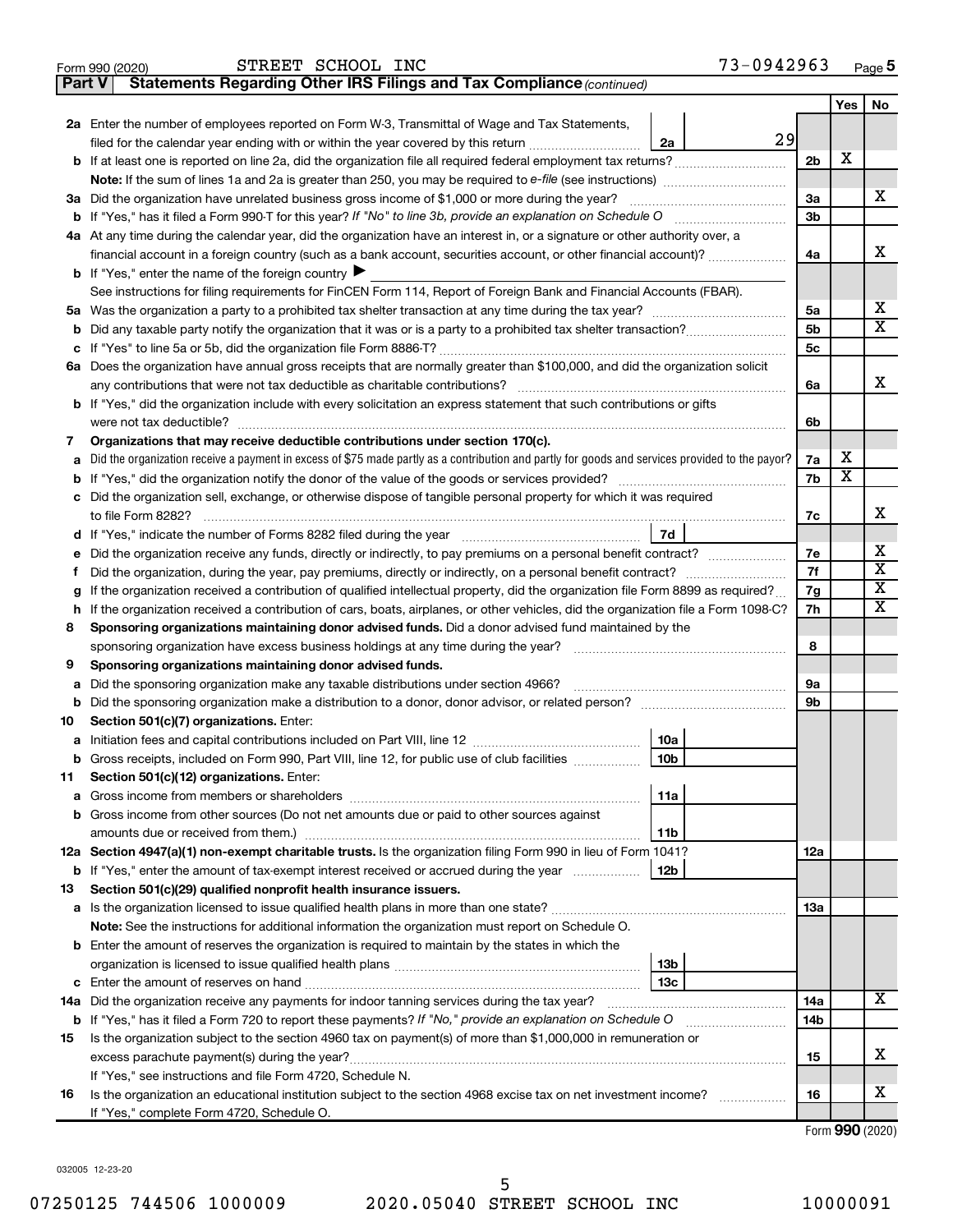Form 990 (2020) STREET SCHOOL INC 73-0942963 Page 5

**Part V — Statements Regarding Other IRS Filings and Tax Compliance** *(continued)*

| | | | | Yes | No |
|---|---|---|---|---|---|
| **2a** | Enter the number of employees reported on Form W-3, Transmittal of Wage and Tax Statements, filed for the calendar year ending with or within the year covered by this return | 2a | 29 | | |
| **b** | If at least one is reported on line 2a, did the organization file all required federal employment tax returns? | | 2b | X | |
| | **Note:** If the sum of lines 1a and 2a is greater than 250, you may be required to *e-file* (see instructions) | | | | |
| **3a** | Did the organization have unrelated business gross income of $1,000 or more during the year? | | 3a | | X |
| **b** | If "Yes," has it filed a Form 990-T for this year? *If "No" to line 3b, provide an explanation on Schedule O* | | 3b | | |
| **4a** | At any time during the calendar year, did the organization have an interest in, or a signature or other authority over, a financial account in a foreign country (such as a bank account, securities account, or other financial account)? | | 4a | | X |
| **b** | If "Yes," enter the name of the foreign country ▶ | | | | |
| | See instructions for filing requirements for FinCEN Form 114, Report of Foreign Bank and Financial Accounts (FBAR). | | | | |
| **5a** | Was the organization a party to a prohibited tax shelter transaction at any time during the tax year? | | 5a | | X |
| **b** | Did any taxable party notify the organization that it was or is a party to a prohibited tax shelter transaction? | | 5b | | X |
| **c** | If "Yes" to line 5a or 5b, did the organization file Form 8886-T? | | 5c | | |
| **6a** | Does the organization have annual gross receipts that are normally greater than $100,000, and did the organization solicit any contributions that were not tax deductible as charitable contributions? | | 6a | | X |
| **b** | If "Yes," did the organization include with every solicitation an express statement that such contributions or gifts were not tax deductible? | | 6b | | |
| **7** | **Organizations that may receive deductible contributions under section 170(c).** | | | | |
| **a** | Did the organization receive a payment in excess of $75 made partly as a contribution and partly for goods and services provided to the payor? | | 7a | X | |
| **b** | If "Yes," did the organization notify the donor of the value of the goods or services provided? | | 7b | X | |
| **c** | Did the organization sell, exchange, or otherwise dispose of tangible personal property for which it was required to file Form 8282? | | 7c | | X |
| **d** | If "Yes," indicate the number of Forms 8282 filed during the year | 7d | | | |
| **e** | Did the organization receive any funds, directly or indirectly, to pay premiums on a personal benefit contract? | | 7e | | X |
| **f** | Did the organization, during the year, pay premiums, directly or indirectly, on a personal benefit contract? | | 7f | | X |
| **g** | If the organization received a contribution of qualified intellectual property, did the organization file Form 8899 as required? | | 7g | | X |
| **h** | If the organization received a contribution of cars, boats, airplanes, or other vehicles, did the organization file a Form 1098-C? | | 7h | | X |
| **8** | **Sponsoring organizations maintaining donor advised funds.** Did a donor advised fund maintained by the sponsoring organization have excess business holdings at any time during the year? | | 8 | | |
| **9** | **Sponsoring organizations maintaining donor advised funds.** | | | | |
| **a** | Did the sponsoring organization make any taxable distributions under section 4966? | | 9a | | |
| **b** | Did the sponsoring organization make a distribution to a donor, donor advisor, or related person? | | 9b | | |
| **10** | **Section 501(c)(7) organizations.** Enter: | | | | |
| **a** | Initiation fees and capital contributions included on Part VIII, line 12 | 10a | | | |
| **b** | Gross receipts, included on Form 990, Part VIII, line 12, for public use of club facilities | 10b | | | |
| **11** | **Section 501(c)(12) organizations.** Enter: | | | | |
| **a** | Gross income from members or shareholders | 11a | | | |
| **b** | Gross income from other sources (Do not net amounts due or paid to other sources against amounts due or received from them.) | 11b | | | |
| **12a** | **Section 4947(a)(1) non-exempt charitable trusts.** Is the organization filing Form 990 in lieu of Form 1041? | | 12a | | |
| **b** | If "Yes," enter the amount of tax-exempt interest received or accrued during the year | 12b | | | |
| **13** | **Section 501(c)(29) qualified nonprofit health insurance issuers.** | | | | |
| **a** | Is the organization licensed to issue qualified health plans in more than one state? | | 13a | | |
| | **Note:** See the instructions for additional information the organization must report on Schedule O. | | | | |
| **b** | Enter the amount of reserves the organization is required to maintain by the states in which the organization is licensed to issue qualified health plans | 13b | | | |
| **c** | Enter the amount of reserves on hand | 13c | | | |
| **14a** | Did the organization receive any payments for indoor tanning services during the tax year? | | 14a | | X |
| **b** | If "Yes," has it filed a Form 720 to report these payments? *If "No," provide an explanation on Schedule O* | | 14b | | |
| **15** | Is the organization subject to the section 4960 tax on payment(s) of more than $1,000,000 in remuneration or excess parachute payment(s) during the year? | | 15 | | X |
| | If "Yes," see instructions and file Form 4720, Schedule N. | | | | |
| **16** | Is the organization an educational institution subject to the section 4968 excise tax on net investment income? | | 16 | | X |
| | If "Yes," complete Form 4720, Schedule O. | | | | |

Form **990** (2020)

032005 12-23-20

07250125 744506 1000009 2020.05040 STREET SCHOOL INC 10000091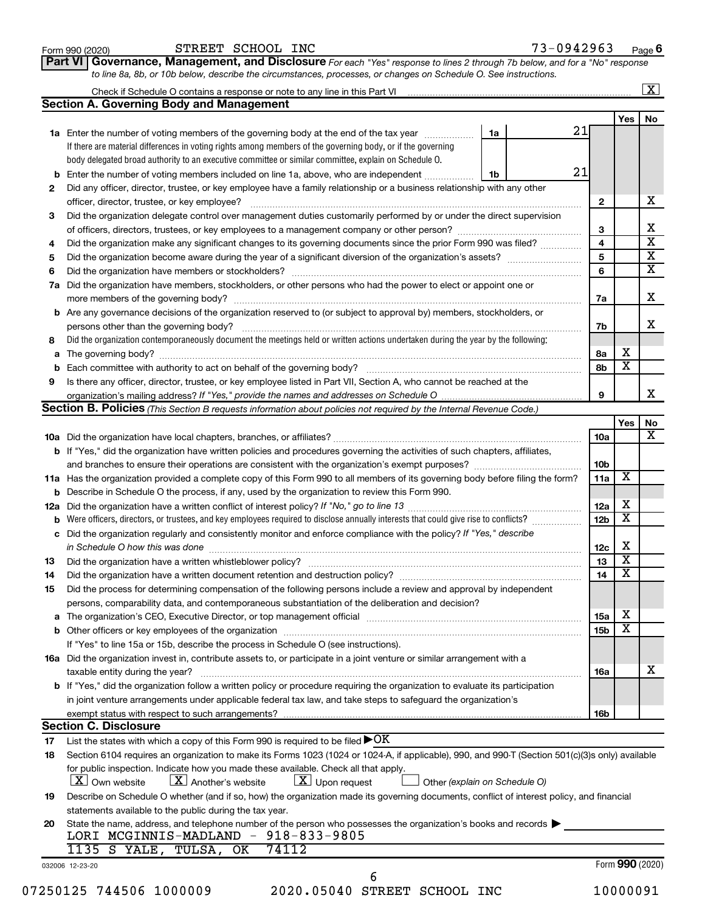Form 990 (2020) STREET SCHOOL INC 73-0942963 Page 6

**Part VI Governance, Management, and Disclosure** *For each "Yes" response to lines 2 through 7b below, and for a "No" response to line 8a, 8b, or 10b below, describe the circumstances, processes, or changes on Schedule O. See instructions.*

Check if Schedule O contains a response or note to any line in this Part VI [X]

## Section A. Governing Body and Management

| | | | | Yes | No |
|---|---|---|---|---|---|
| **1a** | Enter the number of voting members of the governing body at the end of the tax year | 1a | 21 | | |
| | If there are material differences in voting rights among members of the governing body, or if the governing body delegated broad authority to an executive committee or similar committee, explain on Schedule O. | | | | |
| **b** | Enter the number of voting members included on line 1a, above, who are independent | 1b | 21 | | |
| **2** | Did any officer, director, trustee, or key employee have a family relationship or a business relationship with any other officer, director, trustee, or key employee? | 2 | | | X |
| **3** | Did the organization delegate control over management duties customarily performed by or under the direct supervision of officers, directors, trustees, or key employees to a management company or other person? | 3 | | | X |
| **4** | Did the organization make any significant changes to its governing documents since the prior Form 990 was filed? | 4 | | | X |
| **5** | Did the organization become aware during the year of a significant diversion of the organization's assets? | 5 | | | X |
| **6** | Did the organization have members or stockholders? | 6 | | | X |
| **7a** | Did the organization have members, stockholders, or other persons who had the power to elect or appoint one or more members of the governing body? | 7a | | | X |
| **b** | Are any governance decisions of the organization reserved to (or subject to approval by) members, stockholders, or persons other than the governing body? | 7b | | | X |
| **8** | Did the organization contemporaneously document the meetings held or written actions undertaken during the year by the following: | | | | |
| **a** | The governing body? | 8a | | X | |
| **b** | Each committee with authority to act on behalf of the governing body? | 8b | | X | |
| **9** | Is there any officer, director, trustee, or key employee listed in Part VII, Section A, who cannot be reached at the organization's mailing address? *If "Yes," provide the names and addresses on Schedule O* | 9 | | | X |

## Section B. Policies *(This Section B requests information about policies not required by the Internal Revenue Code.)*

| | | | Yes | No |
|---|---|---|---|---|
| **10a** | Did the organization have local chapters, branches, or affiliates? | 10a | | X |
| **b** | If "Yes," did the organization have written policies and procedures governing the activities of such chapters, affiliates, and branches to ensure their operations are consistent with the organization's exempt purposes? | 10b | | |
| **11a** | Has the organization provided a complete copy of this Form 990 to all members of its governing body before filing the form? | 11a | X | |
| **b** | Describe in Schedule O the process, if any, used by the organization to review this Form 990. | | | |
| **12a** | Did the organization have a written conflict of interest policy? *If "No," go to line 13* | 12a | X | |
| **b** | Were officers, directors, or trustees, and key employees required to disclose annually interests that could give rise to conflicts? | 12b | X | |
| **c** | Did the organization regularly and consistently monitor and enforce compliance with the policy? *If "Yes," describe in Schedule O how this was done* | 12c | X | |
| **13** | Did the organization have a written whistleblower policy? | 13 | X | |
| **14** | Did the organization have a written document retention and destruction policy? | 14 | X | |
| **15** | Did the process for determining compensation of the following persons include a review and approval by independent persons, comparability data, and contemporaneous substantiation of the deliberation and decision? | | | |
| **a** | The organization's CEO, Executive Director, or top management official | 15a | X | |
| **b** | Other officers or key employees of the organization | 15b | X | |
| | If "Yes" to line 15a or 15b, describe the process in Schedule O (see instructions). | | | |
| **16a** | Did the organization invest in, contribute assets to, or participate in a joint venture or similar arrangement with a taxable entity during the year? | 16a | | X |
| **b** | If "Yes," did the organization follow a written policy or procedure requiring the organization to evaluate its participation in joint venture arrangements under applicable federal tax law, and take steps to safeguard the organization's exempt status with respect to such arrangements? | 16b | | |

## Section C. Disclosure

**17** List the states with which a copy of this Form 990 is required to be filed ▶ OK

**18** Section 6104 requires an organization to make its Forms 1023 (1024 or 1024-A, if applicable), 990, and 990-T (Section 501(c)(3)s only) available for public inspection. Indicate how you made these available. Check all that apply.

[X] Own website [X] Another's website [X] Upon request [ ] Other *(explain on Schedule O)*

**19** Describe on Schedule O whether (and if so, how) the organization made its governing documents, conflict of interest policy, and financial statements available to the public during the tax year.

**20** State the name, address, and telephone number of the person who possesses the organization's books and records ▶

LORI MCGINNIS-MADLAND - 918-833-9805
1135 S YALE, TULSA, OK 74112

032006 12-23-20 Form **990** (2020)

07250125 744506 1000009 2020.05040 STREET SCHOOL INC 10000091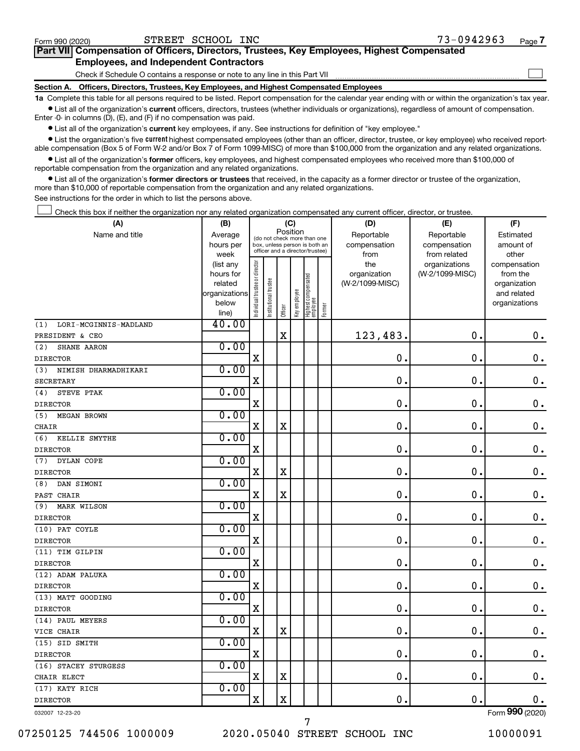Form 990 (2020) STREET SCHOOL INC 73-0942963 Page 7

**Part VII Compensation of Officers, Directors, Trustees, Key Employees, Highest Compensated Employees, and Independent Contractors**

Check if Schedule O contains a response or note to any line in this Part VII

**Section A. Officers, Directors, Trustees, Key Employees, and Highest Compensated Employees**

**1a** Complete this table for all persons required to be listed. Report compensation for the calendar year ending with or within the organization's tax year.

- List all of the organization's **current** officers, directors, trustees (whether individuals or organizations), regardless of amount of compensation. Enter -0- in columns (D), (E), and (F) if no compensation was paid.
- List all of the organization's **current** key employees, if any. See instructions for definition of "key employee."
- List the organization's five **current** highest compensated employees (other than an officer, director, trustee, or key employee) who received reportable compensation (Box 5 of Form W-2 and/or Box 7 of Form 1099-MISC) of more than $100,000 from the organization and any related organizations.
- List all of the organization's **former** officers, key employees, and highest compensated employees who received more than $100,000 of reportable compensation from the organization and any related organizations.
- List all of the organization's **former directors or trustees** that received, in the capacity as a former director or trustee of the organization, more than $10,000 of reportable compensation from the organization and any related organizations.

See instructions for the order in which to list the persons above.

Check this box if neither the organization nor any related organization compensated any current officer, director, or trustee.

| (A) Name and title | (B) Average hours per week (list any hours for related organizations below line) | (C) Position: Individual trustee or director | Institutional trustee | Officer | Key employee | Highest compensated employee | Former | (D) Reportable compensation from the organization (W-2/1099-MISC) | (E) Reportable compensation from related organizations (W-2/1099-MISC) | (F) Estimated amount of other compensation from the organization and related organizations |
|---|---|---|---|---|---|---|---|---|---|---|
| (1) LORI-MCGINNIS-MADLAND PRESIDENT & CEO | 40.00 | | | X | | | | 123,483. | 0. | 0. |
| (2) SHANE AARON DIRECTOR | 0.00 | X | | | | | | 0. | 0. | 0. |
| (3) NIMISH DHARMADHIKARI SECRETARY | 0.00 | X | | | | | | 0. | 0. | 0. |
| (4) STEVE PTAK DIRECTOR | 0.00 | X | | | | | | 0. | 0. | 0. |
| (5) MEGAN BROWN CHAIR | 0.00 | X | | X | | | | 0. | 0. | 0. |
| (6) KELLIE SMYTHE DIRECTOR | 0.00 | X | | | | | | 0. | 0. | 0. |
| (7) DYLAN COPE DIRECTOR | 0.00 | X | | X | | | | 0. | 0. | 0. |
| (8) DAN SIMONI PAST CHAIR | 0.00 | X | | X | | | | 0. | 0. | 0. |
| (9) MARK WILSON DIRECTOR | 0.00 | X | | | | | | 0. | 0. | 0. |
| (10) PAT COYLE DIRECTOR | 0.00 | X | | | | | | 0. | 0. | 0. |
| (11) TIM GILPIN DIRECTOR | 0.00 | X | | | | | | 0. | 0. | 0. |
| (12) ADAM PALUKA DIRECTOR | 0.00 | X | | | | | | 0. | 0. | 0. |
| (13) MATT GOODING DIRECTOR | 0.00 | X | | | | | | 0. | 0. | 0. |
| (14) PAUL MEYERS VICE CHAIR | 0.00 | X | | X | | | | 0. | 0. | 0. |
| (15) SID SMITH DIRECTOR | 0.00 | X | | | | | | 0. | 0. | 0. |
| (16) STACEY STURGESS CHAIR ELECT | 0.00 | X | | X | | | | 0. | 0. | 0. |
| (17) KATY RICH DIRECTOR | 0.00 | X | | X | | | | 0. | 0. | 0. |

032007 12-23-20 Form 990 (2020)

07250125 744506 1000009 2020.05040 STREET SCHOOL INC 10000091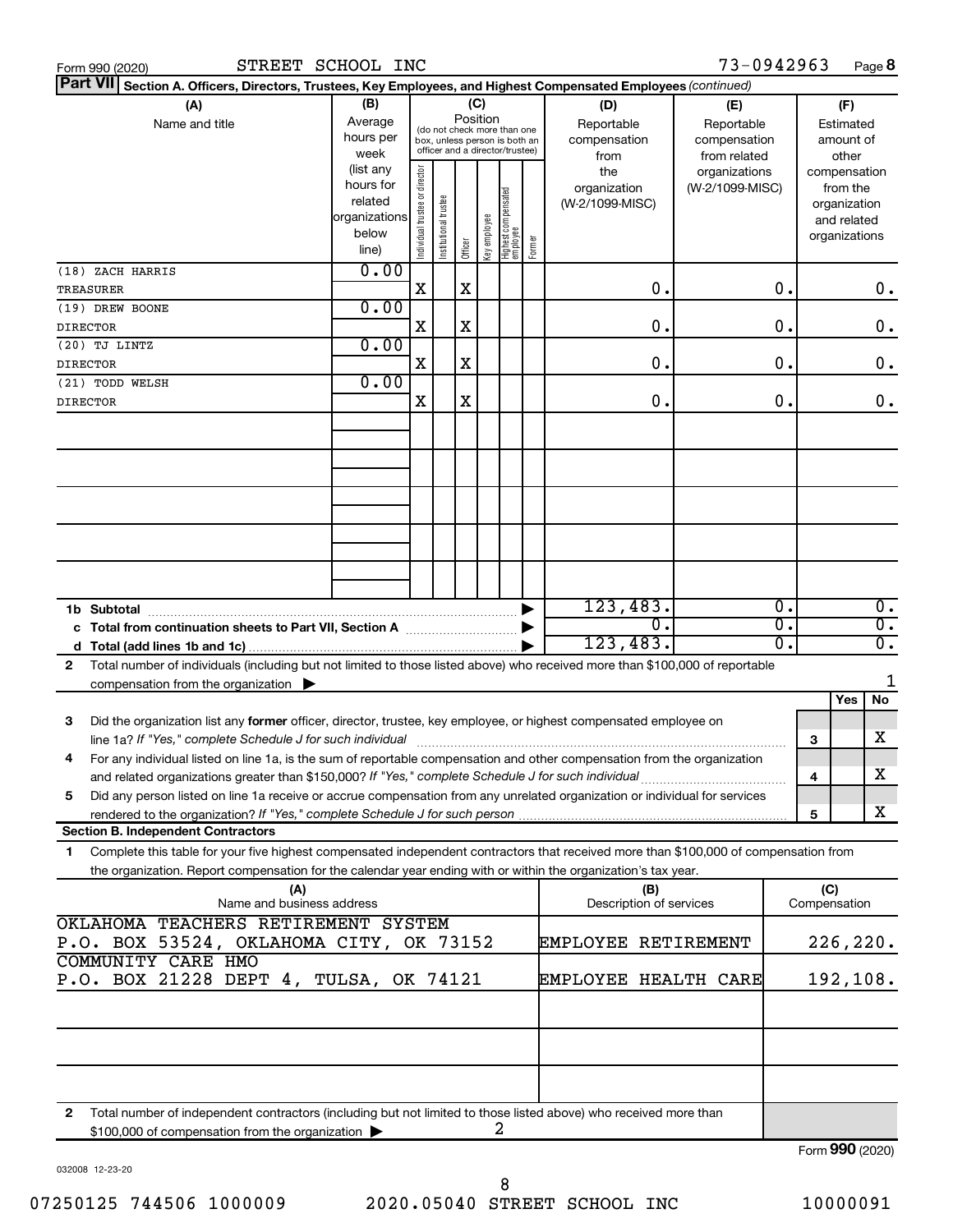Form 990 (2020) STREET SCHOOL INC 73-0942963

## Part VII Section A. Officers, Directors, Trustees, Key Employees, and Highest Compensated Employees *(continued)*

| (A) Name and title | (B) Average hours per week (list any hours for related organizations below line) | (C) Position: Individual trustee or director | Institutional trustee | Officer | Key employee | Highest compensated employee | Former | (D) Reportable compensation from the organization (W-2/1099-MISC) | (E) Reportable compensation from related organizations (W-2/1099-MISC) | (F) Estimated amount of other compensation from the organization and related organizations |
|---|---|---|---|---|---|---|---|---|---|---|
| (18) ZACH HARRIS<br>TREASURER | 0.00 | X | | X | | | | 0. | 0. | 0. |
| (19) DREW BOONE<br>DIRECTOR | 0.00 | X | | X | | | | 0. | 0. | 0. |
| (20) TJ LINTZ<br>DIRECTOR | 0.00 | X | | X | | | | 0. | 0. | 0. |
| (21) TODD WELSH<br>DIRECTOR | 0.00 | X | | X | | | | 0. | 0. | 0. |

| | (D) | (E) | (F) |
|---|---|---|---|
| 1b Subtotal | 123,483. | 0. | 0. |
| c Total from continuation sheets to Part VII, Section A | 0. | 0. | 0. |
| d Total (add lines 1b and 1c) | 123,483. | 0. | 0. |

2 Total number of individuals (including but not limited to those listed above) who received more than $100,000 of reportable compensation from the organization ▶ 1

| | | Yes | No |
|---|---|---|---|
| 3 Did the organization list any **former** officer, director, trustee, key employee, or highest compensated employee on line 1a? *If "Yes," complete Schedule J for such individual* | 3 | | X |
| 4 For any individual listed on line 1a, is the sum of reportable compensation and other compensation from the organization and related organizations greater than $150,000? *If "Yes," complete Schedule J for such individual* | 4 | | X |
| 5 Did any person listed on line 1a receive or accrue compensation from any unrelated organization or individual for services rendered to the organization? *If "Yes," complete Schedule J for such person* | 5 | | X |

### Section B. Independent Contractors

1 Complete this table for your five highest compensated independent contractors that received more than $100,000 of compensation from the organization. Report compensation for the calendar year ending with or within the organization's tax year.

| (A) Name and business address | (B) Description of services | (C) Compensation |
|---|---|---|
| OKLAHOMA TEACHERS RETIREMENT SYSTEM<br>P.O. BOX 53524, OKLAHOMA CITY, OK 73152 | EMPLOYEE RETIREMENT | 226,220. |
| COMMUNITY CARE HMO<br>P.O. BOX 21228 DEPT 4, TULSA, OK 74121 | EMPLOYEE HEALTH CARE | 192,108. |

2 Total number of independent contractors (including but not limited to those listed above) who received more than $100,000 of compensation from the organization ▶ 2

Form **990** (2020)

032008 12-23-20

07250125 744506 1000009 2020.05040 STREET SCHOOL INC 10000091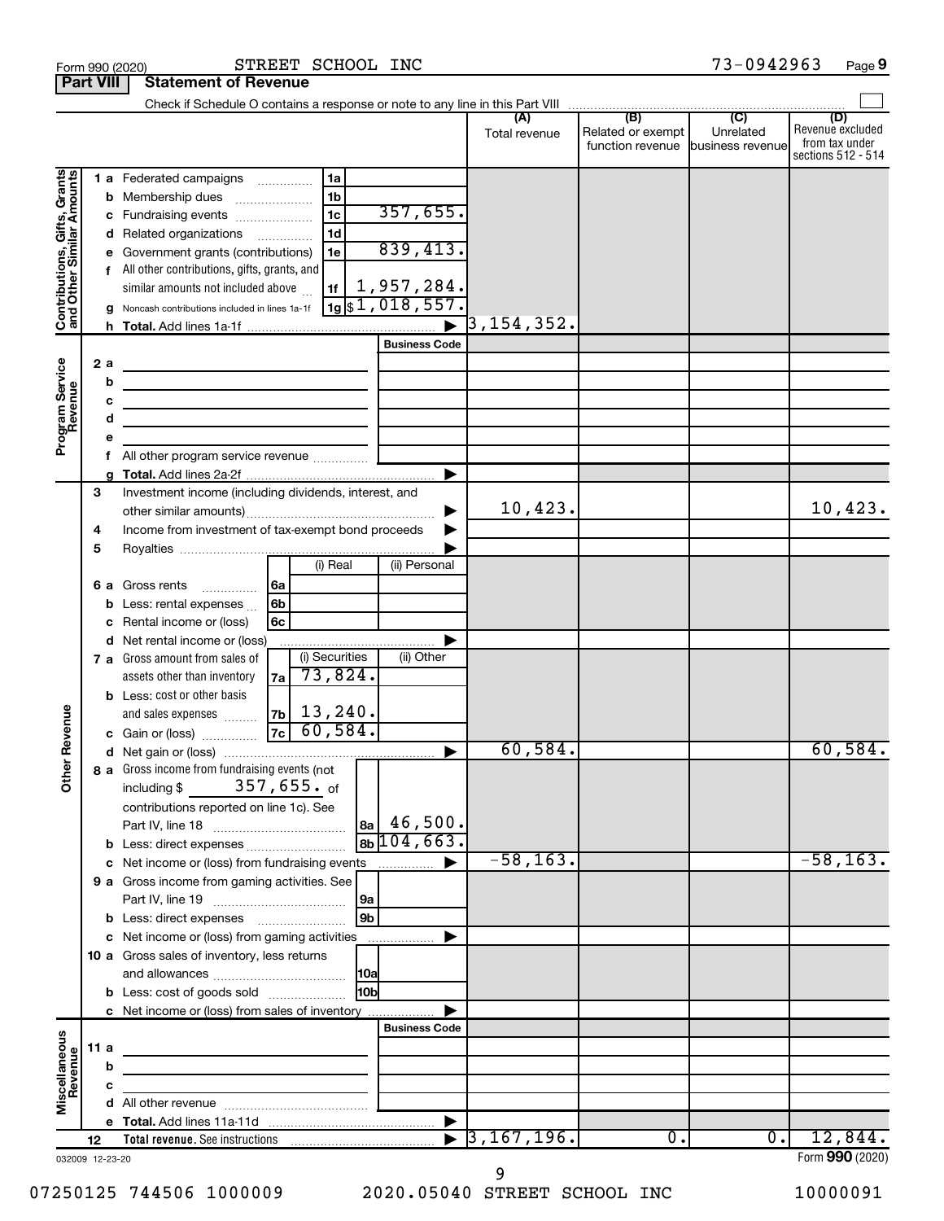Form 990 (2020) STREET SCHOOL INC 73-0942963 Page **9**

**Part VIII Statement of Revenue**

Check if Schedule O contains a response or note to any line in this Part VIII ☐

| | | | (A) Total revenue | (B) Related or exempt function revenue | (C) Unrelated business revenue | (D) Revenue excluded from tax under sections 512 - 514 |
|---|---|---|---|---|---|---|
| **Contributions, Gifts, Grants and Other Similar Amounts** | 1 a Federated campaigns | 1a | | | | |
| | b Membership dues | 1b | | | | |
| | c Fundraising events | 1c 357,655. | | | | |
| | d Related organizations | 1d | | | | |
| | e Government grants (contributions) | 1e 839,413. | | | | |
| | f All other contributions, gifts, grants, and similar amounts not included above | 1f 1,957,284. | | | | |
| | g Noncash contributions included in lines 1a-1f | 1g $1,018,557. | | | | |
| | h **Total.** Add lines 1a-1f | ▶ | 3,154,352. | | | |
| **Program Service Revenue** | | Business Code | | | | |
| | 2 a | | | | | |
| | b | | | | | |
| | c | | | | | |
| | d | | | | | |
| | e | | | | | |
| | f All other program service revenue | | | | | |
| | g **Total.** Add lines 2a-2f | ▶ | | | | |
| **Other Revenue** | 3 Investment income (including dividends, interest, and other similar amounts) | ▶ | 10,423. | | | 10,423. |
| | 4 Income from investment of tax-exempt bond proceeds | ▶ | | | | |
| | 5 Royalties | ▶ | | | | |
| | | (i) Real / (ii) Personal | | | | |
| | 6 a Gross rents | 6a | | | | |
| | b Less: rental expenses | 6b | | | | |
| | c Rental income or (loss) | 6c | | | | |
| | d Net rental income or (loss) | ▶ | | | | |
| | | (i) Securities / (ii) Other | | | | |
| | 7 a Gross amount from sales of assets other than inventory | 7a (i) 73,824. | | | | |
| | b Less: cost or other basis and sales expenses | 7b (i) 13,240. | | | | |
| | c Gain or (loss) | 7c (i) 60,584. | | | | |
| | d Net gain or (loss) | ▶ | 60,584. | | | 60,584. |
| | 8 a Gross income from fundraising events (not including $ 357,655. of contributions reported on line 1c). See Part IV, line 18 | 8a 46,500. | | | | |
| | b Less: direct expenses | 8b 104,663. | | | | |
| | c Net income or (loss) from fundraising events | ▶ | -58,163. | | | -58,163. |
| | 9 a Gross income from gaming activities. See Part IV, line 19 | 9a | | | | |
| | b Less: direct expenses | 9b | | | | |
| | c Net income or (loss) from gaming activities | ▶ | | | | |
| | 10 a Gross sales of inventory, less returns and allowances | 10a | | | | |
| | b Less: cost of goods sold | 10b | | | | |
| | c Net income or (loss) from sales of inventory | ▶ | | | | |
| **Miscellaneous Revenue** | | Business Code | | | | |
| | 11 a | | | | | |
| | b | | | | | |
| | c | | | | | |
| | d All other revenue | | | | | |
| | e **Total.** Add lines 11a-11d | ▶ | | | | |
| | 12 **Total revenue.** See instructions | ▶ | 3,167,196. | 0. | 0. | 12,844. |

032009 12-23-20 Form **990** (2020)

07250125 744506 1000009 2020.05040 STREET SCHOOL INC 10000091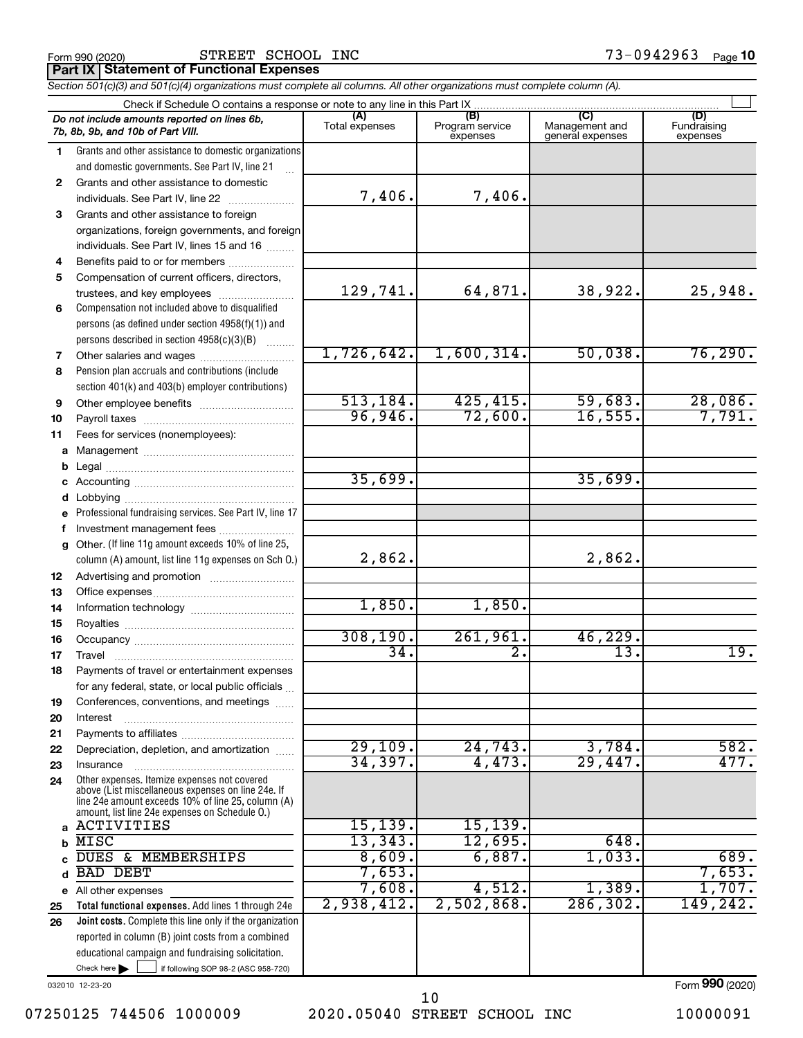Form 990 (2020) STREET SCHOOL INC 73-0942963

## Part IX Statement of Functional Expenses

*Section 501(c)(3) and 501(c)(4) organizations must complete all columns. All other organizations must complete column (A).*

Check if Schedule O contains a response or note to any line in this Part IX

| | *Do not include amounts reported on lines 6b, 7b, 8b, 9b, and 10b of Part VIII.* | (A) Total expenses | (B) Program service expenses | (C) Management and general expenses | (D) Fundraising expenses |
|---|---|---|---|---|---|
| 1 | Grants and other assistance to domestic organizations and domestic governments. See Part IV, line 21 | | | | |
| 2 | Grants and other assistance to domestic individuals. See Part IV, line 22 | 7,406. | 7,406. | | |
| 3 | Grants and other assistance to foreign organizations, foreign governments, and foreign individuals. See Part IV, lines 15 and 16 | | | | |
| 4 | Benefits paid to or for members | | | | |
| 5 | Compensation of current officers, directors, trustees, and key employees | 129,741. | 64,871. | 38,922. | 25,948. |
| 6 | Compensation not included above to disqualified persons (as defined under section 4958(f)(1)) and persons described in section 4958(c)(3)(B) | | | | |
| 7 | Other salaries and wages | 1,726,642. | 1,600,314. | 50,038. | 76,290. |
| 8 | Pension plan accruals and contributions (include section 401(k) and 403(b) employer contributions) | | | | |
| 9 | Other employee benefits | 513,184. | 425,415. | 59,683. | 28,086. |
| 10 | Payroll taxes | 96,946. | 72,600. | 16,555. | 7,791. |
| 11 | Fees for services (nonemployees): | | | | |
| a | Management | | | | |
| b | Legal | | | | |
| c | Accounting | 35,699. | | 35,699. | |
| d | Lobbying | | | | |
| e | Professional fundraising services. See Part IV, line 17 | | | | |
| f | Investment management fees | | | | |
| g | Other. (If line 11g amount exceeds 10% of line 25, column (A) amount, list line 11g expenses on Sch O.) | 2,862. | | 2,862. | |
| 12 | Advertising and promotion | | | | |
| 13 | Office expenses | | | | |
| 14 | Information technology | 1,850. | 1,850. | | |
| 15 | Royalties | | | | |
| 16 | Occupancy | 308,190. | 261,961. | 46,229. | |
| 17 | Travel | 34. | 2. | 13. | 19. |
| 18 | Payments of travel or entertainment expenses for any federal, state, or local public officials | | | | |
| 19 | Conferences, conventions, and meetings | | | | |
| 20 | Interest | | | | |
| 21 | Payments to affiliates | | | | |
| 22 | Depreciation, depletion, and amortization | 29,109. | 24,743. | 3,784. | 582. |
| 23 | Insurance | 34,397. | 4,473. | 29,447. | 477. |
| 24 | Other expenses. Itemize expenses not covered above (List miscellaneous expenses on line 24e. If line 24e amount exceeds 10% of line 25, column (A) amount, list line 24e expenses on Schedule O.) | | | | |
| a | ACTIVITIES | 15,139. | 15,139. | | |
| b | MISC | 13,343. | 12,695. | 648. | |
| c | DUES & MEMBERSHIPS | 8,609. | 6,887. | 1,033. | 689. |
| d | BAD DEBT | 7,653. | | | 7,653. |
| e | All other expenses | 7,608. | 4,512. | 1,389. | 1,707. |
| 25 | **Total functional expenses.** Add lines 1 through 24e | 2,938,412. | 2,502,868. | 286,302. | 149,242. |
| 26 | **Joint costs.** Complete this line only if the organization reported in column (B) joint costs from a combined educational campaign and fundraising solicitation. Check here ☐ if following SOP 98-2 (ASC 958-720) | | | | |

032010 12-23-20

Form **990** (2020)

07250125 744506 1000009 2020.05040 STREET SCHOOL INC 10000091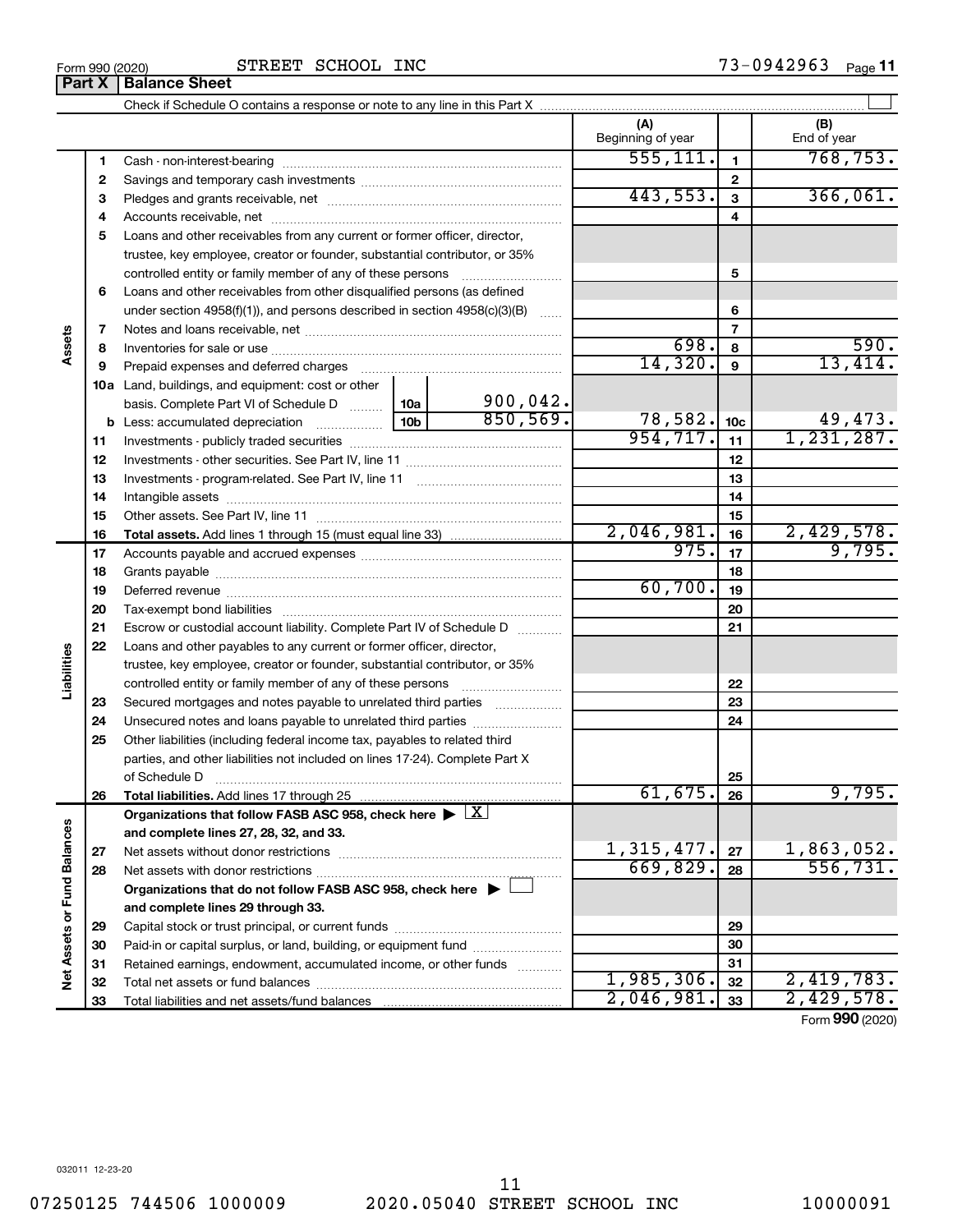Form 990 (2020) STREET SCHOOL INC 73-0942963

## Part X Balance Sheet

Check if Schedule O contains a response or note to any line in this Part X

| | | | | (A) Beginning of year | | (B) End of year |
|---|---|---|---|---|---|---|
| **Assets** | 1 | Cash - non-interest-bearing | | 555,111. | 1 | 768,753. |
| | 2 | Savings and temporary cash investments | | | 2 | |
| | 3 | Pledges and grants receivable, net | | 443,553. | 3 | 366,061. |
| | 4 | Accounts receivable, net | | | 4 | |
| | 5 | Loans and other receivables from any current or former officer, director, trustee, key employee, creator or founder, substantial contributor, or 35% controlled entity or family member of any of these persons | | | 5 | |
| | 6 | Loans and other receivables from other disqualified persons (as defined under section 4958(f)(1)), and persons described in section 4958(c)(3)(B) | | | 6 | |
| | 7 | Notes and loans receivable, net | | | 7 | |
| | 8 | Inventories for sale or use | | 698. | 8 | 590. |
| | 9 | Prepaid expenses and deferred charges | | 14,320. | 9 | 13,414. |
| | 10a | Land, buildings, and equipment: cost or other basis. Complete Part VI of Schedule D | 10a 900,042. | | | |
| | b | Less: accumulated depreciation | 10b 850,569. | 78,582. | 10c | 49,473. |
| | 11 | Investments - publicly traded securities | | 954,717. | 11 | 1,231,287. |
| | 12 | Investments - other securities. See Part IV, line 11 | | | 12 | |
| | 13 | Investments - program-related. See Part IV, line 11 | | | 13 | |
| | 14 | Intangible assets | | | 14 | |
| | 15 | Other assets. See Part IV, line 11 | | | 15 | |
| | 16 | **Total assets.** Add lines 1 through 15 (must equal line 33) | | 2,046,981. | 16 | 2,429,578. |
| **Liabilities** | 17 | Accounts payable and accrued expenses | | 975. | 17 | 9,795. |
| | 18 | Grants payable | | | 18 | |
| | 19 | Deferred revenue | | 60,700. | 19 | |
| | 20 | Tax-exempt bond liabilities | | | 20 | |
| | 21 | Escrow or custodial account liability. Complete Part IV of Schedule D | | | 21 | |
| | 22 | Loans and other payables to any current or former officer, director, trustee, key employee, creator or founder, substantial contributor, or 35% controlled entity or family member of any of these persons | | | 22 | |
| | 23 | Secured mortgages and notes payable to unrelated third parties | | | 23 | |
| | 24 | Unsecured notes and loans payable to unrelated third parties | | | 24 | |
| | 25 | Other liabilities (including federal income tax, payables to related third parties, and other liabilities not included on lines 17-24). Complete Part X of Schedule D | | | 25 | |
| | 26 | **Total liabilities.** Add lines 17 through 25 | | 61,675. | 26 | 9,795. |
| **Net Assets or Fund Balances** | | **Organizations that follow FASB ASC 958, check here** ▶ [X] **and complete lines 27, 28, 32, and 33.** | | | | |
| | 27 | Net assets without donor restrictions | | 1,315,477. | 27 | 1,863,052. |
| | 28 | Net assets with donor restrictions | | 669,829. | 28 | 556,731. |
| | | **Organizations that do not follow FASB ASC 958, check here** ▶ [ ] **and complete lines 29 through 33.** | | | | |
| | 29 | Capital stock or trust principal, or current funds | | | 29 | |
| | 30 | Paid-in or capital surplus, or land, building, or equipment fund | | | 30 | |
| | 31 | Retained earnings, endowment, accumulated income, or other funds | | | 31 | |
| | 32 | Total net assets or fund balances | | 1,985,306. | 32 | 2,419,783. |
| | 33 | Total liabilities and net assets/fund balances | | 2,046,981. | 33 | 2,429,578. |

Form **990** (2020)

032011 12-23-20

07250125 744506 1000009 2020.05040 STREET SCHOOL INC 10000091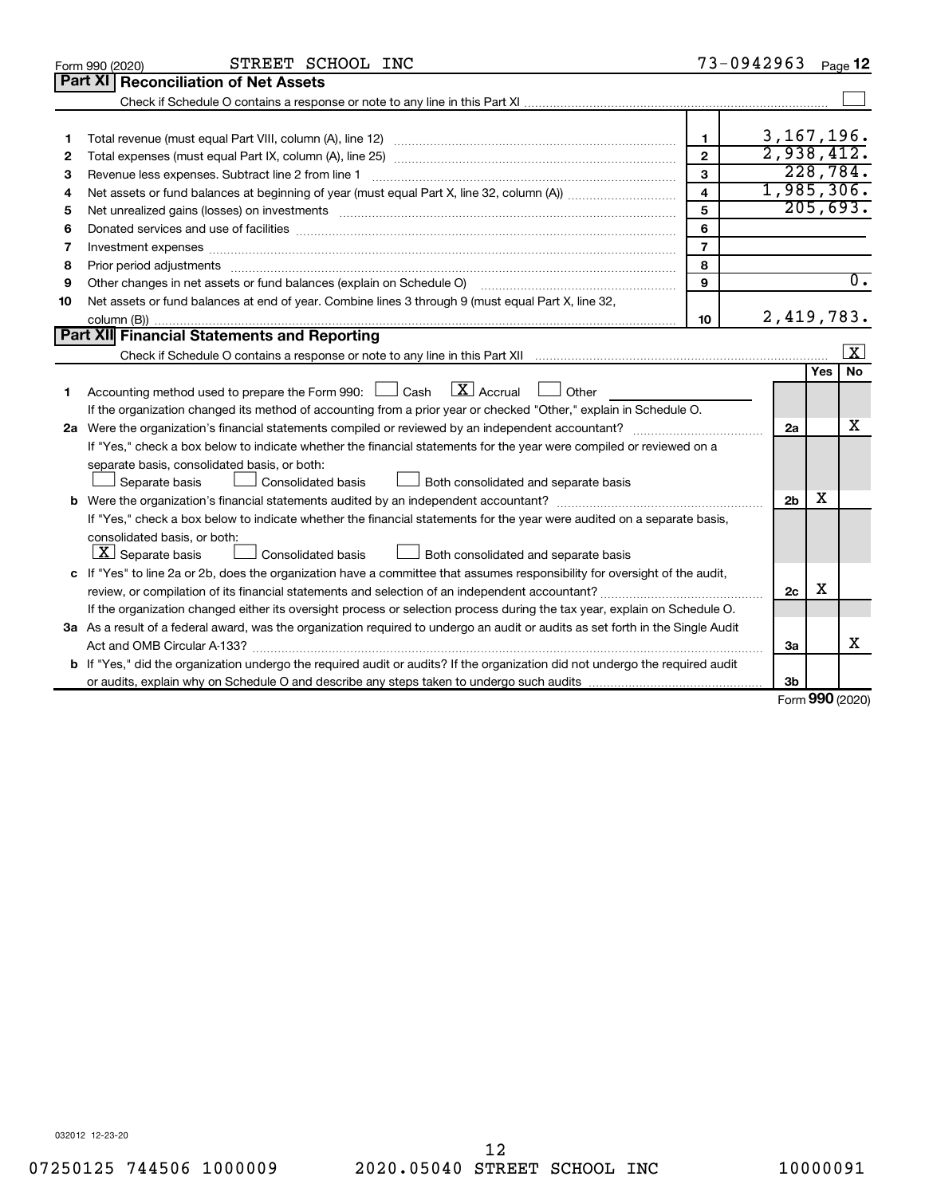Form 990 (2020) STREET SCHOOL INC 73-0942963 Page 12

## Part XI Reconciliation of Net Assets

Check if Schedule O contains a response or note to any line in this Part XI ☐

| | | | |
|---|---|---|---|
| 1 | Total revenue (must equal Part VIII, column (A), line 12) | 1 | 3,167,196. |
| 2 | Total expenses (must equal Part IX, column (A), line 25) | 2 | 2,938,412. |
| 3 | Revenue less expenses. Subtract line 2 from line 1 | 3 | 228,784. |
| 4 | Net assets or fund balances at beginning of year (must equal Part X, line 32, column (A)) | 4 | 1,985,306. |
| 5 | Net unrealized gains (losses) on investments | 5 | 205,693. |
| 6 | Donated services and use of facilities | 6 | |
| 7 | Investment expenses | 7 | |
| 8 | Prior period adjustments | 8 | |
| 9 | Other changes in net assets or fund balances (explain on Schedule O) | 9 | 0. |
| 10 | Net assets or fund balances at end of year. Combine lines 3 through 9 (must equal Part X, line 32, column (B)) | 10 | 2,419,783. |

## Part XII Financial Statements and Reporting

Check if Schedule O contains a response or note to any line in this Part XII ☒

| | | | Yes | No |
|---|---|---|---|---|
| 1 | Accounting method used to prepare the Form 990: ☐ Cash ☒ Accrual ☐ Other<br>If the organization changed its method of accounting from a prior year or checked "Other," explain in Schedule O. | | | |
| 2a | Were the organization's financial statements compiled or reviewed by an independent accountant?<br>If "Yes," check a box below to indicate whether the financial statements for the year were compiled or reviewed on a separate basis, consolidated basis, or both:<br>☐ Separate basis ☐ Consolidated basis ☐ Both consolidated and separate basis | 2a | | X |
| b | Were the organization's financial statements audited by an independent accountant?<br>If "Yes," check a box below to indicate whether the financial statements for the year were audited on a separate basis, consolidated basis, or both:<br>☒ Separate basis ☐ Consolidated basis ☐ Both consolidated and separate basis | 2b | X | |
| c | If "Yes" to line 2a or 2b, does the organization have a committee that assumes responsibility for oversight of the audit, review, or compilation of its financial statements and selection of an independent accountant?<br>If the organization changed either its oversight process or selection process during the tax year, explain on Schedule O. | 2c | X | |
| 3a | As a result of a federal award, was the organization required to undergo an audit or audits as set forth in the Single Audit Act and OMB Circular A-133? | 3a | | X |
| b | If "Yes," did the organization undergo the required audit or audits? If the organization did not undergo the required audit or audits, explain why on Schedule O and describe any steps taken to undergo such audits | 3b | | |

Form 990 (2020)

032012 12-23-20

07250125 744506 1000009 2020.05040 STREET SCHOOL INC 10000091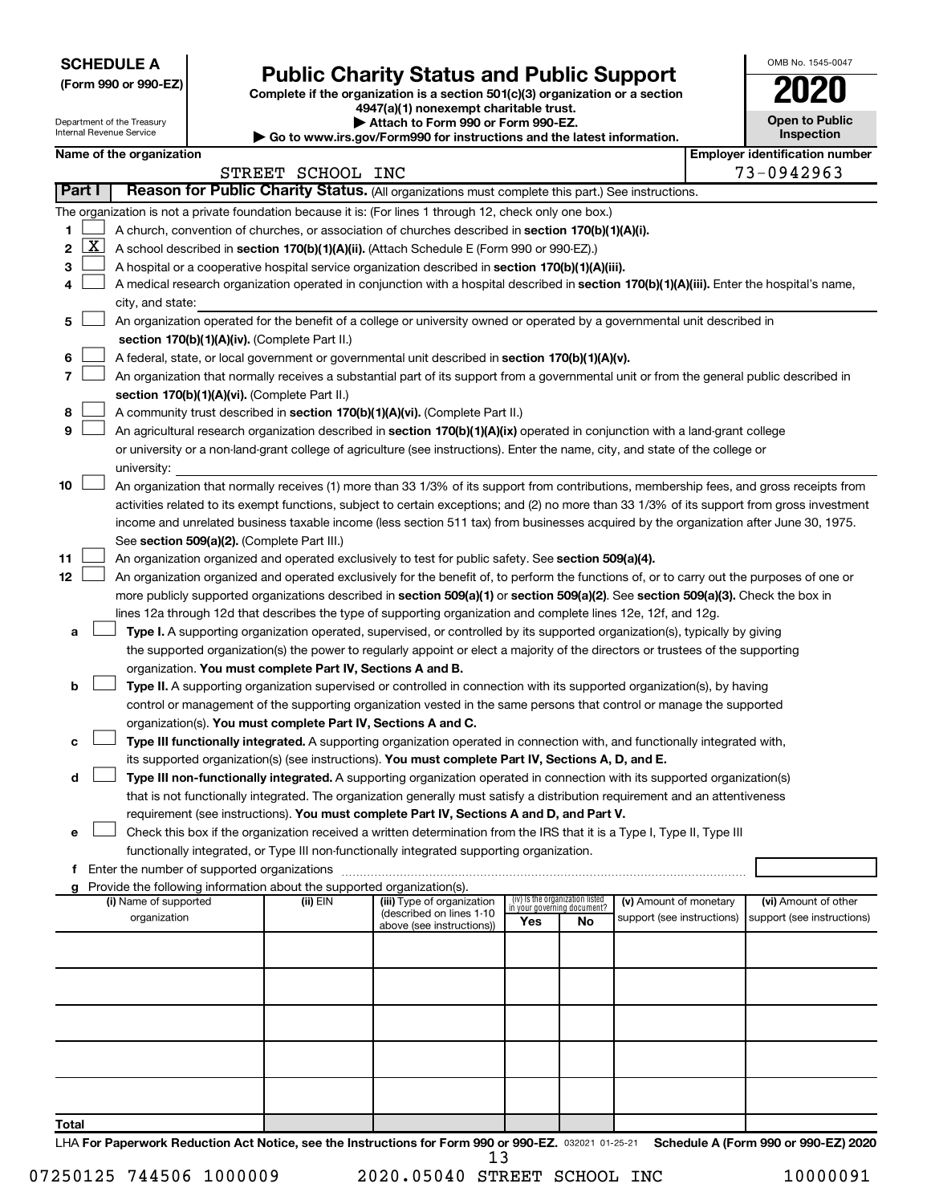**SCHEDULE A**
**(Form 990 or 990-EZ)**

Department of the Treasury
Internal Revenue Service

# Public Charity Status and Public Support

**Complete if the organization is a section 501(c)(3) organization or a section 4947(a)(1) nonexempt charitable trust.**
**▶ Attach to Form 990 or Form 990-EZ.**
**▶ Go to www.irs.gov/Form990 for instructions and the latest information.**

OMB No. 1545-0047

**2020**

**Open to Public Inspection**

**Name of the organization**: STREET SCHOOL INC

**Employer identification number**: 73-0942963

## Part I — Reason for Public Charity Status. (All organizations must complete this part.) See instructions.

The organization is not a private foundation because it is: (For lines 1 through 12, check only one box.)

1. [ ] A church, convention of churches, or association of churches described in **section 170(b)(1)(A)(i).**
2. [X] A school described in **section 170(b)(1)(A)(ii).** (Attach Schedule E (Form 990 or 990-EZ).)
3. [ ] A hospital or a cooperative hospital service organization described in **section 170(b)(1)(A)(iii).**
4. [ ] A medical research organization operated in conjunction with a hospital described in **section 170(b)(1)(A)(iii).** Enter the hospital's name, city, and state:
5. [ ] An organization operated for the benefit of a college or university owned or operated by a governmental unit described in **section 170(b)(1)(A)(iv).** (Complete Part II.)
6. [ ] A federal, state, or local government or governmental unit described in **section 170(b)(1)(A)(v).**
7. [ ] An organization that normally receives a substantial part of its support from a governmental unit or from the general public described in **section 170(b)(1)(A)(vi).** (Complete Part II.)
8. [ ] A community trust described in **section 170(b)(1)(A)(vi).** (Complete Part II.)
9. [ ] An agricultural research organization described in **section 170(b)(1)(A)(ix)** operated in conjunction with a land-grant college or university or a non-land-grant college of agriculture (see instructions). Enter the name, city, and state of the college or university:
10. [ ] An organization that normally receives (1) more than 33 1/3% of its support from contributions, membership fees, and gross receipts from activities related to its exempt functions, subject to certain exceptions; and (2) no more than 33 1/3% of its support from gross investment income and unrelated business taxable income (less section 511 tax) from businesses acquired by the organization after June 30, 1975. See **section 509(a)(2).** (Complete Part III.)
11. [ ] An organization organized and operated exclusively to test for public safety. See **section 509(a)(4).**
12. [ ] An organization organized and operated exclusively for the benefit of, to perform the functions of, or to carry out the purposes of one or more publicly supported organizations described in **section 509(a)(1)** or **section 509(a)(2).** See **section 509(a)(3).** Check the box in lines 12a through 12d that describes the type of supporting organization and complete lines 12e, 12f, and 12g.
   - **a** [ ] **Type I.** A supporting organization operated, supervised, or controlled by its supported organization(s), typically by giving the supported organization(s) the power to regularly appoint or elect a majority of the directors or trustees of the supporting organization. **You must complete Part IV, Sections A and B.**
   - **b** [ ] **Type II.** A supporting organization supervised or controlled in connection with its supported organization(s), by having control or management of the supporting organization vested in the same persons that control or manage the supported organization(s). **You must complete Part IV, Sections A and C.**
   - **c** [ ] **Type III functionally integrated.** A supporting organization operated in connection with, and functionally integrated with, its supported organization(s) (see instructions). **You must complete Part IV, Sections A, D, and E.**
   - **d** [ ] **Type III non-functionally integrated.** A supporting organization operated in connection with its supported organization(s) that is not functionally integrated. The organization generally must satisfy a distribution requirement and an attentiveness requirement (see instructions). **You must complete Part IV, Sections A and D, and Part V.**
   - **e** [ ] Check this box if the organization received a written determination from the IRS that it is a Type I, Type II, Type III functionally integrated, or Type III non-functionally integrated supporting organization.
   - **f** Enter the number of supported organizations
   - **g** Provide the following information about the supported organization(s).

| (i) Name of supported organization | (ii) EIN | (iii) Type of organization (described on lines 1-10 above (see instructions)) | (iv) Is the organization listed in your governing document? Yes | No | (v) Amount of monetary support (see instructions) | (vi) Amount of other support (see instructions) |
|---|---|---|---|---|---|---|
| | | | | | | |
| | | | | | | |
| | | | | | | |
| | | | | | | |
| | | | | | | |
| **Total** | | | | | | |

LHA **For Paperwork Reduction Act Notice, see the Instructions for Form 990 or 990-EZ.** 032021 01-25-21 **Schedule A (Form 990 or 990-EZ) 2020**

07250125 744506 1000009 2020.05040 STREET SCHOOL INC 10000091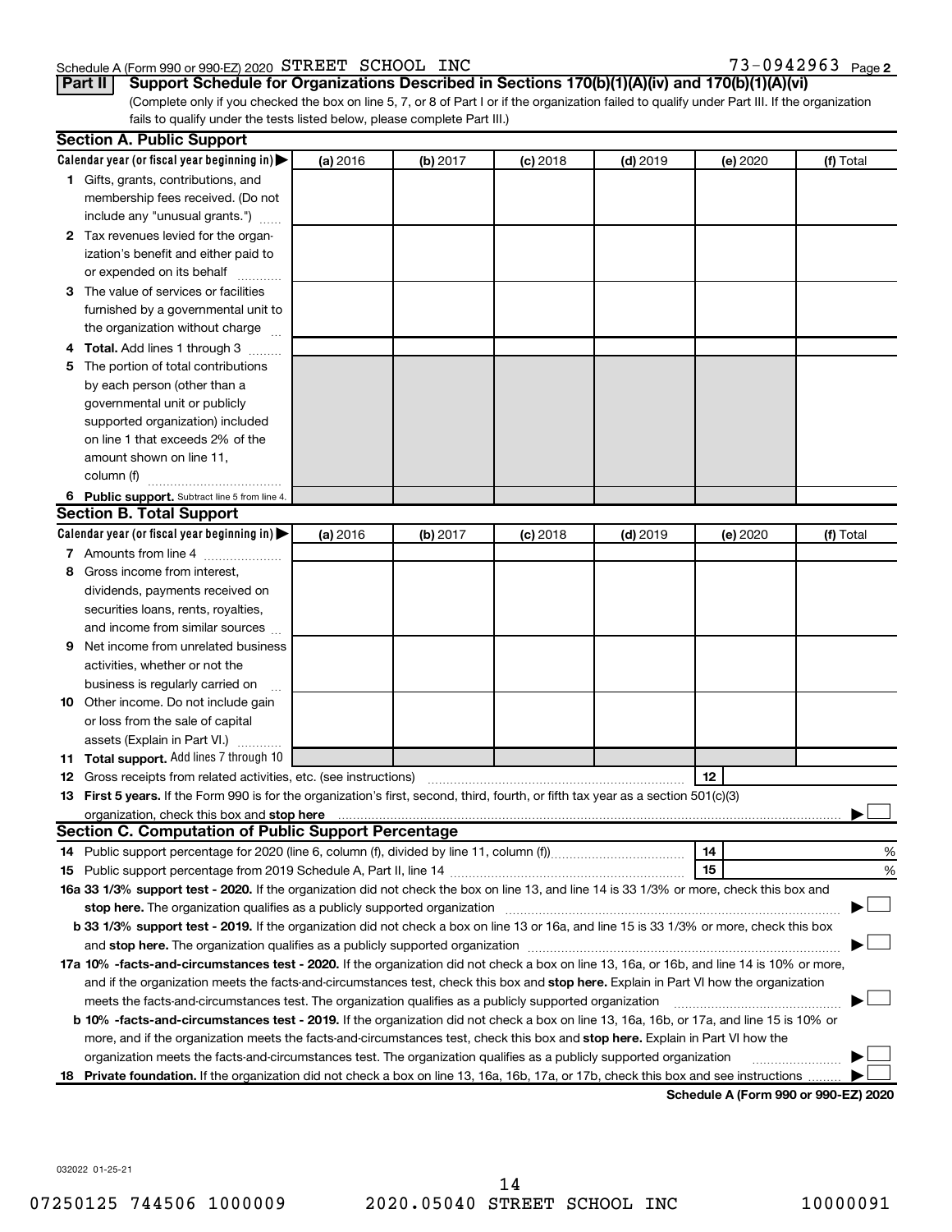Schedule A (Form 990 or 990-EZ) 2020 STREET SCHOOL INC 73-0942963 Page 2

**Part II | Support Schedule for Organizations Described in Sections 170(b)(1)(A)(iv) and 170(b)(1)(A)(vi)**

(Complete only if you checked the box on line 5, 7, or 8 of Part I or if the organization failed to qualify under Part III. If the organization fails to qualify under the tests listed below, please complete Part III.)

**Section A. Public Support**

| Calendar year (or fiscal year beginning in) ▶ | (a) 2016 | (b) 2017 | (c) 2018 | (d) 2019 | (e) 2020 | (f) Total |
|---|---|---|---|---|---|---|
| **1** Gifts, grants, contributions, and membership fees received. (Do not include any "unusual grants.") | | | | | | |
| **2** Tax revenues levied for the organization's benefit and either paid to or expended on its behalf | | | | | | |
| **3** The value of services or facilities furnished by a governmental unit to the organization without charge | | | | | | |
| **4 Total.** Add lines 1 through 3 | | | | | | |
| **5** The portion of total contributions by each person (other than a governmental unit or publicly supported organization) included on line 1 that exceeds 2% of the amount shown on line 11, column (f) | | | | | | |
| **6 Public support.** Subtract line 5 from line 4. | | | | | | |

**Section B. Total Support**

| Calendar year (or fiscal year beginning in) ▶ | (a) 2016 | (b) 2017 | (c) 2018 | (d) 2019 | (e) 2020 | (f) Total |
|---|---|---|---|---|---|---|
| **7** Amounts from line 4 | | | | | | |
| **8** Gross income from interest, dividends, payments received on securities loans, rents, royalties, and income from similar sources | | | | | | |
| **9** Net income from unrelated business activities, whether or not the business is regularly carried on | | | | | | |
| **10** Other income. Do not include gain or loss from the sale of capital assets (Explain in Part VI.) | | | | | | |
| **11 Total support.** Add lines 7 through 10 | | | | | | |

**12** Gross receipts from related activities, etc. (see instructions) **12**

**13 First 5 years.** If the Form 990 is for the organization's first, second, third, fourth, or fifth tax year as a 501(c)(3) organization, check this box and **stop here** ▶ ☐

**Section C. Computation of Public Support Percentage**

**14** Public support percentage for 2020 (line 6, column (f), divided by line 11, column (f)) **14** %

**15** Public support percentage from 2019 Schedule A, Part II, line 14 **15** %

**16a 33 1/3% support test - 2020.** If the organization did not check the box on line 13, and line 14 is 33 1/3% or more, check this box and **stop here.** The organization qualifies as a publicly supported organization ▶ ☐

**b 33 1/3% support test - 2019.** If the organization did not check a box on line 13 or 16a, and line 15 is 33 1/3% or more, check this box and **stop here.** The organization qualifies as a publicly supported organization ▶ ☐

**17a 10% -facts-and-circumstances test - 2020.** If the organization did not check a box on line 13, 16a, or 16b, and line 14 is 10% or more, and if the organization meets the facts-and-circumstances test, check this box and **stop here.** Explain in Part VI how the organization meets the facts-and-circumstances test. The organization qualifies as a publicly supported organization ▶ ☐

**b 10% -facts-and-circumstances test - 2019.** If the organization did not check a box on line 13, 16a, 16b, or 17a, and line 15 is 10% or more, and if the organization meets the facts-and-circumstances test, check this box and **stop here.** Explain in Part VI how the organization meets the facts-and-circumstances test. The organization qualifies as a publicly supported organization ▶ ☐

**18 Private foundation.** If the organization did not check a box on line 13, 16a, 16b, 17a, or 17b, check this box and see instructions ▶ ☐

**Schedule A (Form 990 or 990-EZ) 2020**

032022 01-25-21

07250125 744506 1000009 2020.05040 STREET SCHOOL INC 10000091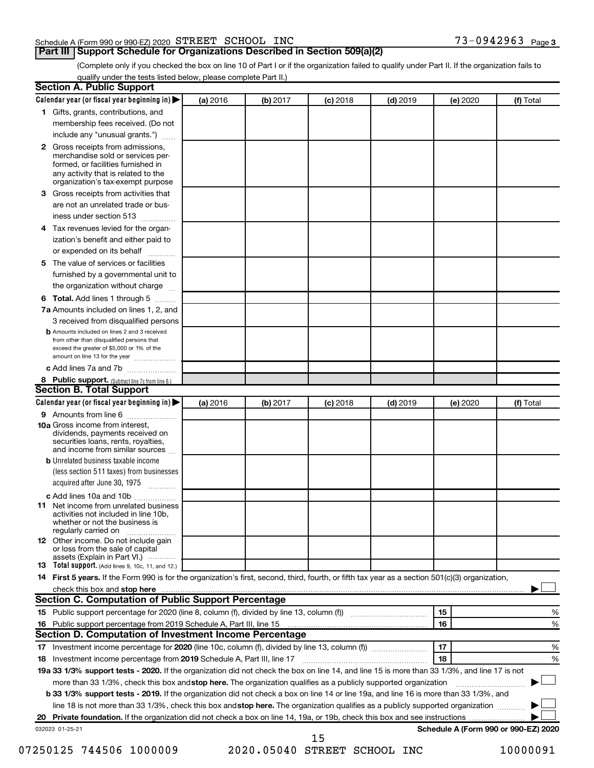Schedule A (Form 990 or 990-EZ) 2020 STREET SCHOOL INC 73-0942963 Page 3

## Part III Support Schedule for Organizations Described in Section 509(a)(2)

(Complete only if you checked the box on line 10 of Part I or if the organization failed to qualify under Part II. If the organization fails to qualify under the tests listed below, please complete Part II.)

### Section A. Public Support

| Calendar year (or fiscal year beginning in) ▶ | (a) 2016 | (b) 2017 | (c) 2018 | (d) 2019 | (e) 2020 | (f) Total |
|---|---|---|---|---|---|---|
| **1** Gifts, grants, contributions, and membership fees received. (Do not include any "unusual grants.") | | | | | | |
| **2** Gross receipts from admissions, merchandise sold or services performed, or facilities furnished in any activity that is related to the organization's tax-exempt purpose | | | | | | |
| **3** Gross receipts from activities that are not an unrelated trade or business under section 513 | | | | | | |
| **4** Tax revenues levied for the organization's benefit and either paid to or expended on its behalf | | | | | | |
| **5** The value of services or facilities furnished by a governmental unit to the organization without charge | | | | | | |
| **6 Total.** Add lines 1 through 5 | | | | | | |
| **7a** Amounts included on lines 1, 2, and 3 received from disqualified persons | | | | | | |
| **b** Amounts included on lines 2 and 3 received from other than disqualified persons that exceed the greater of $5,000 or 1% of the amount on line 13 for the year | | | | | | |
| **c** Add lines 7a and 7b | | | | | | |
| **8 Public support.** (Subtract line 7c from line 6.) | | | | | | |

### Section B. Total Support

| Calendar year (or fiscal year beginning in) ▶ | (a) 2016 | (b) 2017 | (c) 2018 | (d) 2019 | (e) 2020 | (f) Total |
|---|---|---|---|---|---|---|
| **9** Amounts from line 6 | | | | | | |
| **10a** Gross income from interest, dividends, payments received on securities loans, rents, royalties, and income from similar sources | | | | | | |
| **b** Unrelated business taxable income (less section 511 taxes) from businesses acquired after June 30, 1975 | | | | | | |
| **c** Add lines 10a and 10b | | | | | | |
| **11** Net income from unrelated business activities not included in line 10b, whether or not the business is regularly carried on | | | | | | |
| **12** Other income. Do not include gain or loss from the sale of capital assets (Explain in Part VI.) | | | | | | |
| **13 Total support.** (Add lines 9, 10c, 11, and 12.) | | | | | | |

**14 First 5 years.** If the Form 990 is for the organization's first, second, third, fourth, or fifth tax year as a section 501(c)(3) organization, check this box and **stop here** ▶ ☐

### Section C. Computation of Public Support Percentage

| | | | |
|---|---|---|---|
| **15** | Public support percentage for 2020 (line 8, column (f), divided by line 13, column (f)) | 15 | % |
| **16** | Public support percentage from 2019 Schedule A, Part III, line 15 | 16 | % |

### Section D. Computation of Investment Income Percentage

| | | | |
|---|---|---|---|
| **17** | Investment income percentage for **2020** (line 10c, column (f), divided by line 13, column (f)) | 17 | % |
| **18** | Investment income percentage from **2019** Schedule A, Part III, line 17 | 18 | % |

**19a 33 1/3% support tests - 2020.** If the organization did not check the box on line 14, and line 15 is more than 33 1/3%, and line 17 is not more than 33 1/3%, check this box and **stop here.** The organization qualifies as a publicly supported organization ▶ ☐

**b 33 1/3% support tests - 2019.** If the organization did not check a box on line 14 or line 19a, and line 16 is more than 33 1/3%, and line 18 is not more than 33 1/3%, check this box and **stop here.** The organization qualifies as a publicly supported organization ▶ ☐

**20 Private foundation.** If the organization did not check a box on line 14, 19a, or 19b, check this box and see instructions ▶ ☐

032023 01-25-21 **Schedule A (Form 990 or 990-EZ) 2020**

07250125 744506 1000009 2020.05040 STREET SCHOOL INC 10000091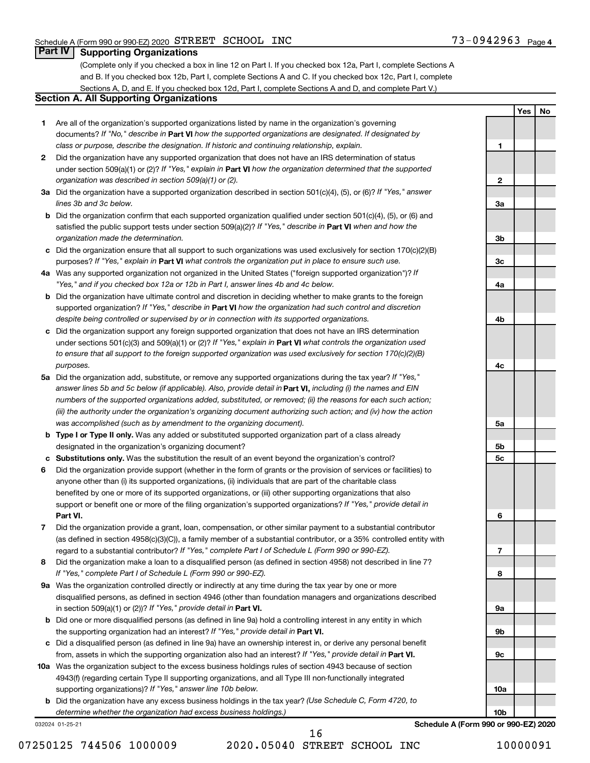Schedule A (Form 990 or 990-EZ) 2020 STREET SCHOOL INC 73-0942963 Page 4

## Part IV Supporting Organizations

(Complete only if you checked a box in line 12 on Part I. If you checked box 12a, Part I, complete Sections A and B. If you checked box 12b, Part I, complete Sections A and C. If you checked box 12c, Part I, complete Sections A, D, and E. If you checked box 12d, Part I, complete Sections A and D, and complete Part V.)

### Section A. All Supporting Organizations

| | | Line | Yes | No |
|---|---|---|---|---|
| **1** | Are all of the organization's supported organizations listed by name in the organization's governing documents? *If "No," describe in* **Part VI** *how the supported organizations are designated. If designated by class or purpose, describe the designation. If historic and continuing relationship, explain.* | 1 | | |
| **2** | Did the organization have any supported organization that does not have an IRS determination of status under section 509(a)(1) or (2)? *If "Yes," explain in* **Part VI** *how the organization determined that the supported organization was described in section 509(a)(1) or (2).* | 2 | | |
| **3a** | Did the organization have a supported organization described in section 501(c)(4), (5), or (6)? *If "Yes," answer lines 3b and 3c below.* | 3a | | |
| **b** | Did the organization confirm that each supported organization qualified under section 501(c)(4), (5), or (6) and satisfied the public support tests under section 509(a)(2)? *If "Yes," describe in* **Part VI** *when and how the organization made the determination.* | 3b | | |
| **c** | Did the organization ensure that all support to such organizations was used exclusively for section 170(c)(2)(B) purposes? *If "Yes," explain in* **Part VI** *what controls the organization put in place to ensure such use.* | 3c | | |
| **4a** | Was any supported organization not organized in the United States ("foreign supported organization")? *If "Yes," and if you checked box 12a or 12b in Part I, answer lines 4b and 4c below.* | 4a | | |
| **b** | Did the organization have ultimate control and discretion in deciding whether to make grants to the foreign supported organization? *If "Yes," describe in* **Part VI** *how the organization had such control and discretion despite being controlled or supervised by or in connection with its supported organizations.* | 4b | | |
| **c** | Did the organization support any foreign supported organization that does not have an IRS determination under sections 501(c)(3) and 509(a)(1) or (2)? *If "Yes," explain in* **Part VI** *what controls the organization used to ensure that all support to the foreign supported organization was used exclusively for section 170(c)(2)(B) purposes.* | 4c | | |
| **5a** | Did the organization add, substitute, or remove any supported organizations during the tax year? *If "Yes," answer lines 5b and 5c below (if applicable). Also, provide detail in* **Part VI,** *including (i) the names and EIN numbers of the supported organizations added, substituted, or removed; (ii) the reasons for each such action; (iii) the authority under the organization's organizing document authorizing such action; and (iv) how the action was accomplished (such as by amendment to the organizing document).* | 5a | | |
| **b** | **Type I or Type II only.** Was any added or substituted supported organization part of a class already designated in the organization's organizing document? | 5b | | |
| **c** | **Substitutions only.** Was the substitution the result of an event beyond the organization's control? | 5c | | |
| **6** | Did the organization provide support (whether in the form of grants or the provision of services or facilities) to anyone other than (i) its supported organizations, (ii) individuals that are part of the charitable class benefited by one or more of its supported organizations, or (iii) other supporting organizations that also support or benefit one or more of the filing organization's supported organizations? *If "Yes," provide detail in* **Part VI.** | 6 | | |
| **7** | Did the organization provide a grant, loan, compensation, or other similar payment to a substantial contributor (as defined in section 4958(c)(3)(C)), a family member of a substantial contributor, or a 35% controlled entity with regard to a substantial contributor? *If "Yes," complete Part I of Schedule L (Form 990 or 990-EZ).* | 7 | | |
| **8** | Did the organization make a loan to a disqualified person (as defined in section 4958) not described in line 7? *If "Yes," complete Part I of Schedule L (Form 990 or 990-EZ).* | 8 | | |
| **9a** | Was the organization controlled directly or indirectly at any time during the tax year by one or more disqualified persons, as defined in section 4946 (other than foundation managers and organizations described in section 509(a)(1) or (2))? *If "Yes," provide detail in* **Part VI.** | 9a | | |
| **b** | Did one or more disqualified persons (as defined in line 9a) hold a controlling interest in any entity in which the supporting organization had an interest? *If "Yes," provide detail in* **Part VI.** | 9b | | |
| **c** | Did a disqualified person (as defined in line 9a) have an ownership interest in, or derive any personal benefit from, assets in which the supporting organization also had an interest? *If "Yes," provide detail in* **Part VI.** | 9c | | |
| **10a** | Was the organization subject to the excess business holdings rules of section 4943 because of section 4943(f) (regarding certain Type II supporting organizations, and all Type III non-functionally integrated supporting organizations)? *If "Yes," answer line 10b below.* | 10a | | |
| **b** | Did the organization have any excess business holdings in the tax year? *(Use Schedule C, Form 4720, to determine whether the organization had excess business holdings.)* | 10b | | |

032024 01-25-21 **Schedule A (Form 990 or 990-EZ) 2020**

07250125 744506 1000009 2020.05040 STREET SCHOOL INC 10000091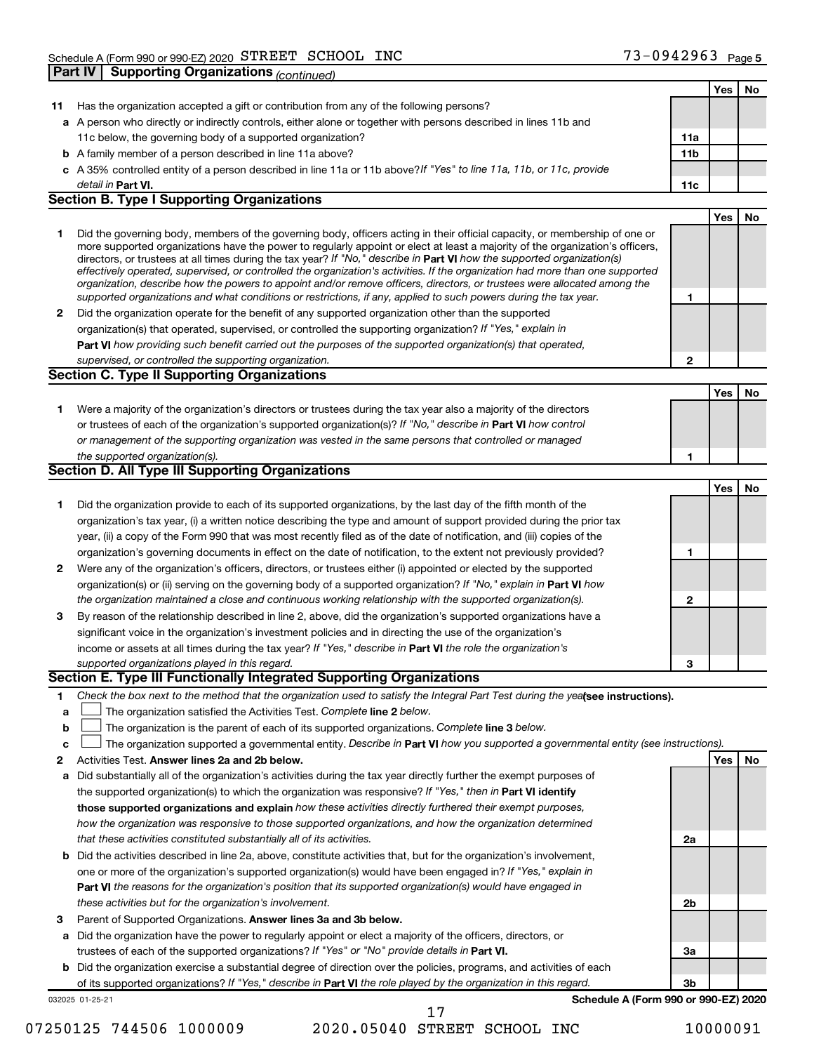Schedule A (Form 990 or 990-EZ) 2020 STREET SCHOOL INC 73-0942963 Page 5

**Part IV | Supporting Organizations** *(continued)*

| | | | Yes | No |
|---|---|---|---|---|
| **11** | Has the organization accepted a gift or contribution from any of the following persons? | | | |
| **a** | A person who directly or indirectly controls, either alone or together with persons described in lines 11b and 11c below, the governing body of a supported organization? | **11a** | | |
| **b** | A family member of a person described in line 11a above? | **11b** | | |
| **c** | A 35% controlled entity of a person described in line 11a or 11b above? *If "Yes" to line 11a, 11b, or 11c, provide detail in* **Part VI.** | **11c** | | |

## Section B. Type I Supporting Organizations

| | | | Yes | No |
|---|---|---|---|---|
| **1** | Did the governing body, members of the governing body, officers acting in their official capacity, or membership of one or more supported organizations have the power to regularly appoint or elect at least a majority of the organization's officers, directors, or trustees at all times during the tax year? *If "No," describe in* **Part VI** *how the supported organization(s) effectively operated, supervised, or controlled the organization's activities. If the organization had more than one supported organization, describe how the powers to appoint and/or remove officers, directors, or trustees were allocated among the supported organizations and what conditions or restrictions, if any, applied to such powers during the tax year.* | **1** | | |
| **2** | Did the organization operate for the benefit of any supported organization other than the supported organization(s) that operated, supervised, or controlled the supporting organization? *If "Yes," explain in* **Part VI** *how providing such benefit carried out the purposes of the supported organization(s) that operated, supervised, or controlled the supporting organization.* | **2** | | |

## Section C. Type II Supporting Organizations

| | | | Yes | No |
|---|---|---|---|---|
| **1** | Were a majority of the organization's directors or trustees during the tax year also a majority of the directors or trustees of each of the organization's supported organization(s)? *If "No," describe in* **Part VI** *how control or management of the supporting organization was vested in the same persons that controlled or managed the supported organization(s).* | **1** | | |

## Section D. All Type III Supporting Organizations

| | | | Yes | No |
|---|---|---|---|---|
| **1** | Did the organization provide to each of its supported organizations, by the last day of the fifth month of the organization's tax year, (i) a written notice describing the type and amount of support provided during the prior tax year, (ii) a copy of the Form 990 that was most recently filed as of the date of notification, and (iii) copies of the organization's governing documents in effect on the date of notification, to the extent not previously provided? | **1** | | |
| **2** | Were any of the organization's officers, directors, or trustees either (i) appointed or elected by the supported organization(s) or (ii) serving on the governing body of a supported organization? *If "No," explain in* **Part VI** *how the organization maintained a close and continuous working relationship with the supported organization(s).* | **2** | | |
| **3** | By reason of the relationship described in line 2, above, did the organization's supported organizations have a significant voice in the organization's investment policies and in directing the use of the organization's income or assets at all times during the tax year? *If "Yes," describe in* **Part VI** *the role the organization's supported organizations played in this regard.* | **3** | | |

## Section E. Type III Functionally Integrated Supporting Organizations

**1** *Check the box next to the method that the organization used to satisfy the Integral Part Test during the year* **(see instructions).**

- **a** ☐ The organization satisfied the Activities Test. *Complete* **line 2** *below.*
- **b** ☐ The organization is the parent of each of its supported organizations. *Complete* **line 3** *below.*
- **c** ☐ The organization supported a governmental entity. *Describe in* **Part VI** *how you supported a governmental entity (see instructions).*

| | | | Yes | No |
|---|---|---|---|---|
| **2** | Activities Test. **Answer lines 2a and 2b below.** | | | |
| **a** | Did substantially all of the organization's activities during the tax year directly further the exempt purposes of the supported organization(s) to which the organization was responsive? *If "Yes," then in* **Part VI identify those supported organizations and explain** *how these activities directly furthered their exempt purposes, how the organization was responsive to those supported organizations, and how the organization determined that these activities constituted substantially all of its activities.* | **2a** | | |
| **b** | Did the activities described in line 2a, above, constitute activities that, but for the organization's involvement, one or more of the organization's supported organization(s) would have been engaged in? *If "Yes," explain in* **Part VI** *the reasons for the organization's position that its supported organization(s) would have engaged in these activities but for the organization's involvement.* | **2b** | | |
| **3** | Parent of Supported Organizations. **Answer lines 3a and 3b below.** | | | |
| **a** | Did the organization have the power to regularly appoint or elect a majority of the officers, directors, or trustees of each of the supported organizations? *If "Yes" or "No" provide details in* **Part VI.** | **3a** | | |
| **b** | Did the organization exercise a substantial degree of direction over the policies, programs, and activities of each of its supported organizations? *If "Yes," describe in* **Part VI** *the role played by the organization in this regard.* | **3b** | | |

032025 01-25-21 **Schedule A (Form 990 or 990-EZ) 2020**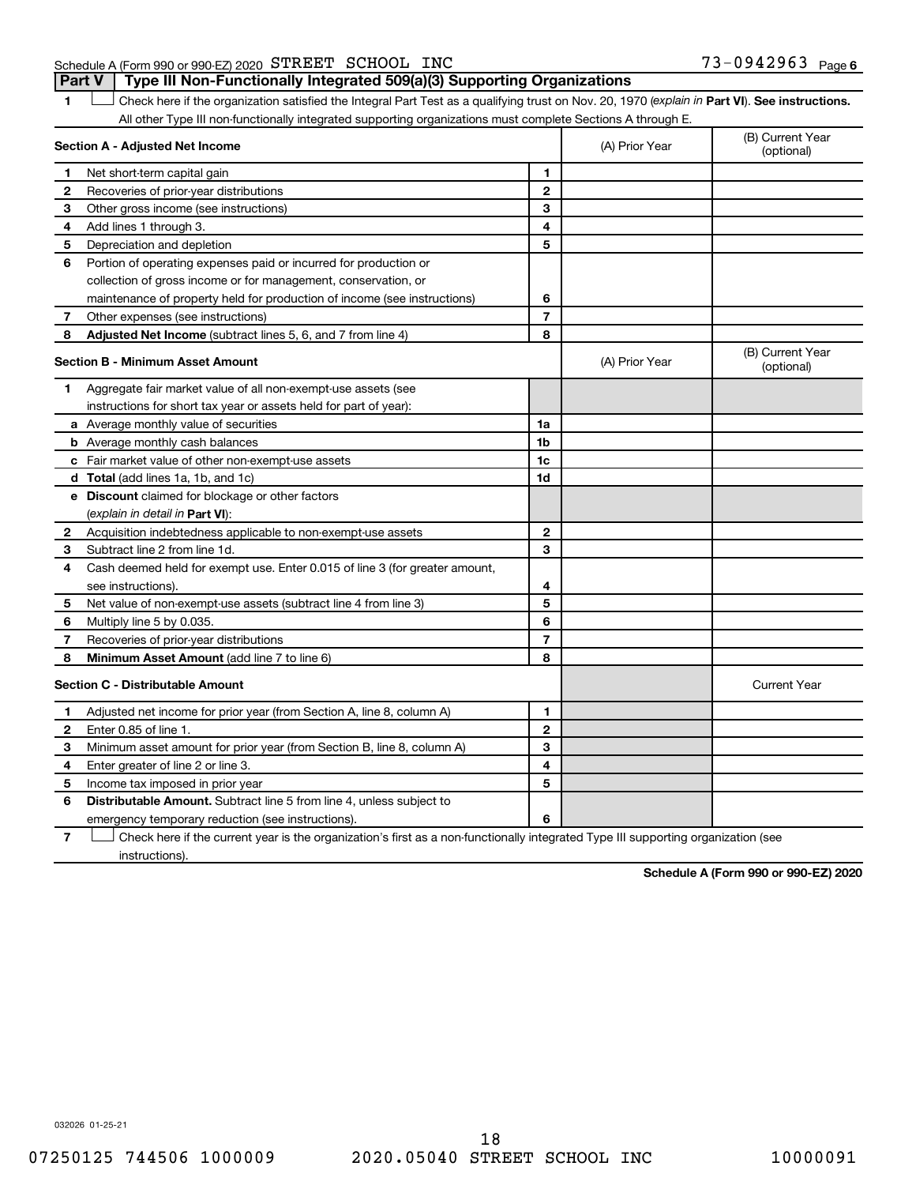Schedule A (Form 990 or 990-EZ) 2020 STREET SCHOOL INC 73-0942963 Page 6

## Part V | Type III Non-Functionally Integrated 509(a)(3) Supporting Organizations

1 ☐ Check here if the organization satisfied the Integral Part Test as a qualifying trust on Nov. 20, 1970 (*explain in* **Part VI**). **See instructions.** All other Type III non-functionally integrated supporting organizations must complete Sections A through E.

| **Section A - Adjusted Net Income** | | | (A) Prior Year | (B) Current Year (optional) |
|---|---|---|---|---|
| 1 | Net short-term capital gain | 1 | | |
| 2 | Recoveries of prior-year distributions | 2 | | |
| 3 | Other gross income (see instructions) | 3 | | |
| 4 | Add lines 1 through 3. | 4 | | |
| 5 | Depreciation and depletion | 5 | | |
| 6 | Portion of operating expenses paid or incurred for production or collection of gross income or for management, conservation, or maintenance of property held for production of income (see instructions) | 6 | | |
| 7 | Other expenses (see instructions) | 7 | | |
| 8 | **Adjusted Net Income** (subtract lines 5, 6, and 7 from line 4) | 8 | | |

| **Section B - Minimum Asset Amount** | | | (A) Prior Year | (B) Current Year (optional) |
|---|---|---|---|---|
| 1 | Aggregate fair market value of all non-exempt-use assets (see instructions for short tax year or assets held for part of year): | | | |
| a | Average monthly value of securities | 1a | | |
| b | Average monthly cash balances | 1b | | |
| c | Fair market value of other non-exempt-use assets | 1c | | |
| d | **Total** (add lines 1a, 1b, and 1c) | 1d | | |
| e | **Discount** claimed for blockage or other factors (*explain in detail in* **Part VI**): | | | |
| 2 | Acquisition indebtedness applicable to non-exempt-use assets | 2 | | |
| 3 | Subtract line 2 from line 1d. | 3 | | |
| 4 | Cash deemed held for exempt use. Enter 0.015 of line 3 (for greater amount, see instructions). | 4 | | |
| 5 | Net value of non-exempt-use assets (subtract line 4 from line 3) | 5 | | |
| 6 | Multiply line 5 by 0.035. | 6 | | |
| 7 | Recoveries of prior-year distributions | 7 | | |
| 8 | **Minimum Asset Amount** (add line 7 to line 6) | 8 | | |

| **Section C - Distributable Amount** | | | | Current Year |
|---|---|---|---|---|
| 1 | Adjusted net income for prior year (from Section A, line 8, column A) | 1 | | |
| 2 | Enter 0.85 of line 1. | 2 | | |
| 3 | Minimum asset amount for prior year (from Section B, line 8, column A) | 3 | | |
| 4 | Enter greater of line 2 or line 3. | 4 | | |
| 5 | Income tax imposed in prior year | 5 | | |
| 6 | **Distributable Amount.** Subtract line 5 from line 4, unless subject to emergency temporary reduction (see instructions). | 6 | | |

7 ☐ Check here if the current year is the organization's first as a non-functionally integrated Type III supporting organization (see instructions).

**Schedule A (Form 990 or 990-EZ) 2020**

032026 01-25-21

07250125 744506 1000009 2020.05040 STREET SCHOOL INC 10000091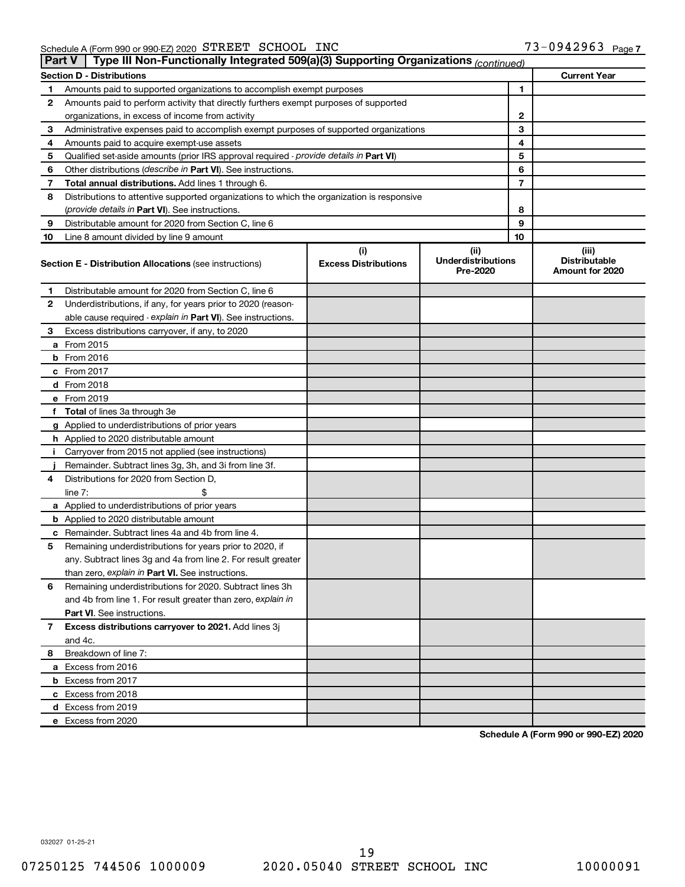Schedule A (Form 990 or 990-EZ) 2020 STREET SCHOOL INC 73-0942963 Page 7

## Part V | Type III Non-Functionally Integrated 509(a)(3) Supporting Organizations *(continued)*

| Section D - Distributions | | | Current Year |
|---|---|---|---|
| 1 | Amounts paid to supported organizations to accomplish exempt purposes | 1 | |
| 2 | Amounts paid to perform activity that directly furthers exempt purposes of supported organizations, in excess of income from activity | 2 | |
| 3 | Administrative expenses paid to accomplish exempt purposes of supported organizations | 3 | |
| 4 | Amounts paid to acquire exempt-use assets | 4 | |
| 5 | Qualified set-aside amounts (prior IRS approval required - *provide details in* **Part VI**) | 5 | |
| 6 | Other distributions (*describe in* **Part VI**). See instructions. | 6 | |
| 7 | **Total annual distributions.** Add lines 1 through 6. | 7 | |
| 8 | Distributions to attentive supported organizations to which the organization is responsive (*provide details in* **Part VI**). See instructions. | 8 | |
| 9 | Distributable amount for 2020 from Section C, line 6 | 9 | |
| 10 | Line 8 amount divided by line 9 amount | 10 | |

| | Section E - Distribution Allocations (see instructions) | (i) Excess Distributions | (ii) Underdistributions Pre-2020 | (iii) Distributable Amount for 2020 |
|---|---|---|---|---|
| 1 | Distributable amount for 2020 from Section C, line 6 | | | |
| 2 | Underdistributions, if any, for years prior to 2020 (reasonable cause required - *explain in* **Part VI**). See instructions. | | | |
| 3 | Excess distributions carryover, if any, to 2020 | | | |
| a | From 2015 | | | |
| b | From 2016 | | | |
| c | From 2017 | | | |
| d | From 2018 | | | |
| e | From 2019 | | | |
| f | **Total** of lines 3a through 3e | | | |
| g | Applied to underdistributions of prior years | | | |
| h | Applied to 2020 distributable amount | | | |
| i | Carryover from 2015 not applied (see instructions) | | | |
| j | Remainder. Subtract lines 3g, 3h, and 3i from line 3f. | | | |
| 4 | Distributions for 2020 from Section D, line 7: $ | | | |
| a | Applied to underdistributions of prior years | | | |
| b | Applied to 2020 distributable amount | | | |
| c | Remainder. Subtract lines 4a and 4b from line 4. | | | |
| 5 | Remaining underdistributions for years prior to 2020, if any. Subtract lines 3g and 4a from line 2. For result greater than zero, *explain in* **Part VI.** See instructions. | | | |
| 6 | Remaining underdistributions for 2020. Subtract lines 3h and 4b from line 1. For result greater than zero, *explain in* **Part VI**. See instructions. | | | |
| 7 | **Excess distributions carryover to 2021.** Add lines 3j and 4c. | | | |
| 8 | Breakdown of line 7: | | | |
| a | Excess from 2016 | | | |
| b | Excess from 2017 | | | |
| c | Excess from 2018 | | | |
| d | Excess from 2019 | | | |
| e | Excess from 2020 | | | |

**Schedule A (Form 990 or 990-EZ) 2020**

032027 01-25-21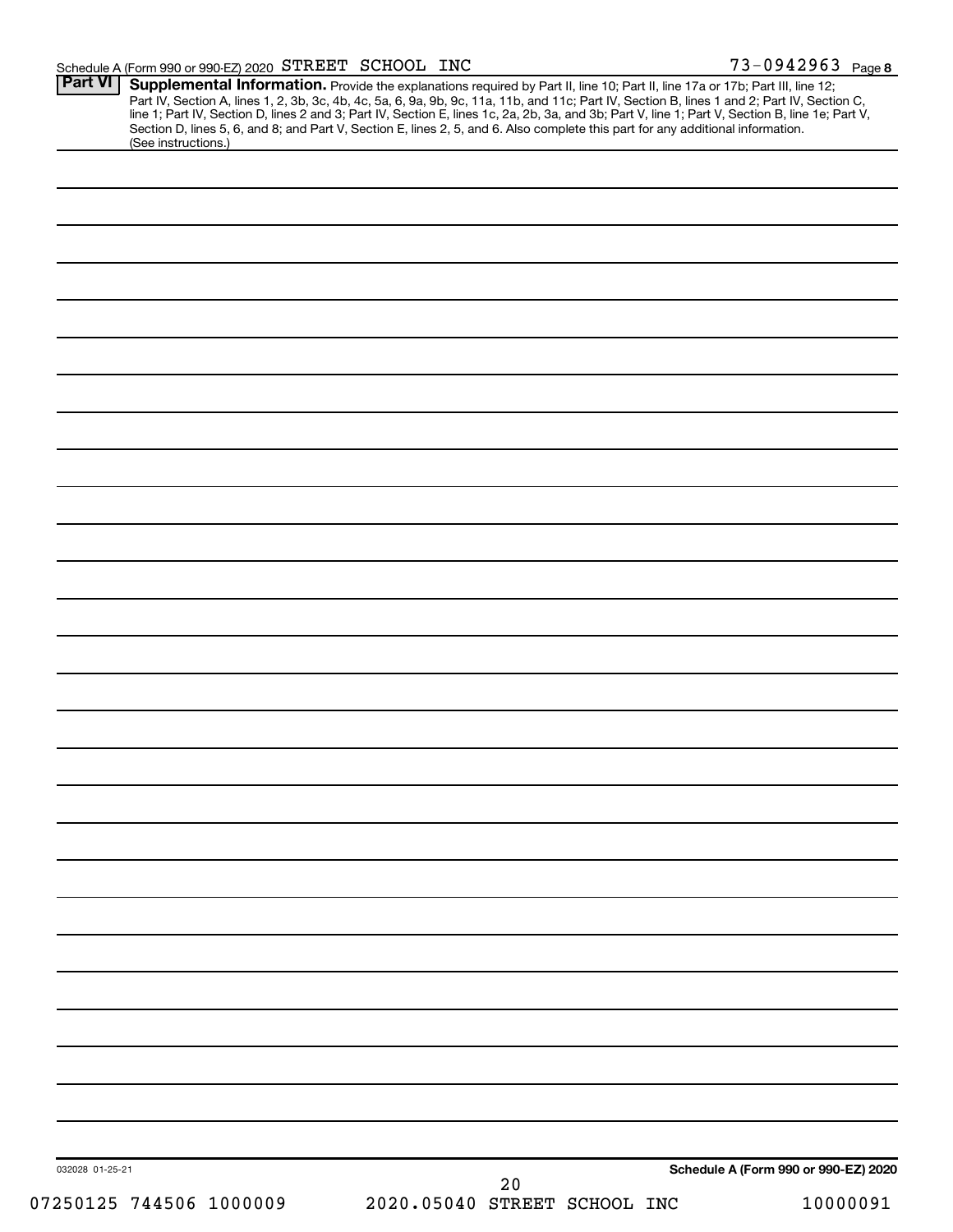Schedule A (Form 990 or 990-EZ) 2020 STREET SCHOOL INC 73-0942963 Page 8

**Part VI** **Supplemental Information.** Provide the explanations required by Part II, line 10; Part II, line 17a or 17b; Part III, line 12; Part IV, Section A, lines 1, 2, 3b, 3c, 4b, 4c, 5a, 6, 9a, 9b, 9c, 11a, 11b, and 11c; Part IV, Section B, lines 1 and 2; Part IV, Section C, line 1; Part IV, Section D, lines 2 and 3; Part IV, Section E, lines 1c, 2a, 2b, 3a, and 3b; Part V, line 1; Part V, Section B, line 1e; Part V, Section D, lines 5, 6, and 8; and Part V, Section E, lines 2, 5, and 6. Also complete this part for any additional information. (See instructions.)

032028 01-25-21

**Schedule A (Form 990 or 990-EZ) 2020**

07250125 744506 1000009 2020.05040 STREET SCHOOL INC 10000091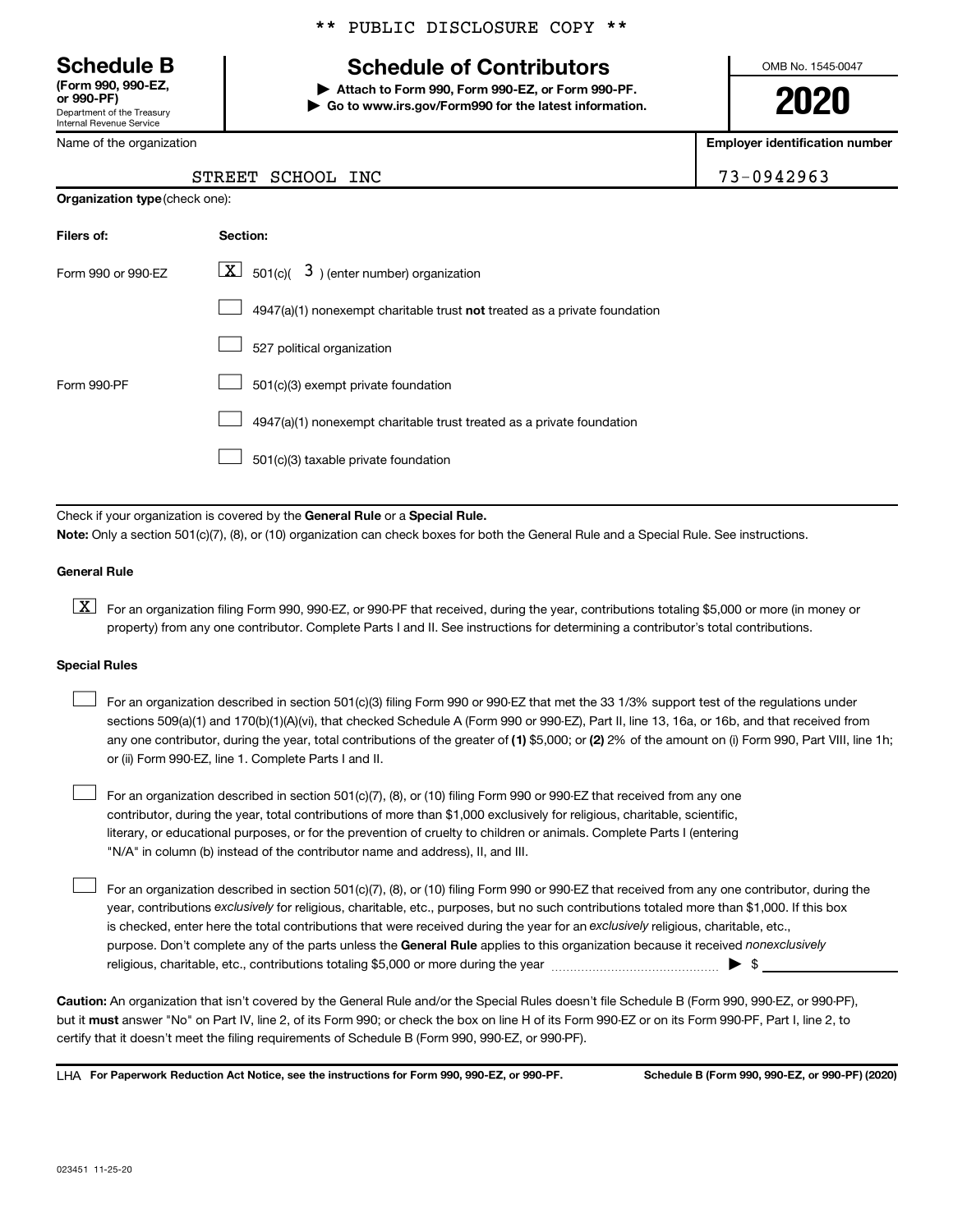** PUBLIC DISCLOSURE COPY **

**Schedule B**
**(Form 990, 990-EZ, or 990-PF)**
Department of the Treasury
Internal Revenue Service

# Schedule of Contributors

▶ **Attach to Form 990, Form 990-EZ, or Form 990-PF.**
▶ **Go to www.irs.gov/Form990 for the latest information.**

OMB No. 1545-0047

**2020**

Name of the organization: STREET SCHOOL INC

**Employer identification number:** 73-0942963

**Organization type** (check one):

| Filers of: | Section: |
|---|---|
| Form 990 or 990-EZ | [X] 501(c)( 3 ) (enter number) organization |
| | [ ] 4947(a)(1) nonexempt charitable trust **not** treated as a private foundation |
| | [ ] 527 political organization |
| Form 990-PF | [ ] 501(c)(3) exempt private foundation |
| | [ ] 4947(a)(1) nonexempt charitable trust treated as a private foundation |
| | [ ] 501(c)(3) taxable private foundation |

Check if your organization is covered by the **General Rule** or a **Special Rule.**

**Note:** Only a section 501(c)(7), (8), or (10) organization can check boxes for both the General Rule and a Special Rule. See instructions.

**General Rule**

[X] For an organization filing Form 990, 990-EZ, or 990-PF that received, during the year, contributions totaling $5,000 or more (in money or property) from any one contributor. Complete Parts I and II. See instructions for determining a contributor's total contributions.

**Special Rules**

[ ] For an organization described in section 501(c)(3) filing Form 990 or 990-EZ that met the 33 1/3% support test of the regulations under sections 509(a)(1) and 170(b)(1)(A)(vi), that checked Schedule A (Form 990 or 990-EZ), Part II, line 13, 16a, or 16b, and that received from any one contributor, during the year, total contributions of the greater of **(1)** $5,000; or **(2)** 2% of the amount on (i) Form 990, Part VIII, line 1h; or (ii) Form 990-EZ, line 1. Complete Parts I and II.

[ ] For an organization described in section 501(c)(7), (8), or (10) filing Form 990 or 990-EZ that received from any one contributor, during the year, total contributions of more than $1,000 exclusively for religious, charitable, scientific, literary, or educational purposes, or for the prevention of cruelty to children or animals. Complete Parts I (entering "N/A" in column (b) instead of the contributor name and address), II, and III.

[ ] For an organization described in section 501(c)(7), (8), or (10) filing Form 990 or 990-EZ that received from any one contributor, during the year, contributions *exclusively* for religious, charitable, etc., purposes, but no such contributions totaled more than $1,000. If this box is checked, enter here the total contributions that were received during the year for an *exclusively* religious, charitable, etc., purpose. Don't complete any of the parts unless the **General Rule** applies to this organization because it received *nonexclusively* religious, charitable, etc., contributions totaling $5,000 or more during the year ▶ $ ____________

**Caution:** An organization that isn't covered by the General Rule and/or the Special Rules doesn't file Schedule B (Form 990, 990-EZ, or 990-PF), but it **must** answer "No" on Part IV, line 2, of its Form 990; or check the box on line H of its Form 990-EZ or on its Form 990-PF, Part I, line 2, to certify that it doesn't meet the filing requirements of Schedule B (Form 990, 990-EZ, or 990-PF).

LHA **For Paperwork Reduction Act Notice, see the instructions for Form 990, 990-EZ, or 990-PF.** **Schedule B (Form 990, 990-EZ, or 990-PF) (2020)**

023451 11-25-20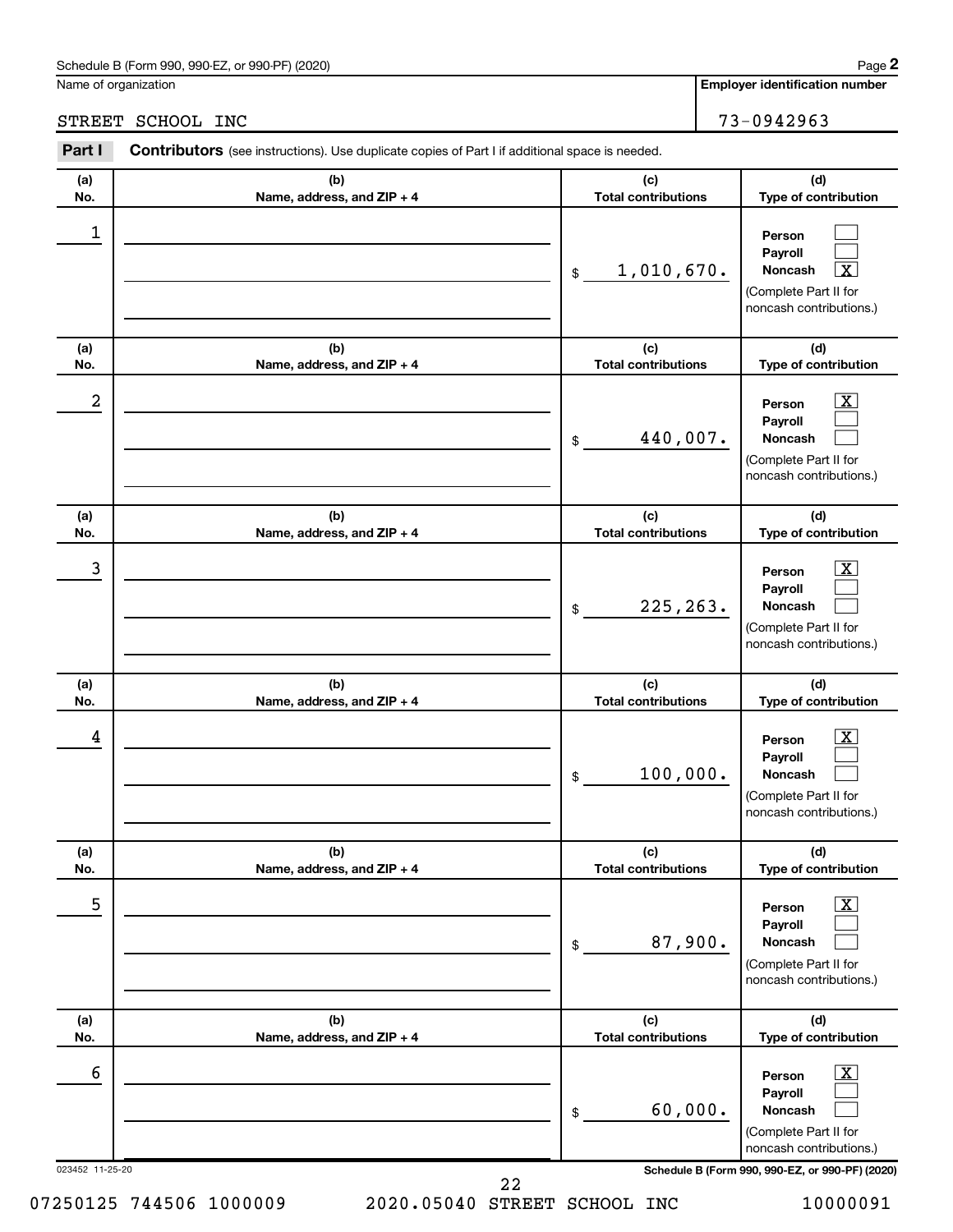Schedule B (Form 990, 990-EZ, or 990-PF) (2020)

Name of organization: STREET SCHOOL INC

**Employer identification number**: 73-0942963

## Part I — Contributors (see instructions). Use duplicate copies of Part I if additional space is needed.

| (a) No. | (b) Name, address, and ZIP + 4 | (c) Total contributions | (d) Type of contribution |
|---|---|---|---|
| 1 | | $ 1,010,670. | Person [ ] Payroll [ ] Noncash [X] (Complete Part II for noncash contributions.) |
| 2 | | $ 440,007. | Person [X] Payroll [ ] Noncash [ ] (Complete Part II for noncash contributions.) |
| 3 | | $ 225,263. | Person [X] Payroll [ ] Noncash [ ] (Complete Part II for noncash contributions.) |
| 4 | | $ 100,000. | Person [X] Payroll [ ] Noncash [ ] (Complete Part II for noncash contributions.) |
| 5 | | $ 87,900. | Person [X] Payroll [ ] Noncash [ ] (Complete Part II for noncash contributions.) |
| 6 | | $ 60,000. | Person [X] Payroll [ ] Noncash [ ] (Complete Part II for noncash contributions.) |

023452 11-25-20

07250125 744506 1000009 2020.05040 STREET SCHOOL INC 10000091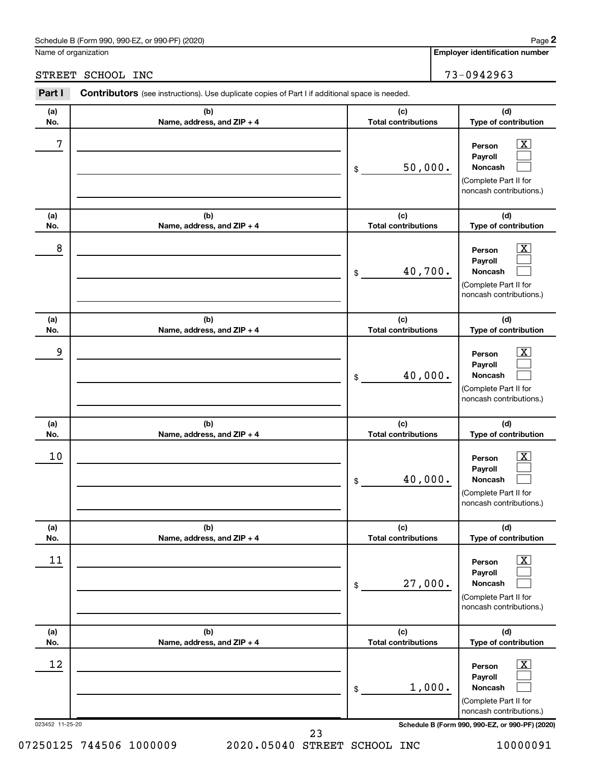Schedule B (Form 990, 990-EZ, or 990-PF) (2020)

Name of organization: STREET SCHOOL INC

Employer identification number: 73-0942963

## Part I — Contributors (see instructions). Use duplicate copies of Part I if additional space is needed.

| (a) No. | (b) Name, address, and ZIP + 4 | (c) Total contributions | (d) Type of contribution |
|---|---|---|---|
| 7 | | $ 50,000. | Person [X] Payroll [ ] Noncash [ ] (Complete Part II for noncash contributions.) |
| 8 | | $ 40,700. | Person [X] Payroll [ ] Noncash [ ] (Complete Part II for noncash contributions.) |
| 9 | | $ 40,000. | Person [X] Payroll [ ] Noncash [ ] (Complete Part II for noncash contributions.) |
| 10 | | $ 40,000. | Person [X] Payroll [ ] Noncash [ ] (Complete Part II for noncash contributions.) |
| 11 | | $ 27,000. | Person [X] Payroll [ ] Noncash [ ] (Complete Part II for noncash contributions.) |
| 12 | | $ 1,000. | Person [X] Payroll [ ] Noncash [ ] (Complete Part II for noncash contributions.) |

023452 11-25-20

Schedule B (Form 990, 990-EZ, or 990-PF) (2020)

07250125 744506 1000009 2020.05040 STREET SCHOOL INC 10000091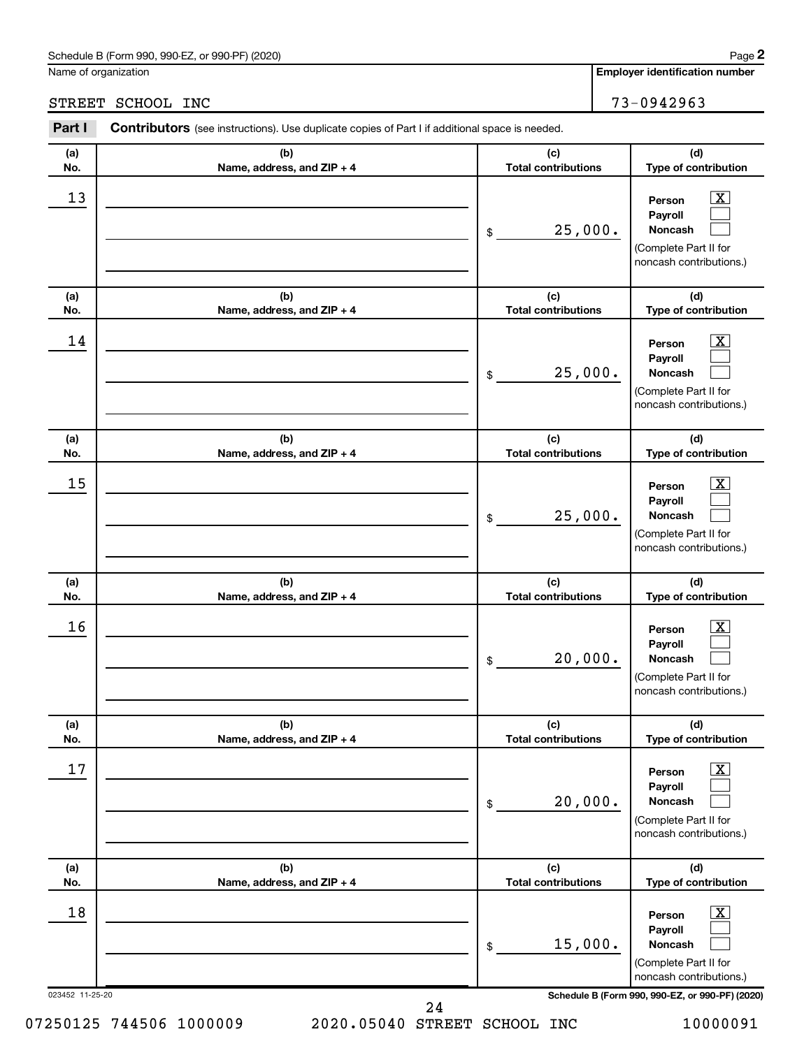Schedule B (Form 990, 990-EZ, or 990-PF) (2020)

Name of organization: STREET SCHOOL INC

Employer identification number: 73-0942963

**Part I** **Contributors** (see instructions). Use duplicate copies of Part I if additional space is needed.

| (a) No. | (b) Name, address, and ZIP + 4 | (c) Total contributions | (d) Type of contribution |
|---|---|---|---|
| 13 | | $ 25,000. | Person [X] Payroll [ ] Noncash [ ] (Complete Part II for noncash contributions.) |
| 14 | | $ 25,000. | Person [X] Payroll [ ] Noncash [ ] (Complete Part II for noncash contributions.) |
| 15 | | $ 25,000. | Person [X] Payroll [ ] Noncash [ ] (Complete Part II for noncash contributions.) |
| 16 | | $ 20,000. | Person [X] Payroll [ ] Noncash [ ] (Complete Part II for noncash contributions.) |
| 17 | | $ 20,000. | Person [X] Payroll [ ] Noncash [ ] (Complete Part II for noncash contributions.) |
| 18 | | $ 15,000. | Person [X] Payroll [ ] Noncash [ ] (Complete Part II for noncash contributions.) |

023452 11-25-20

07250125 744506 1000009 2020.05040 STREET SCHOOL INC 10000091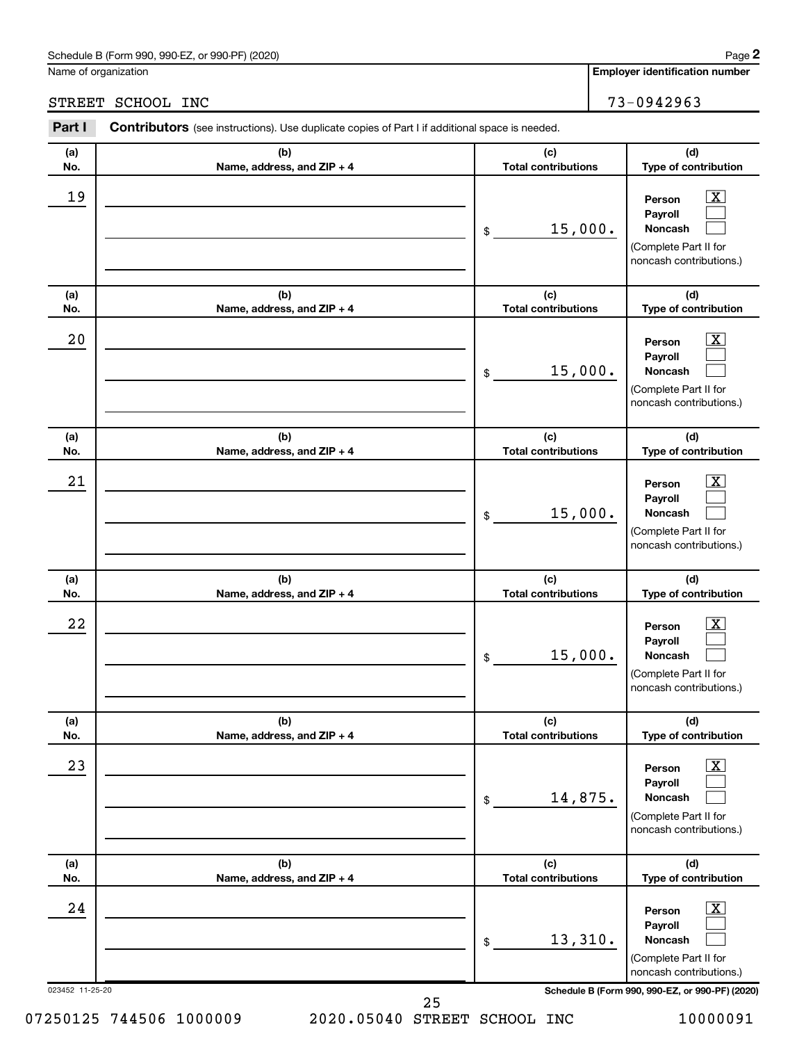Schedule B (Form 990, 990-EZ, or 990-PF) (2020) Page **2**

Name of organization: STREET SCHOOL INC

**Employer identification number**: 73-0942963

**Part I** **Contributors** (see instructions). Use duplicate copies of Part I if additional space is needed.

| (a) No. | (b) Name, address, and ZIP + 4 | (c) Total contributions | (d) Type of contribution |
|---|---|---|---|
| 19 | | $ 15,000. | Person [X] Payroll [ ] Noncash [ ] (Complete Part II for noncash contributions.) |
| 20 | | $ 15,000. | Person [X] Payroll [ ] Noncash [ ] (Complete Part II for noncash contributions.) |
| 21 | | $ 15,000. | Person [X] Payroll [ ] Noncash [ ] (Complete Part II for noncash contributions.) |
| 22 | | $ 15,000. | Person [X] Payroll [ ] Noncash [ ] (Complete Part II for noncash contributions.) |
| 23 | | $ 14,875. | Person [X] Payroll [ ] Noncash [ ] (Complete Part II for noncash contributions.) |
| 24 | | $ 13,310. | Person [X] Payroll [ ] Noncash [ ] (Complete Part II for noncash contributions.) |

023452 11-25-20 **Schedule B (Form 990, 990-EZ, or 990-PF) (2020)**

07250125 744506 1000009 2020.05040 STREET SCHOOL INC 10000091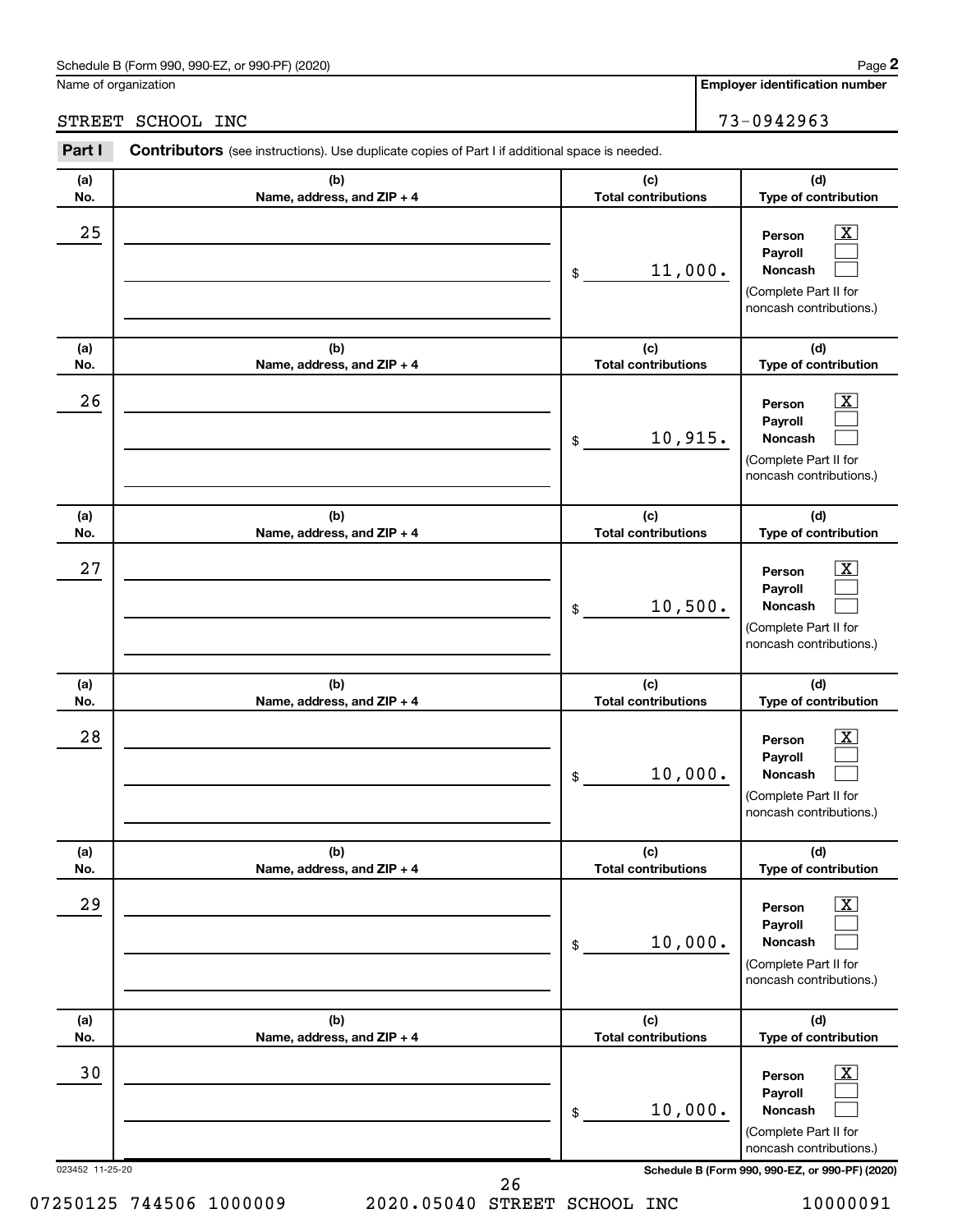Schedule B (Form 990, 990-EZ, or 990-PF) (2020)

Name of organization: STREET SCHOOL INC

Employer identification number: 73-0942963

**Part I** **Contributors** (see instructions). Use duplicate copies of Part I if additional space is needed.

| (a) No. | (b) Name, address, and ZIP + 4 | (c) Total contributions | (d) Type of contribution |
|---|---|---|---|
| 25 | | $ 11,000. | Person [X] Payroll [ ] Noncash [ ] (Complete Part II for noncash contributions.) |
| 26 | | $ 10,915. | Person [X] Payroll [ ] Noncash [ ] (Complete Part II for noncash contributions.) |
| 27 | | $ 10,500. | Person [X] Payroll [ ] Noncash [ ] (Complete Part II for noncash contributions.) |
| 28 | | $ 10,000. | Person [X] Payroll [ ] Noncash [ ] (Complete Part II for noncash contributions.) |
| 29 | | $ 10,000. | Person [X] Payroll [ ] Noncash [ ] (Complete Part II for noncash contributions.) |
| 30 | | $ 10,000. | Person [X] Payroll [ ] Noncash [ ] (Complete Part II for noncash contributions.) |

023452 11-25-20

Schedule B (Form 990, 990-EZ, or 990-PF) (2020)

07250125 744506 1000009 2020.05040 STREET SCHOOL INC 10000091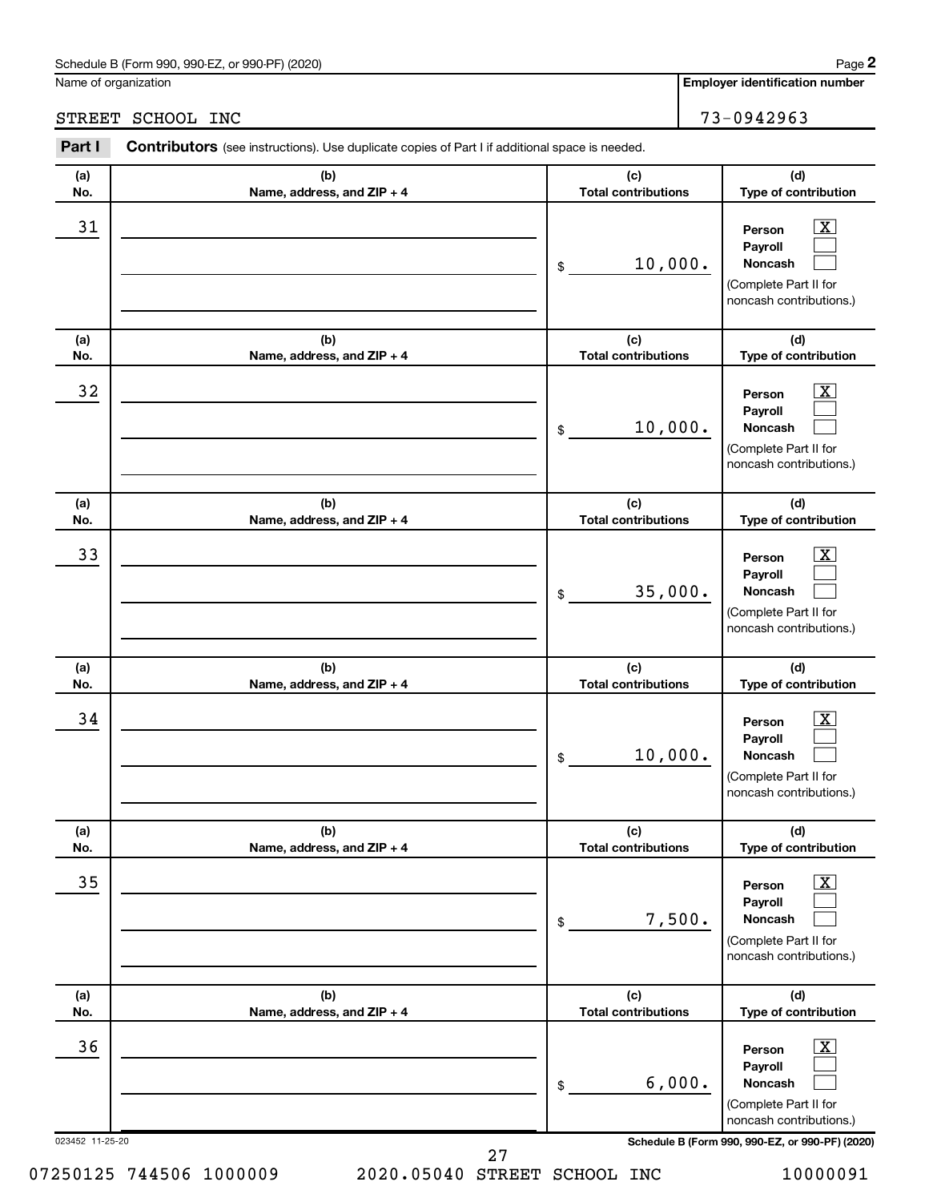Schedule B (Form 990, 990-EZ, or 990-PF) (2020)

Name of organization: STREET SCHOOL INC

Employer identification number: 73-0942963

**Part I** **Contributors** (see instructions). Use duplicate copies of Part I if additional space is needed.

| (a) No. | (b) Name, address, and ZIP + 4 | (c) Total contributions | (d) Type of contribution |
|---|---|---|---|
| 31 | | $ 10,000. | Person [X] Payroll [ ] Noncash [ ] (Complete Part II for noncash contributions.) |
| 32 | | $ 10,000. | Person [X] Payroll [ ] Noncash [ ] (Complete Part II for noncash contributions.) |
| 33 | | $ 35,000. | Person [X] Payroll [ ] Noncash [ ] (Complete Part II for noncash contributions.) |
| 34 | | $ 10,000. | Person [X] Payroll [ ] Noncash [ ] (Complete Part II for noncash contributions.) |
| 35 | | $ 7,500. | Person [X] Payroll [ ] Noncash [ ] (Complete Part II for noncash contributions.) |
| 36 | | $ 6,000. | Person [X] Payroll [ ] Noncash [ ] (Complete Part II for noncash contributions.) |

023452 11-25-20

Schedule B (Form 990, 990-EZ, or 990-PF) (2020)

07250125 744506 1000009 2020.05040 STREET SCHOOL INC 10000091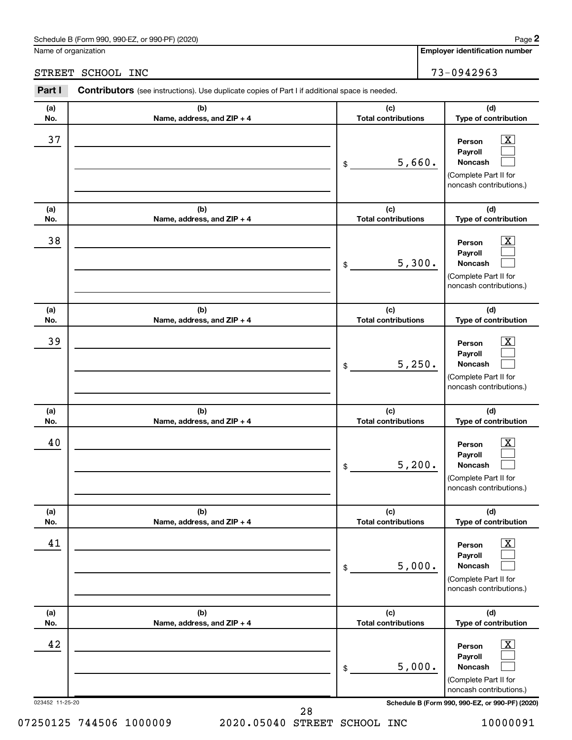Schedule B (Form 990, 990-EZ, or 990-PF) (2020)

Name of organization: STREET SCHOOL INC

Employer identification number: 73-0942963

**Part I** **Contributors** (see instructions). Use duplicate copies of Part I if additional space is needed.

| (a) No. | (b) Name, address, and ZIP + 4 | (c) Total contributions | (d) Type of contribution |
|---|---|---|---|
| 37 | | $ 5,660. | Person [X] Payroll [ ] Noncash [ ] (Complete Part II for noncash contributions.) |
| 38 | | $ 5,300. | Person [X] Payroll [ ] Noncash [ ] (Complete Part II for noncash contributions.) |
| 39 | | $ 5,250. | Person [X] Payroll [ ] Noncash [ ] (Complete Part II for noncash contributions.) |
| 40 | | $ 5,200. | Person [X] Payroll [ ] Noncash [ ] (Complete Part II for noncash contributions.) |
| 41 | | $ 5,000. | Person [X] Payroll [ ] Noncash [ ] (Complete Part II for noncash contributions.) |
| 42 | | $ 5,000. | Person [X] Payroll [ ] Noncash [ ] (Complete Part II for noncash contributions.) |

023452 11-25-20

Schedule B (Form 990, 990-EZ, or 990-PF) (2020)

07250125 744506 1000009 2020.05040 STREET SCHOOL INC 10000091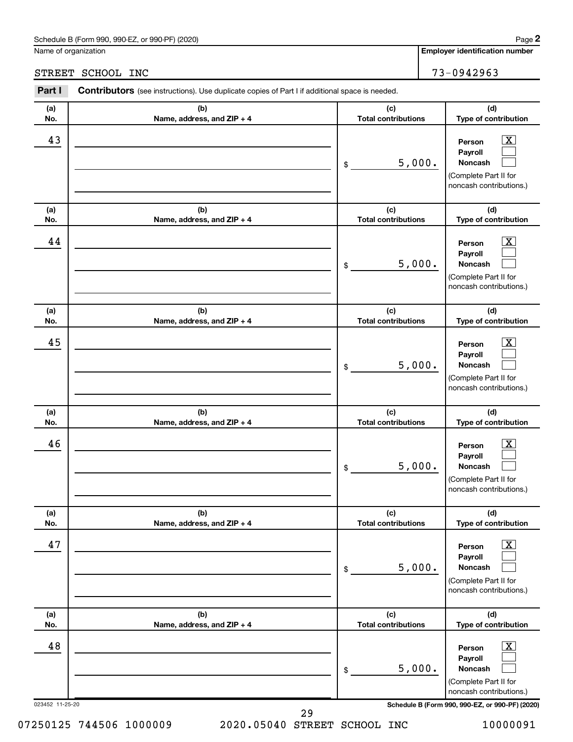Schedule B (Form 990, 990-EZ, or 990-PF) (2020)

Name of organization: STREET SCHOOL INC

Employer identification number: 73-0942963

**Part I** **Contributors** (see instructions). Use duplicate copies of Part I if additional space is needed.

| (a) No. | (b) Name, address, and ZIP + 4 | (c) Total contributions | (d) Type of contribution |
|---|---|---|---|
| 43 | | $ 5,000. | Person [X] Payroll [ ] Noncash [ ] (Complete Part II for noncash contributions.) |
| 44 | | $ 5,000. | Person [X] Payroll [ ] Noncash [ ] (Complete Part II for noncash contributions.) |
| 45 | | $ 5,000. | Person [X] Payroll [ ] Noncash [ ] (Complete Part II for noncash contributions.) |
| 46 | | $ 5,000. | Person [X] Payroll [ ] Noncash [ ] (Complete Part II for noncash contributions.) |
| 47 | | $ 5,000. | Person [X] Payroll [ ] Noncash [ ] (Complete Part II for noncash contributions.) |
| 48 | | $ 5,000. | Person [X] Payroll [ ] Noncash [ ] (Complete Part II for noncash contributions.) |

023452 11-25-20

07250125 744506 1000009 2020.05040 STREET SCHOOL INC 10000091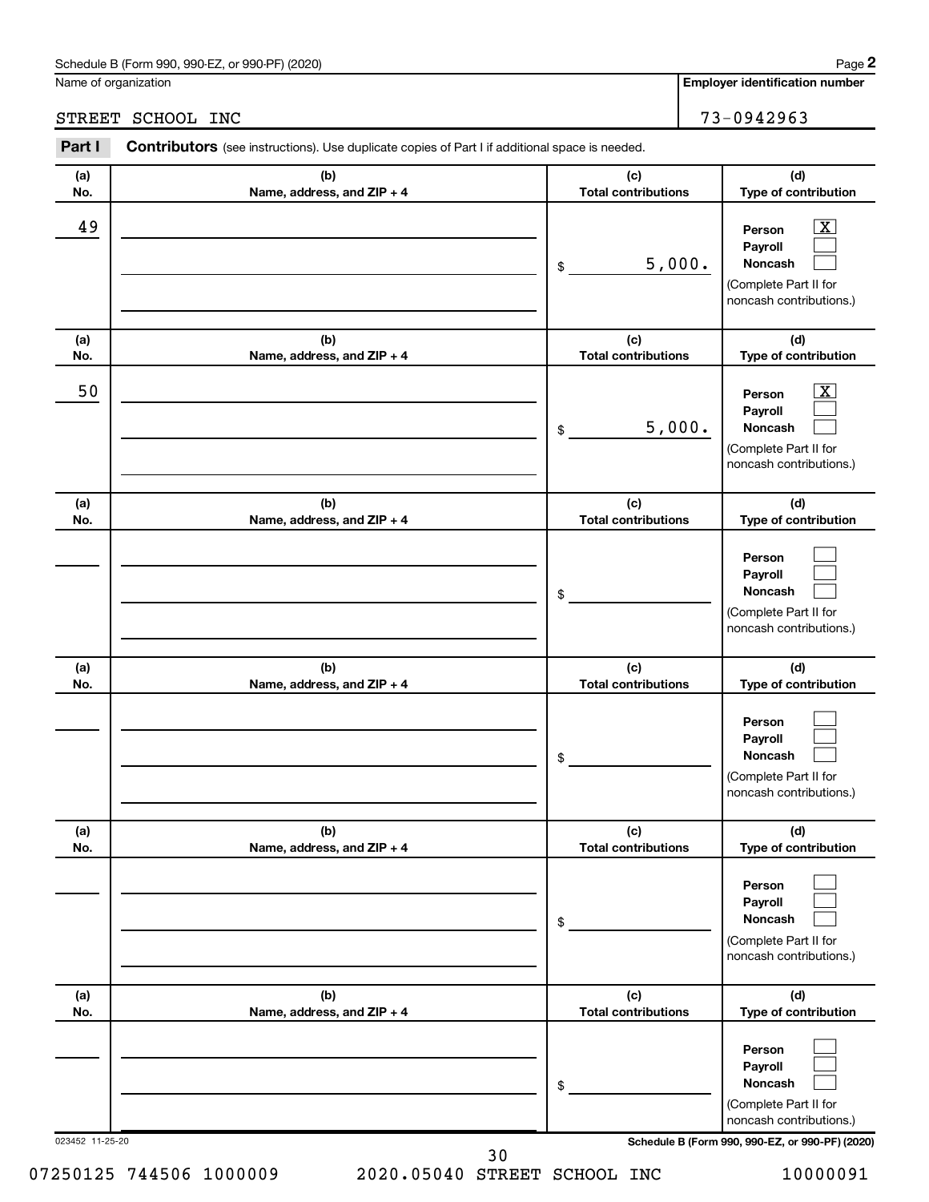Schedule B (Form 990, 990-EZ, or 990-PF) (2020)

Name of organization: STREET SCHOOL INC

Employer identification number: 73-0942963

**Part I** **Contributors** (see instructions). Use duplicate copies of Part I if additional space is needed.

| (a) No. | (b) Name, address, and ZIP + 4 | (c) Total contributions | (d) Type of contribution |
|---|---|---|---|
| 49 | | $ 5,000. | Person [X] Payroll [ ] Noncash [ ] (Complete Part II for noncash contributions.) |
| 50 | | $ 5,000. | Person [X] Payroll [ ] Noncash [ ] (Complete Part II for noncash contributions.) |
| | | $ | Person [ ] Payroll [ ] Noncash [ ] (Complete Part II for noncash contributions.) |
| | | $ | Person [ ] Payroll [ ] Noncash [ ] (Complete Part II for noncash contributions.) |
| | | $ | Person [ ] Payroll [ ] Noncash [ ] (Complete Part II for noncash contributions.) |
| | | $ | Person [ ] Payroll [ ] Noncash [ ] (Complete Part II for noncash contributions.) |

023452 11-25-20

Schedule B (Form 990, 990-EZ, or 990-PF) (2020)

07250125 744506 1000009 2020.05040 STREET SCHOOL INC 10000091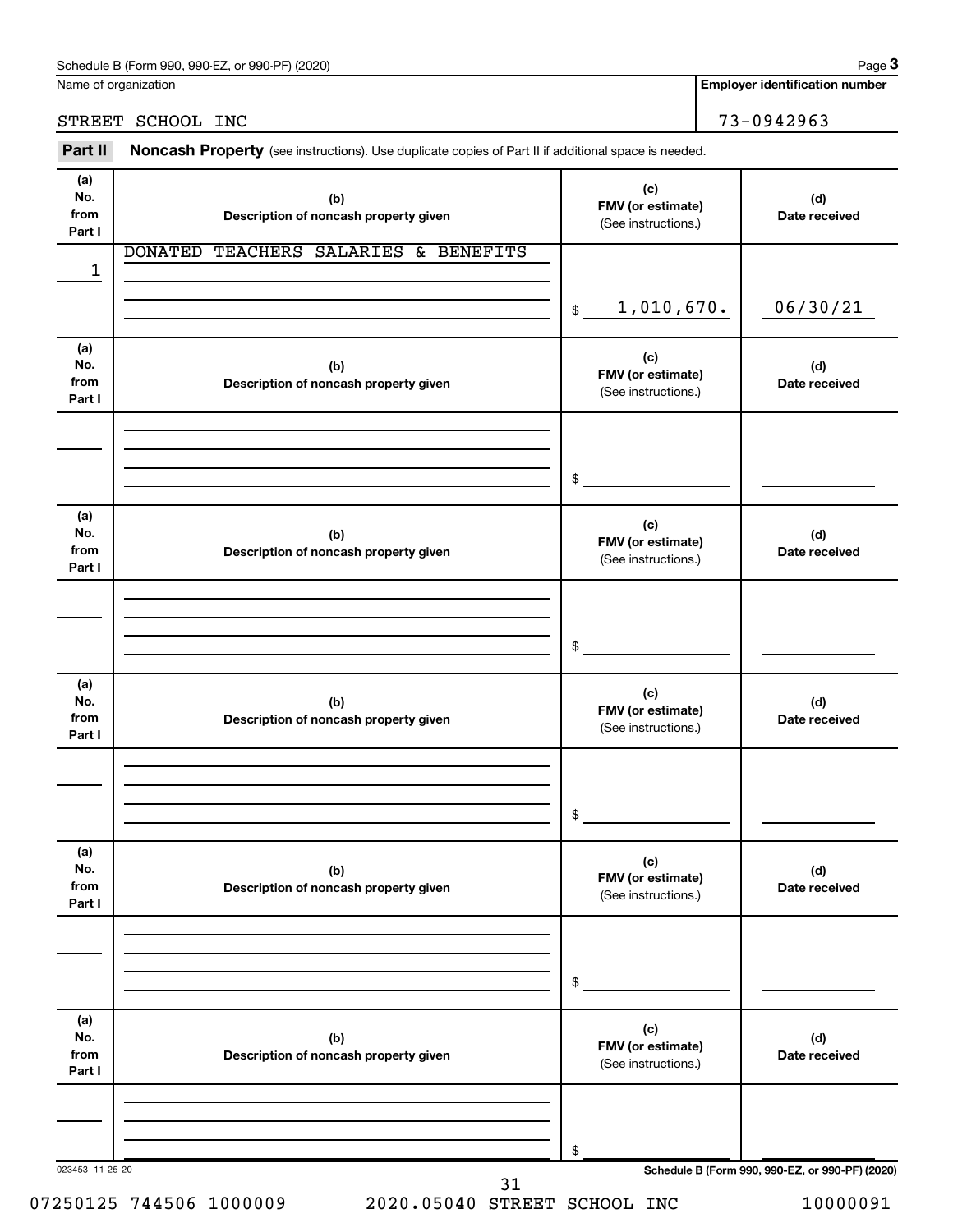Schedule B (Form 990, 990-EZ, or 990-PF) (2020)

Name of organization: STREET SCHOOL INC

Employer identification number: 73-0942963

**Part II** **Noncash Property** (see instructions). Use duplicate copies of Part II if additional space is needed.

| (a) No. from Part I | (b) Description of noncash property given | (c) FMV (or estimate) (See instructions.) | (d) Date received |
|---|---|---|---|
| 1 | DONATED TEACHERS SALARIES & BENEFITS | $ 1,010,670. | 06/30/21 |
| | | $ | |
| | | $ | |
| | | $ | |
| | | $ | |
| | | $ | |

Schedule B (Form 990, 990-EZ, or 990-PF) (2020)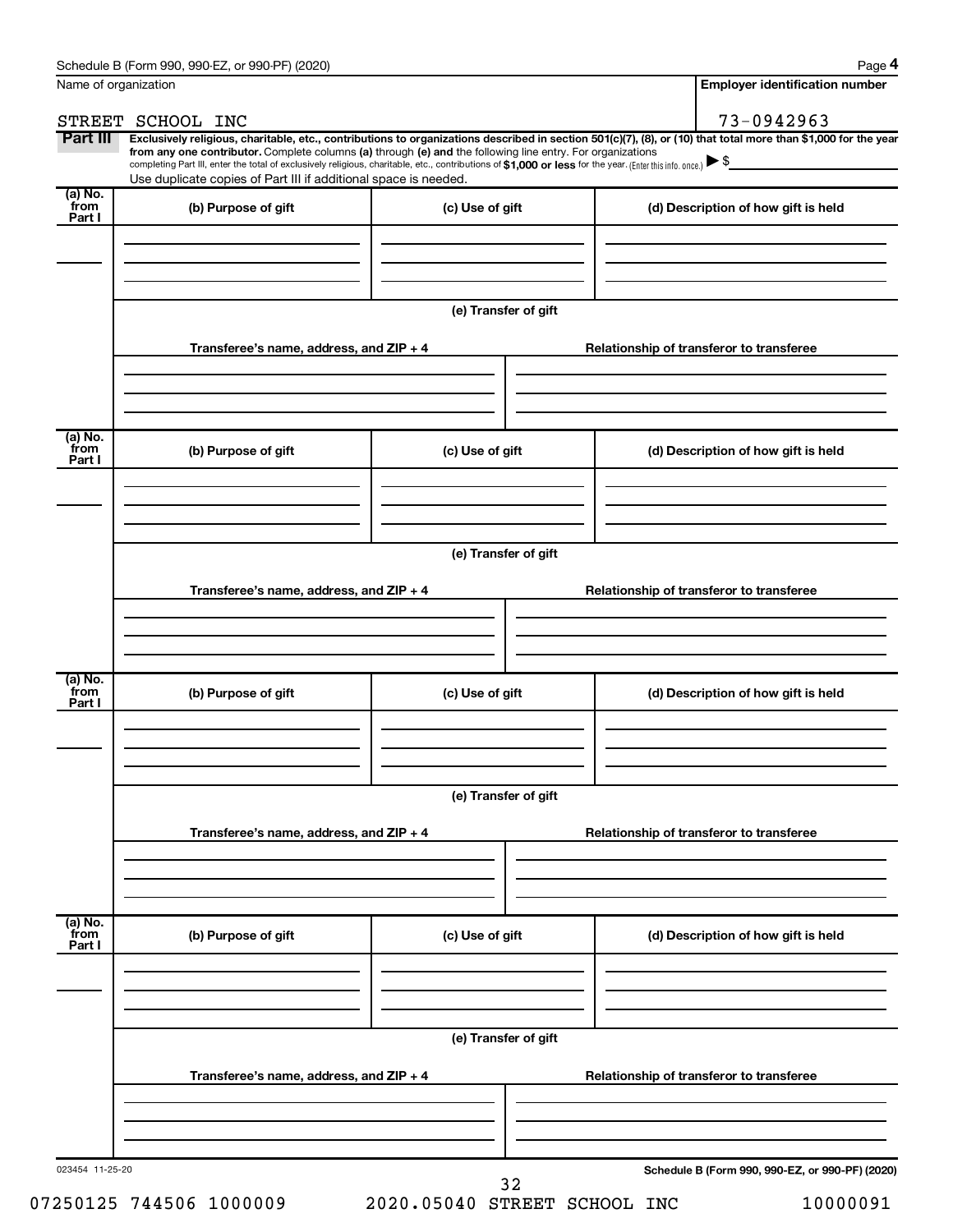Name of organization

**Employer identification number**

STREET SCHOOL INC

73-0942963

**Part III** **Exclusively religious, charitable, etc., contributions to organizations described in section 501(c)(7), (8), or (10) that total more than $1,000 for the year from any one contributor.** Complete columns **(a)** through **(e)** and the following line entry. For organizations completing Part III, enter the total of exclusively religious, charitable, etc., contributions of **$1,000 or less** for the year. (Enter this info. once.) ▶ $

Use duplicate copies of Part III if additional space is needed.

| (a) No. from Part I | (b) Purpose of gift | (c) Use of gift | (d) Description of how gift is held |
|---|---|---|---|
| | | | |

**(e) Transfer of gift**

| Transferee's name, address, and ZIP + 4 | Relationship of transferor to transferee |
|---|---|
| | |

| (a) No. from Part I | (b) Purpose of gift | (c) Use of gift | (d) Description of how gift is held |
|---|---|---|---|
| | | | |

**(e) Transfer of gift**

| Transferee's name, address, and ZIP + 4 | Relationship of transferor to transferee |
|---|---|
| | |

| (a) No. from Part I | (b) Purpose of gift | (c) Use of gift | (d) Description of how gift is held |
|---|---|---|---|
| | | | |

**(e) Transfer of gift**

| Transferee's name, address, and ZIP + 4 | Relationship of transferor to transferee |
|---|---|
| | |

| (a) No. from Part I | (b) Purpose of gift | (c) Use of gift | (d) Description of how gift is held |
|---|---|---|---|
| | | | |

**(e) Transfer of gift**

| Transferee's name, address, and ZIP + 4 | Relationship of transferor to transferee |
|---|---|
| | |

023454 11-25-20

**Schedule B (Form 990, 990-EZ, or 990-PF) (2020)**

07250125 744506 1000009 2020.05040 STREET SCHOOL INC 10000091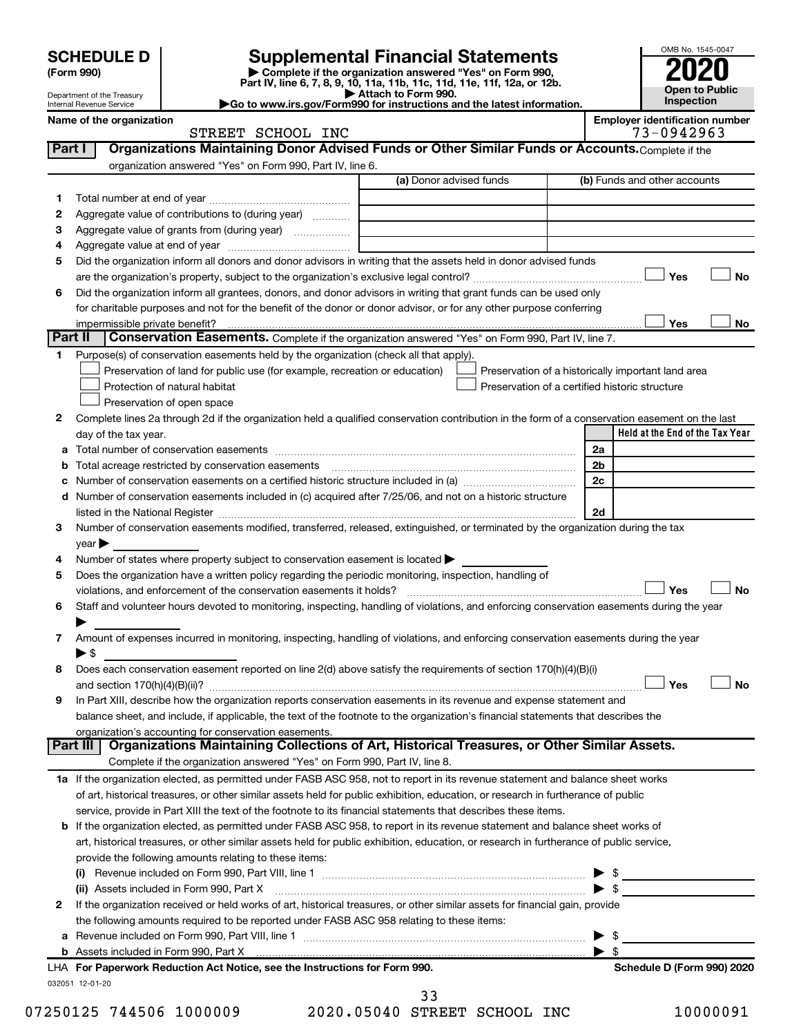# SCHEDULE D (Form 990)

Department of the Treasury
Internal Revenue Service

## Supplemental Financial Statements

▶ Complete if the organization answered "Yes" on Form 990, Part IV, line 6, 7, 8, 9, 10, 11a, 11b, 11c, 11d, 11e, 11f, 12a, or 12b.
▶ Attach to Form 990.
▶Go to www.irs.gov/Form990 for instructions and the latest information.

OMB No. 1545-0047

**2020**

**Open to Public Inspection**

**Name of the organization:** STREET SCHOOL INC

**Employer identification number:** 73-0942963

### Part I — Organizations Maintaining Donor Advised Funds or Other Similar Funds or Accounts.

Complete if the organization answered "Yes" on Form 990, Part IV, line 6.

| | | (a) Donor advised funds | (b) Funds and other accounts |
|---|---|---|---|
| 1 | Total number at end of year | | |
| 2 | Aggregate value of contributions to (during year) | | |
| 3 | Aggregate value of grants from (during year) | | |
| 4 | Aggregate value at end of year | | |

5 Did the organization inform all donors and donor advisors in writing that the assets held in donor advised funds are the organization's property, subject to the organization's exclusive legal control? ☐ Yes ☐ No

6 Did the organization inform all grantees, donors, and donor advisors in writing that grant funds can be used only for charitable purposes and not for the benefit of the donor or donor advisor, or for any other purpose conferring impermissible private benefit? ☐ Yes ☐ No

### Part II — Conservation Easements.

Complete if the organization answered "Yes" on Form 990, Part IV, line 7.

1 Purpose(s) of conservation easements held by the organization (check all that apply).

- ☐ Preservation of land for public use (for example, recreation or education)
- ☐ Protection of natural habitat
- ☐ Preservation of open space
- ☐ Preservation of a historically important land area
- ☐ Preservation of a certified historic structure

2 Complete lines 2a through 2d if the organization held a qualified conservation contribution in the form of a conservation easement on the last day of the tax year.

| | | | Held at the End of the Tax Year |
|---|---|---|---|
| a | Total number of conservation easements | 2a | |
| b | Total acreage restricted by conservation easements | 2b | |
| c | Number of conservation easements on a certified historic structure included in (a) | 2c | |
| d | Number of conservation easements included in (c) acquired after 7/25/06, and not on a historic structure listed in the National Register | 2d | |

3 Number of conservation easements modified, transferred, released, extinguished, or terminated by the organization during the tax year ▶

4 Number of states where property subject to conservation easement is located ▶

5 Does the organization have a written policy regarding the periodic monitoring, inspection, handling of violations, and enforcement of the conservation easements it holds? ☐ Yes ☐ No

6 Staff and volunteer hours devoted to monitoring, inspecting, handling of violations, and enforcing conservation easements during the year ▶

7 Amount of expenses incurred in monitoring, inspecting, handling of violations, and enforcing conservation easements during the year ▶ $

8 Does each conservation easement reported on line 2(d) above satisfy the requirements of section 170(h)(4)(B)(i) and section 170(h)(4)(B)(ii)? ☐ Yes ☐ No

9 In Part XIII, describe how the organization reports conservation easements in its revenue and expense statement and balance sheet, and include, if applicable, the text of the footnote to the organization's financial statements that describes the organization's accounting for conservation easements.

### Part III — Organizations Maintaining Collections of Art, Historical Treasures, or Other Similar Assets.

Complete if the organization answered "Yes" on Form 990, Part IV, line 8.

1a If the organization elected, as permitted under FASB ASC 958, not to report in its revenue statement and balance sheet works of art, historical treasures, or other similar assets held for public exhibition, education, or research in furtherance of public service, provide in Part XIII the text of the footnote to its financial statements that describes these items.

b If the organization elected, as permitted under FASB ASC 958, to report in its revenue statement and balance sheet works of art, historical treasures, or other similar assets held for public exhibition, education, or research in furtherance of public service, provide the following amounts relating to these items:

(i) Revenue included on Form 990, Part VIII, line 1 ▶ $

(ii) Assets included in Form 990, Part X ▶ $

2 If the organization received or held works of art, historical treasures, or other similar assets for financial gain, provide the following amounts required to be reported under FASB ASC 958 relating to these items:

a Revenue included on Form 990, Part VIII, line 1 ▶ $

b Assets included in Form 990, Part X ▶ $

**LHA For Paperwork Reduction Act Notice, see the Instructions for Form 990.** **Schedule D (Form 990) 2020**

032051 12-01-20

07250125 744506 1000009 2020.05040 STREET SCHOOL INC 10000091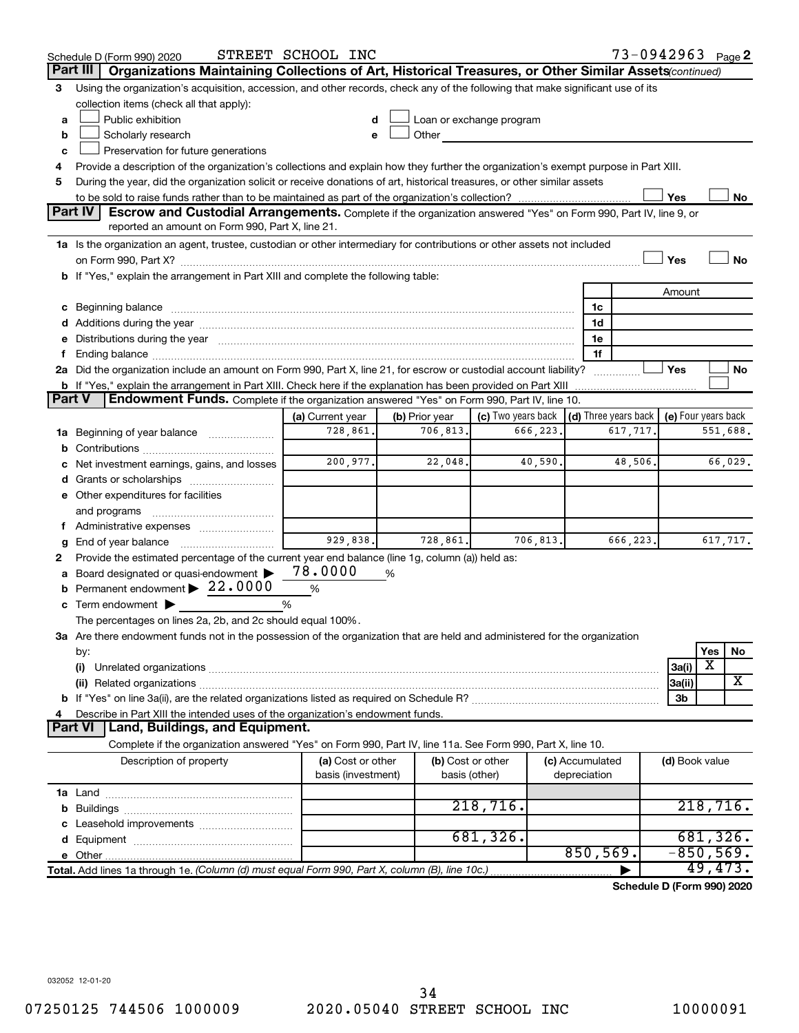Schedule D (Form 990) 2020 STREET SCHOOL INC 73-0942963 Page 2

**Part III | Organizations Maintaining Collections of Art, Historical Treasures, or Other Similar Assets** *(continued)*

3 Using the organization's acquisition, accession, and other records, check any of the following that make significant use of its collection items (check all that apply):

a ☐ Public exhibition  d ☐ Loan or exchange program
b ☐ Scholarly research  e ☐ Other
c ☐ Preservation for future generations

4 Provide a description of the organization's collections and explain how they further the organization's exempt purpose in Part XIII.

5 During the year, did the organization solicit or receive donations of art, historical treasures, or other similar assets to be sold to raise funds rather than to be maintained as part of the organization's collection? ☐ Yes ☐ No

**Part IV | Escrow and Custodial Arrangements.** Complete if the organization answered "Yes" on Form 990, Part IV, line 9, or reported an amount on Form 990, Part X, line 21.

1a Is the organization an agent, trustee, custodian or other intermediary for contributions or other assets not included on Form 990, Part X? ☐ Yes ☐ No

b If "Yes," explain the arrangement in Part XIII and complete the following table:

| | | Amount |
|---|---|---|
| c Beginning balance | 1c | |
| d Additions during the year | 1d | |
| e Distributions during the year | 1e | |
| f Ending balance | 1f | |

2a Did the organization include an amount on Form 990, Part X, line 21, for escrow or custodial account liability? ☐ Yes ☐ No

b If "Yes," explain the arrangement in Part XIII. Check here if the explanation has been provided on Part XIII ☐

**Part V | Endowment Funds.** Complete if the organization answered "Yes" on Form 990, Part IV, line 10.

| | (a) Current year | (b) Prior year | (c) Two years back | (d) Three years back | (e) Four years back |
|---|---|---|---|---|---|
| 1a Beginning of year balance | 728,861. | 706,813. | 666,223. | 617,717. | 551,688. |
| b Contributions | | | | | |
| c Net investment earnings, gains, and losses | 200,977. | 22,048. | 40,590. | 48,506. | 66,029. |
| d Grants or scholarships | | | | | |
| e Other expenditures for facilities and programs | | | | | |
| f Administrative expenses | | | | | |
| g End of year balance | 929,838. | 728,861. | 706,813. | 666,223. | 617,717. |

2 Provide the estimated percentage of the current year end balance (line 1g, column (a)) held as:

a Board designated or quasi-endowment ▶ 78.0000 %
b Permanent endowment ▶ 22.0000 %
c Term endowment ▶ %

The percentages on lines 2a, 2b, and 2c should equal 100%.

3a Are there endowment funds not in the possession of the organization that are held and administered for the organization by:

| | | Yes | No |
|---|---|---|---|
| (i) Unrelated organizations | 3a(i) | X | |
| (ii) Related organizations | 3a(ii) | | X |
| b If "Yes" on line 3a(ii), are the related organizations listed as required on Schedule R? | 3b | | |

4 Describe in Part XIII the intended uses of the organization's endowment funds.

**Part VI | Land, Buildings, and Equipment.**

Complete if the organization answered "Yes" on Form 990, Part IV, line 11a. See Form 990, Part X, line 10.

| Description of property | (a) Cost or other basis (investment) | (b) Cost or other basis (other) | (c) Accumulated depreciation | (d) Book value |
|---|---|---|---|---|
| 1a Land | | | | |
| b Buildings | | 218,716. | | 218,716. |
| c Leasehold improvements | | | | |
| d Equipment | | 681,326. | | 681,326. |
| e Other | | | 850,569. | -850,569. |
| **Total.** Add lines 1a through 1e. *(Column (d) must equal Form 990, Part X, column (B), line 10c.)* | | | ▶ | 49,473. |

**Schedule D (Form 990) 2020**

032052 12-01-20

07250125 744506 1000009 2020.05040 STREET SCHOOL INC 10000091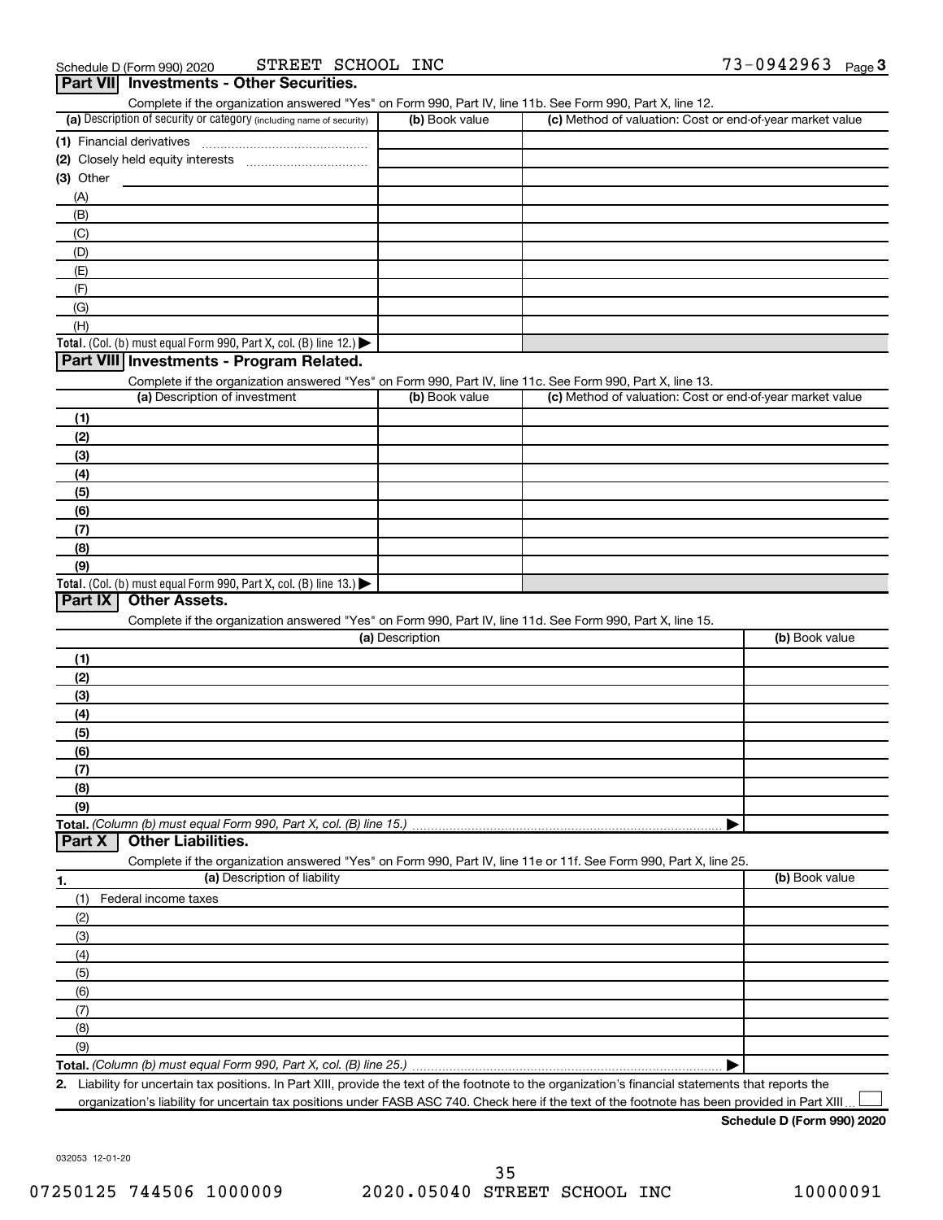Schedule D (Form 990) 2020 STREET SCHOOL INC 73-0942963 Page 3

## Part VII Investments - Other Securities.

Complete if the organization answered "Yes" on Form 990, Part IV, line 11b. See Form 990, Part X, line 12.

| (a) Description of security or category (including name of security) | (b) Book value | (c) Method of valuation: Cost or end-of-year market value |
|---|---|---|
| (1) Financial derivatives | | |
| (2) Closely held equity interests | | |
| (3) Other | | |
| (A) | | |
| (B) | | |
| (C) | | |
| (D) | | |
| (E) | | |
| (F) | | |
| (G) | | |
| (H) | | |
| **Total.** (Col. (b) must equal Form 990, Part X, col. (B) line 12.) ▶ | | |

## Part VIII Investments - Program Related.

Complete if the organization answered "Yes" on Form 990, Part IV, line 11c. See Form 990, Part X, line 13.

| (a) Description of investment | (b) Book value | (c) Method of valuation: Cost or end-of-year market value |
|---|---|---|
| (1) | | |
| (2) | | |
| (3) | | |
| (4) | | |
| (5) | | |
| (6) | | |
| (7) | | |
| (8) | | |
| (9) | | |
| **Total.** (Col. (b) must equal Form 990, Part X, col. (B) line 13.) ▶ | | |

## Part IX Other Assets.

Complete if the organization answered "Yes" on Form 990, Part IV, line 11d. See Form 990, Part X, line 15.

| (a) Description | (b) Book value |
|---|---|
| (1) | |
| (2) | |
| (3) | |
| (4) | |
| (5) | |
| (6) | |
| (7) | |
| (8) | |
| (9) | |
| **Total.** *(Column (b) must equal Form 990, Part X, col. (B) line 15.)* ▶ | |

## Part X Other Liabilities.

Complete if the organization answered "Yes" on Form 990, Part IV, line 11e or 11f. See Form 990, Part X, line 25.

| 1. (a) Description of liability | (b) Book value |
|---|---|
| (1) Federal income taxes | |
| (2) | |
| (3) | |
| (4) | |
| (5) | |
| (6) | |
| (7) | |
| (8) | |
| (9) | |
| **Total.** *(Column (b) must equal Form 990, Part X, col. (B) line 25.)* ▶ | |

2. Liability for uncertain tax positions. In Part XIII, provide the text of the footnote to the organization's financial statements that reports the organization's liability for uncertain tax positions under FASB ASC 740. Check here if the text of the footnote has been provided in Part XIII ☐

**Schedule D (Form 990) 2020**

032053 12-01-20

07250125 744506 1000009 2020.05040 STREET SCHOOL INC 10000091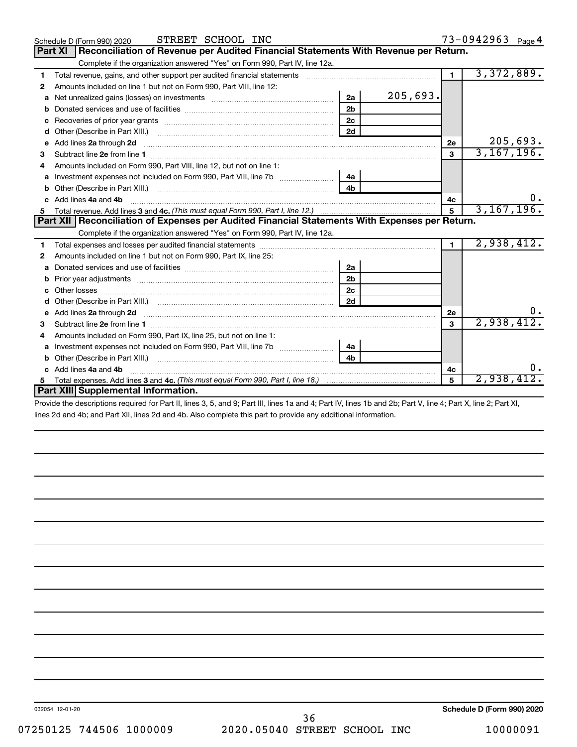Schedule D (Form 990) 2020 STREET SCHOOL INC 73-0942963 Page 4

## Part XI Reconciliation of Revenue per Audited Financial Statements With Revenue per Return.

Complete if the organization answered "Yes" on Form 990, Part IV, line 12a.

| | | | | | |
|---|---|---|---|---|---|
| 1 | Total revenue, gains, and other support per audited financial statements | | | 1 | 3,372,889. |
| 2 | Amounts included on line 1 but not on Form 990, Part VIII, line 12: | | | | |
| a | Net unrealized gains (losses) on investments | 2a | 205,693. | | |
| b | Donated services and use of facilities | 2b | | | |
| c | Recoveries of prior year grants | 2c | | | |
| d | Other (Describe in Part XIII.) | 2d | | | |
| e | Add lines 2a through 2d | | | 2e | 205,693. |
| 3 | Subtract line 2e from line 1 | | | 3 | 3,167,196. |
| 4 | Amounts included on Form 990, Part VIII, line 12, but not on line 1: | | | | |
| a | Investment expenses not included on Form 990, Part VIII, line 7b | 4a | | | |
| b | Other (Describe in Part XIII.) | 4b | | | |
| c | Add lines 4a and 4b | | | 4c | 0. |
| 5 | Total revenue. Add lines 3 and 4c. *(This must equal Form 990, Part I, line 12.)* | | | 5 | 3,167,196. |

## Part XII Reconciliation of Expenses per Audited Financial Statements With Expenses per Return.

Complete if the organization answered "Yes" on Form 990, Part IV, line 12a.

| | | | | | |
|---|---|---|---|---|---|
| 1 | Total expenses and losses per audited financial statements | | | 1 | 2,938,412. |
| 2 | Amounts included on line 1 but not on Form 990, Part IX, line 25: | | | | |
| a | Donated services and use of facilities | 2a | | | |
| b | Prior year adjustments | 2b | | | |
| c | Other losses | 2c | | | |
| d | Other (Describe in Part XIII.) | 2d | | | |
| e | Add lines 2a through 2d | | | 2e | 0. |
| 3 | Subtract line 2e from line 1 | | | 3 | 2,938,412. |
| 4 | Amounts included on Form 990, Part IX, line 25, but not on line 1: | | | | |
| a | Investment expenses not included on Form 990, Part VIII, line 7b | 4a | | | |
| b | Other (Describe in Part XIII.) | 4b | | | |
| c | Add lines 4a and 4b | | | 4c | 0. |
| 5 | Total expenses. Add lines 3 and 4c. *(This must equal Form 990, Part I, line 18.)* | | | 5 | 2,938,412. |

## Part XIII Supplemental Information.

Provide the descriptions required for Part II, lines 3, 5, and 9; Part III, lines 1a and 4; Part IV, lines 1b and 2b; Part V, line 4; Part X, line 2; Part XI, lines 2d and 4b; and Part XII, lines 2d and 4b. Also complete this part to provide any additional information.

032054 12-01-20 **Schedule D (Form 990) 2020**

07250125 744506 1000009 2020.05040 STREET SCHOOL INC 10000091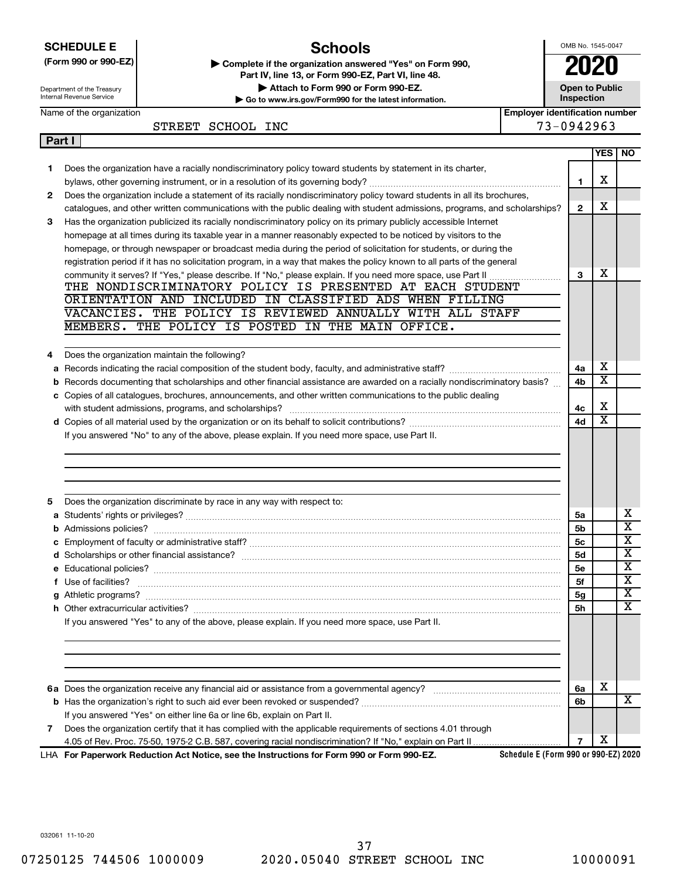**SCHEDULE E (Form 990 or 990-EZ)**

Department of the Treasury
Internal Revenue Service

# Schools

▶ Complete if the organization answered "Yes" on Form 990, Part IV, line 13, or Form 990-EZ, Part VI, line 48.
▶ Attach to Form 990 or Form 990-EZ.
▶ Go to www.irs.gov/Form990 for the latest information.

OMB No. 1545-0047

**2020**

**Open to Public Inspection**

Name of the organization: STREET SCHOOL INC

Employer identification number: 73-0942963

**Part I**

| | | | YES | NO |
|---|---|---|---|---|
| 1 | Does the organization have a racially nondiscriminatory policy toward students by statement in its charter, bylaws, other governing instrument, or in a resolution of its governing body? | 1 | X | |
| 2 | Does the organization include a statement of its racially nondiscriminatory policy toward students in all its brochures, catalogues, and other written communications with the public dealing with student admissions, programs, and scholarships? | 2 | X | |
| 3 | Has the organization publicized its racially nondiscriminatory policy on its primary publicly accessible Internet homepage at all times during its taxable year in a manner reasonably expected to be noticed by visitors to the homepage, or through newspaper or broadcast media during the period of solicitation for students, or during the registration period if it has no solicitation program, in a way that makes the policy known to all parts of the general community it serves? If "Yes," please describe. If "No," please explain. If you need more space, use Part II | 3 | X | |

THE NONDISCRIMINATORY POLICY IS PRESENTED AT EACH STUDENT ORIENTATION AND INCLUDED IN CLASSIFIED ADS WHEN FILLING VACANCIES. THE POLICY IS REVIEWED ANNUALLY WITH ALL STAFF MEMBERS. THE POLICY IS POSTED IN THE MAIN OFFICE.

| | | | YES | NO |
|---|---|---|---|---|
| 4 | Does the organization maintain the following? | | | |
| a | Records indicating the racial composition of the student body, faculty, and administrative staff? | 4a | X | |
| b | Records documenting that scholarships and other financial assistance are awarded on a racially nondiscriminatory basis? | 4b | X | |
| c | Copies of all catalogues, brochures, announcements, and other written communications to the public dealing with student admissions, programs, and scholarships? | 4c | X | |
| d | Copies of all material used by the organization or on its behalf to solicit contributions? | 4d | X | |

If you answered "No" to any of the above, please explain. If you need more space, use Part II.

| | | | YES | NO |
|---|---|---|---|---|
| 5 | Does the organization discriminate by race in any way with respect to: | | | |
| a | Students' rights or privileges? | 5a | | X |
| b | Admissions policies? | 5b | | X |
| c | Employment of faculty or administrative staff? | 5c | | X |
| d | Scholarships or other financial assistance? | 5d | | X |
| e | Educational policies? | 5e | | X |
| f | Use of facilities? | 5f | | X |
| g | Athletic programs? | 5g | | X |
| h | Other extracurricular activities? | 5h | | X |

If you answered "Yes" to any of the above, please explain. If you need more space, use Part II.

| | | | YES | NO |
|---|---|---|---|---|
| 6a | Does the organization receive any financial aid or assistance from a governmental agency? | 6a | X | |
| b | Has the organization's right to such aid ever been revoked or suspended? | 6b | | X |
| | If you answered "Yes" on either line 6a or line 6b, explain on Part II. | | | |
| 7 | Does the organization certify that it has complied with the applicable requirements of sections 4.01 through 4.05 of Rev. Proc. 75-50, 1975-2 C.B. 587, covering racial nondiscrimination? If "No," explain on Part II | 7 | X | |

LHA **For Paperwork Reduction Act Notice, see the Instructions for Form 990 or Form 990-EZ.** **Schedule E (Form 990 or 990-EZ) 2020**

032061 11-10-20

07250125 744506 1000009 2020.05040 STREET SCHOOL INC 10000091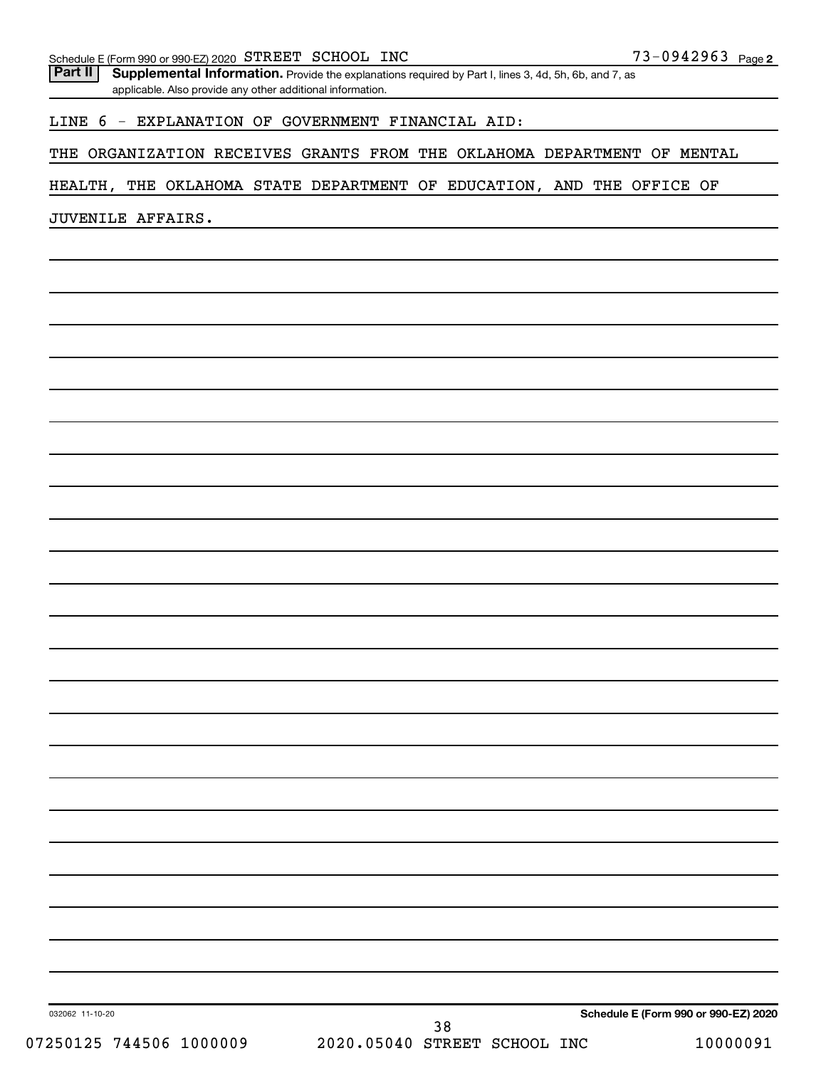Schedule E (Form 990 or 990-EZ) 2020 STREET SCHOOL INC 73-0942963 Page 2

**Part II** **Supplemental Information.** Provide the explanations required by Part I, lines 3, 4d, 5h, 6b, and 7, as applicable. Also provide any other additional information.

LINE 6 - EXPLANATION OF GOVERNMENT FINANCIAL AID:

THE ORGANIZATION RECEIVES GRANTS FROM THE OKLAHOMA DEPARTMENT OF MENTAL HEALTH, THE OKLAHOMA STATE DEPARTMENT OF EDUCATION, AND THE OFFICE OF JUVENILE AFFAIRS.

032062 11-10-20 **Schedule E (Form 990 or 990-EZ) 2020**

07250125 744506 1000009 2020.05040 STREET SCHOOL INC 10000091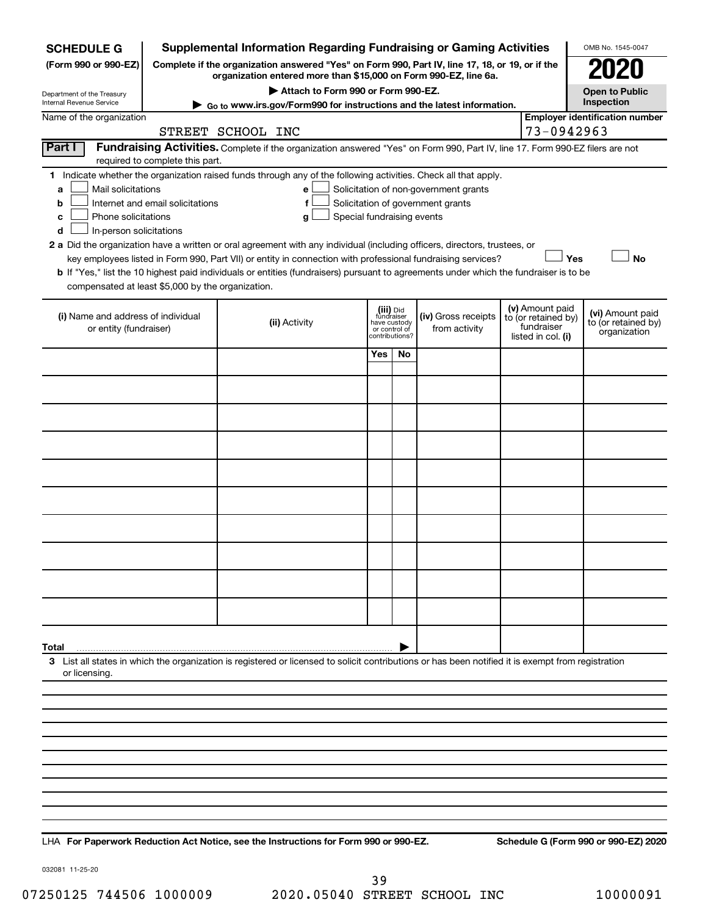**SCHEDULE G**
**(Form 990 or 990-EZ)**

Department of the Treasury
Internal Revenue Service

# Supplemental Information Regarding Fundraising or Gaming Activities

**Complete if the organization answered "Yes" on Form 990, Part IV, line 17, 18, or 19, or if the organization entered more than $15,000 on Form 990-EZ, line 6a.**

▶ Attach to Form 990 or Form 990-EZ.

▶ Go to www.irs.gov/Form990 for instructions and the latest information.

OMB No. 1545-0047

**2020**

**Open to Public Inspection**

Name of the organization: STREET SCHOOL INC

**Employer identification number** 73-0942963

**Part I** **Fundraising Activities.** Complete if the organization answered "Yes" on Form 990, Part IV, line 17. Form 990-EZ filers are not required to complete this part.

1 Indicate whether the organization raised funds through any of the following activities. Check all that apply.

- a ☐ Mail solicitations
- b ☐ Internet and email solicitations
- c ☐ Phone solicitations
- d ☐ In-person solicitations
- e ☐ Solicitation of non-government grants
- f ☐ Solicitation of government grants
- g ☐ Special fundraising events

2 a Did the organization have a written or oral agreement with any individual (including officers, directors, trustees, or key employees listed in Form 990, Part VII) or entity in connection with professional fundraising services? ☐ Yes ☐ No

b If "Yes," list the 10 highest paid individuals or entities (fundraisers) pursuant to agreements under which the fundraiser is to be compensated at least $5,000 by the organization.

| (i) Name and address of individual or entity (fundraiser) | (ii) Activity | (iii) Did fundraiser have custody or control of contributions? Yes | No | (iv) Gross receipts from activity | (v) Amount paid to (or retained by) fundraiser listed in col. (i) | (vi) Amount paid to (or retained by) organization |
|---|---|---|---|---|---|---|
| | | | | | | |
| | | | | | | |
| | | | | | | |
| | | | | | | |
| | | | | | | |
| | | | | | | |
| | | | | | | |
| | | | | | | |
| | | | | | | |
| | | | | | | |
| **Total** ▶ | | | | | | |

3 List all states in which the organization is registered or licensed to solicit contributions or has been notified it is exempt from registration or licensing.

LHA **For Paperwork Reduction Act Notice, see the Instructions for Form 990 or 990-EZ.** **Schedule G (Form 990 or 990-EZ) 2020**

032081 11-25-20

07250125 744506 1000009 2020.05040 STREET SCHOOL INC 10000091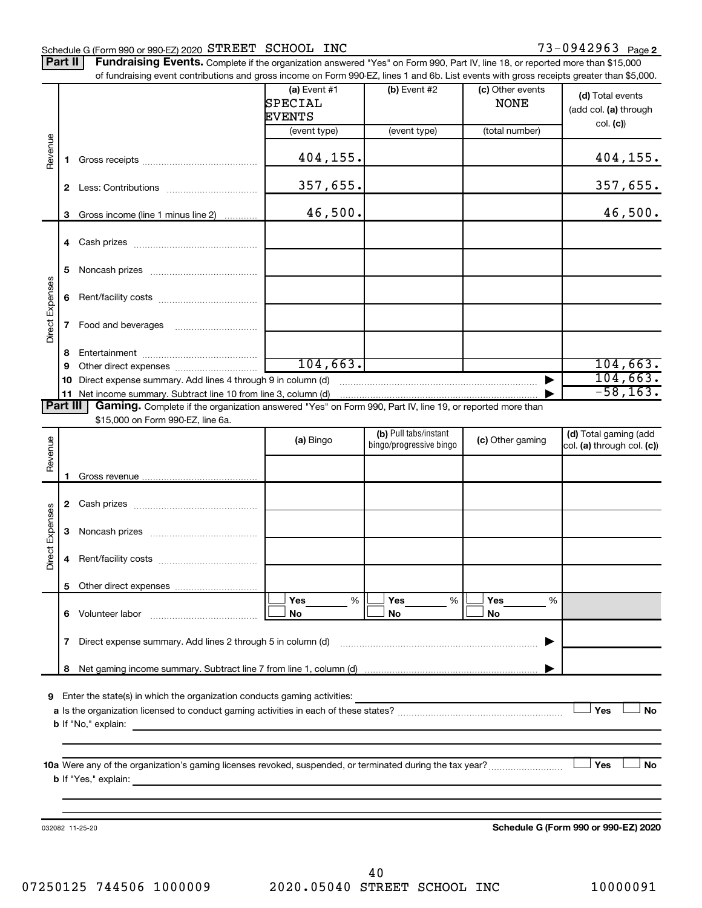Schedule G (Form 990 or 990-EZ) 2020 STREET SCHOOL INC 73-0942963 Page 2

**Part II** **Fundraising Events.** Complete if the organization answered "Yes" on Form 990, Part IV, line 18, or reported more than $15,000 of fundraising event contributions and gross income on Form 990-EZ, lines 1 and 6b. List events with gross receipts greater than $5,000.

| | | (a) Event #1 SPECIAL EVENTS (event type) | (b) Event #2 (event type) | (c) Other events NONE (total number) | (d) Total events (add col. (a) through col. (c)) |
|---|---|---|---|---|---|
| Revenue | 1 Gross receipts | 404,155. | | | 404,155. |
| | 2 Less: Contributions | 357,655. | | | 357,655. |
| | 3 Gross income (line 1 minus line 2) | 46,500. | | | 46,500. |
| Direct Expenses | 4 Cash prizes | | | | |
| | 5 Noncash prizes | | | | |
| | 6 Rent/facility costs | | | | |
| | 7 Food and beverages | | | | |
| | 8 Entertainment | | | | |
| | 9 Other direct expenses | 104,663. | | | 104,663. |
| | 10 Direct expense summary. Add lines 4 through 9 in column (d) | | | ▶ | 104,663. |
| | 11 Net income summary. Subtract line 10 from line 3, column (d) | | | ▶ | -58,163. |

**Part III** **Gaming.** Complete if the organization answered "Yes" on Form 990, Part IV, line 19, or reported more than $15,000 on Form 990-EZ, line 6a.

| | | (a) Bingo | (b) Pull tabs/instant bingo/progressive bingo | (c) Other gaming | (d) Total gaming (add col. (a) through col. (c)) |
|---|---|---|---|---|---|
| Revenue | 1 Gross revenue | | | | |
| Direct Expenses | 2 Cash prizes | | | | |
| | 3 Noncash prizes | | | | |
| | 4 Rent/facility costs | | | | |
| | 5 Other direct expenses | | | | |
| | 6 Volunteer labor | ☐ Yes ___% ☐ No | ☐ Yes ___% ☐ No | ☐ Yes ___% ☐ No | |
| | 7 Direct expense summary. Add lines 2 through 5 in column (d) | | | ▶ | |
| | 8 Net gaming income summary. Subtract line 7 from line 1, column (d) | | | ▶ | |

9 Enter the state(s) in which the organization conducts gaming activities: \_\_\_\_\_\_\_\_\_\_

a Is the organization licensed to conduct gaming activities in each of these states? ☐ Yes ☐ No

b If "No," explain:

10a Were any of the organization's gaming licenses revoked, suspended, or terminated during the tax year? ☐ Yes ☐ No

b If "Yes," explain:

032082 11-25-20 **Schedule G (Form 990 or 990-EZ) 2020**

07250125 744506 1000009 2020.05040 STREET SCHOOL INC 10000091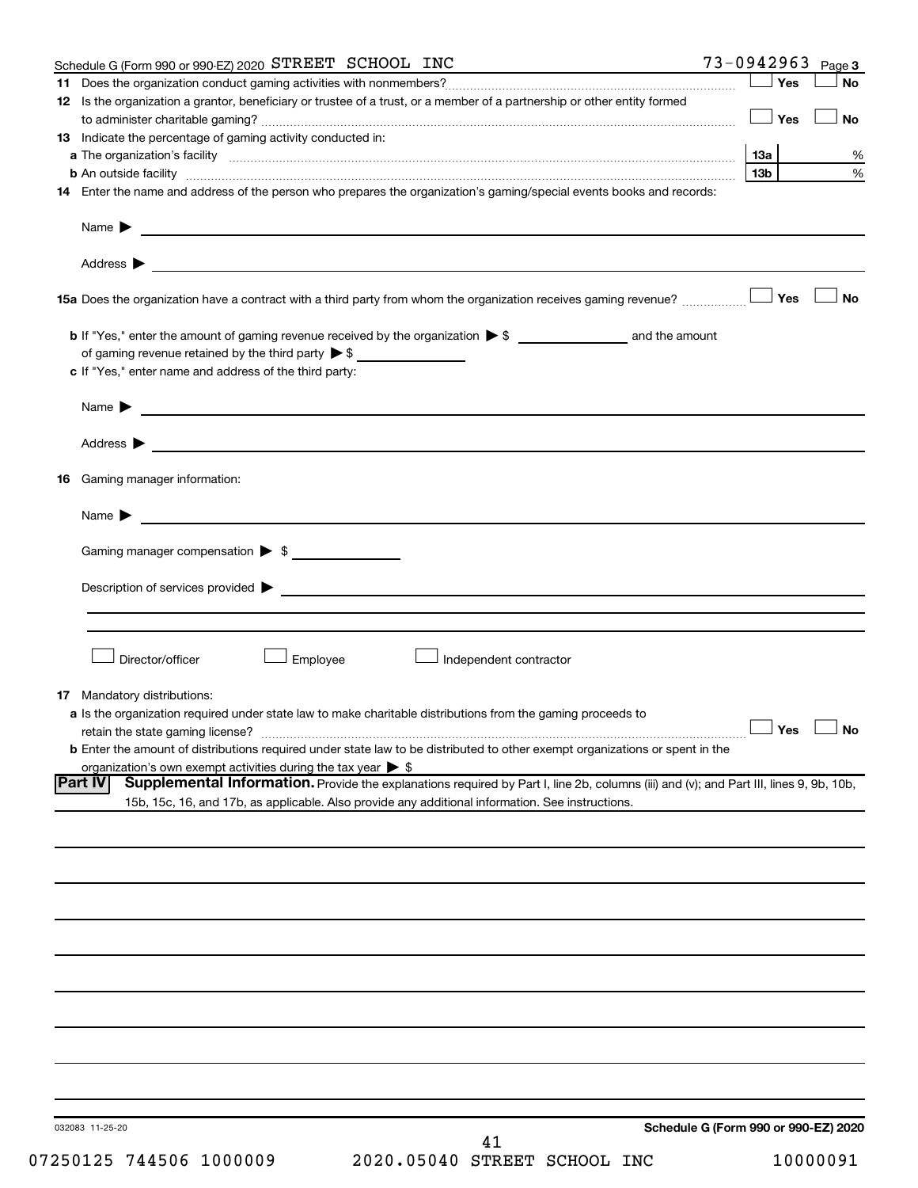Schedule G (Form 990 or 990-EZ) 2020 STREET SCHOOL INC 73-0942963 Page **3**

**11** Does the organization conduct gaming activities with nonmembers? ☐ Yes ☐ No

**12** Is the organization a grantor, beneficiary or trustee of a trust, or a member of a partnership or other entity formed to administer charitable gaming? ☐ Yes ☐ No

**13** Indicate the percentage of gaming activity conducted in:

**a** The organization's facility **13a** %

**b** An outside facility **13b** %

**14** Enter the name and address of the person who prepares the organization's gaming/special events books and records:

Name ▶

Address ▶

**15a** Does the organization have a contract with a third party from whom the organization receives gaming revenue? ☐ Yes ☐ No

**b** If "Yes," enter the amount of gaming revenue received by the organization ▶ $ and the amount of gaming revenue retained by the third party ▶ $

**c** If "Yes," enter name and address of the third party:

Name ▶

Address ▶

**16** Gaming manager information:

Name ▶

Gaming manager compensation ▶ $

Description of services provided ▶

☐ Director/officer ☐ Employee ☐ Independent contractor

**17** Mandatory distributions:

**a** Is the organization required under state law to make charitable distributions from the gaming proceeds to retain the state gaming license? ☐ Yes ☐ No

**b** Enter the amount of distributions required under state law to be distributed to other exempt organizations or spent in the organization's own exempt activities during the tax year ▶ $

**Part IV** **Supplemental Information.** Provide the explanations required by Part I, line 2b, columns (iii) and (v); and Part III, lines 9, 9b, 10b, 15b, 15c, 16, and 17b, as applicable. Also provide any additional information. See instructions.

032083 11-25-20 **Schedule G (Form 990 or 990-EZ) 2020**

07250125 744506 1000009 2020.05040 STREET SCHOOL INC 10000091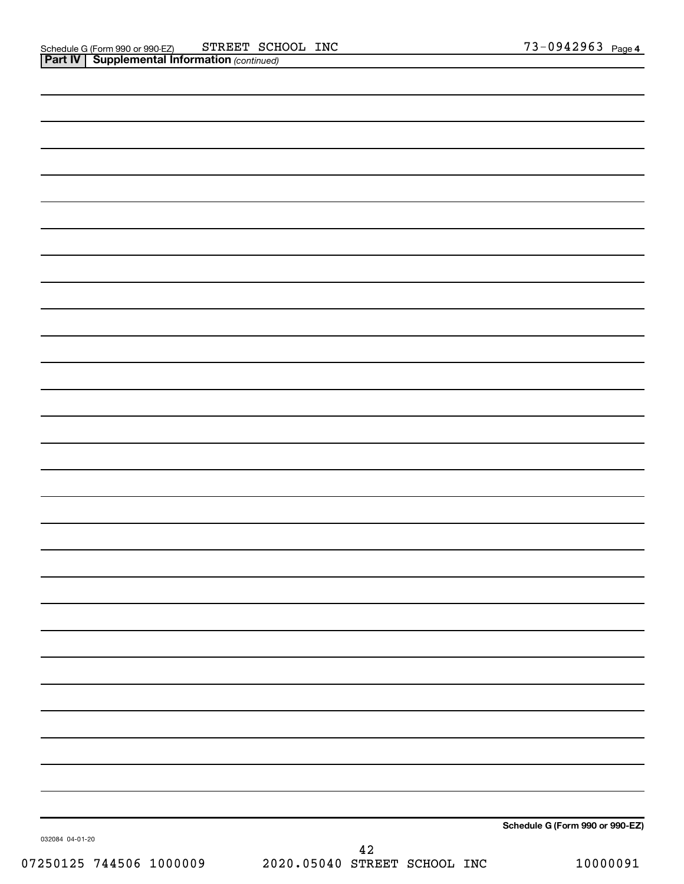Schedule G (Form 990 or 990-EZ) STREET SCHOOL INC 73-0942963 Page **4**

**Part IV | Supplemental Information** *(continued)*

**Schedule G (Form 990 or 990-EZ)**

032084 04-01-20

07250125 744506 1000009 2020.05040 STREET SCHOOL INC 10000091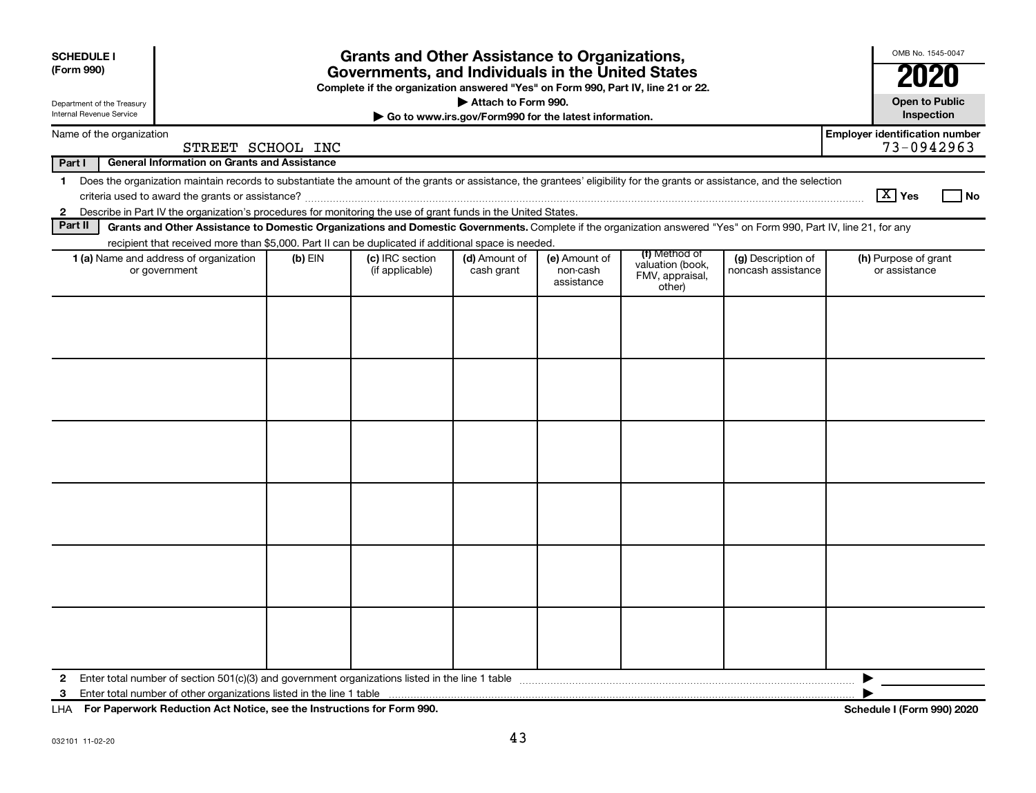**SCHEDULE I (Form 990)**

Department of the Treasury
Internal Revenue Service

# Grants and Other Assistance to Organizations, Governments, and Individuals in the United States

**Complete if the organization answered "Yes" on Form 990, Part IV, line 21 or 22.**

▶ **Attach to Form 990.**

▶ **Go to www.irs.gov/Form990 for the latest information.**

OMB No. 1545-0047

**2020**

**Open to Public Inspection**

Name of the organization: STREET SCHOOL INC

**Employer identification number:** 73-0942963

**Part I — General Information on Grants and Assistance**

1 Does the organization maintain records to substantiate the amount of the grants or assistance, the grantees' eligibility for the grants or assistance, and the selection criteria used to award the grants or assistance? [X] Yes [ ] No

2 Describe in Part IV the organization's procedures for monitoring the use of grant funds in the United States.

**Part II — Grants and Other Assistance to Domestic Organizations and Domestic Governments.** Complete if the organization answered "Yes" on Form 990, Part IV, line 21, for any recipient that received more than $5,000. Part II can be duplicated if additional space is needed.

| 1 (a) Name and address of organization or government | (b) EIN | (c) IRC section (if applicable) | (d) Amount of cash grant | (e) Amount of non-cash assistance | (f) Method of valuation (book, FMV, appraisal, other) | (g) Description of noncash assistance | (h) Purpose of grant or assistance |
|---|---|---|---|---|---|---|---|
| | | | | | | | |
| | | | | | | | |
| | | | | | | | |
| | | | | | | | |
| | | | | | | | |
| | | | | | | | |

2 Enter total number of section 501(c)(3) and government organizations listed in the line 1 table ▶

3 Enter total number of other organizations listed in the line 1 table ▶

LHA **For Paperwork Reduction Act Notice, see the Instructions for Form 990.** **Schedule I (Form 990) 2020**

032101 11-02-20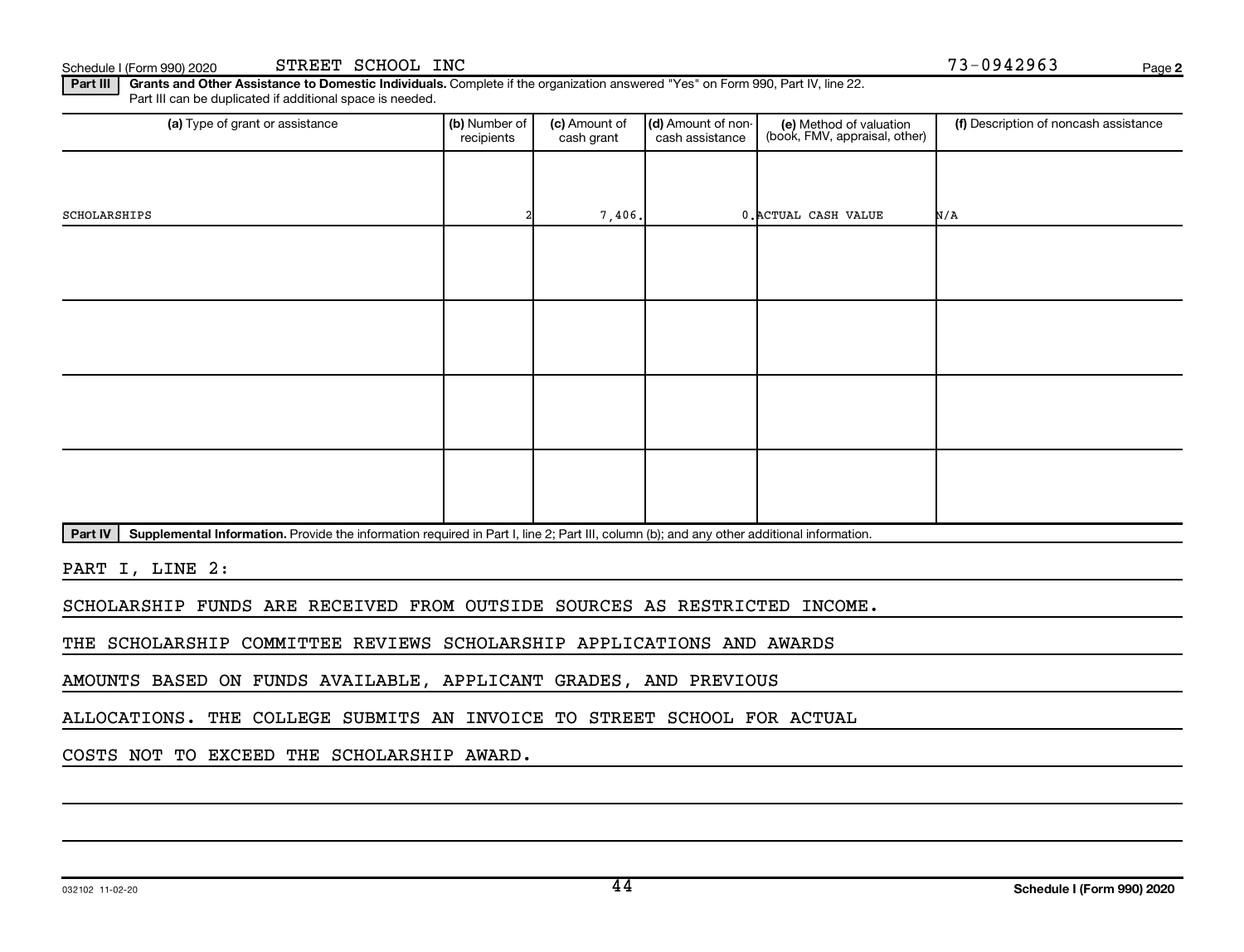Schedule I (Form 990) 2020 STREET SCHOOL INC 73-0942963

**Part III** **Grants and Other Assistance to Domestic Individuals.** Complete if the organization answered "Yes" on Form 990, Part IV, line 22. Part III can be duplicated if additional space is needed.

| (a) Type of grant or assistance | (b) Number of recipients | (c) Amount of cash grant | (d) Amount of non-cash assistance | (e) Method of valuation (book, FMV, appraisal, other) | (f) Description of noncash assistance |
|---|---|---|---|---|---|
| SCHOLARSHIPS | 2 | 7,406. | 0. | ACTUAL CASH VALUE | N/A |
| | | | | | |
| | | | | | |
| | | | | | |
| | | | | | |

**Part IV** **Supplemental Information.** Provide the information required in Part I, line 2; Part III, column (b); and any other additional information.

PART I, LINE 2:

SCHOLARSHIP FUNDS ARE RECEIVED FROM OUTSIDE SOURCES AS RESTRICTED INCOME.

THE SCHOLARSHIP COMMITTEE REVIEWS SCHOLARSHIP APPLICATIONS AND AWARDS

AMOUNTS BASED ON FUNDS AVAILABLE, APPLICANT GRADES, AND PREVIOUS

ALLOCATIONS. THE COLLEGE SUBMITS AN INVOICE TO STREET SCHOOL FOR ACTUAL

COSTS NOT TO EXCEED THE SCHOLARSHIP AWARD.

032102 11-02-20 **Schedule I (Form 990) 2020**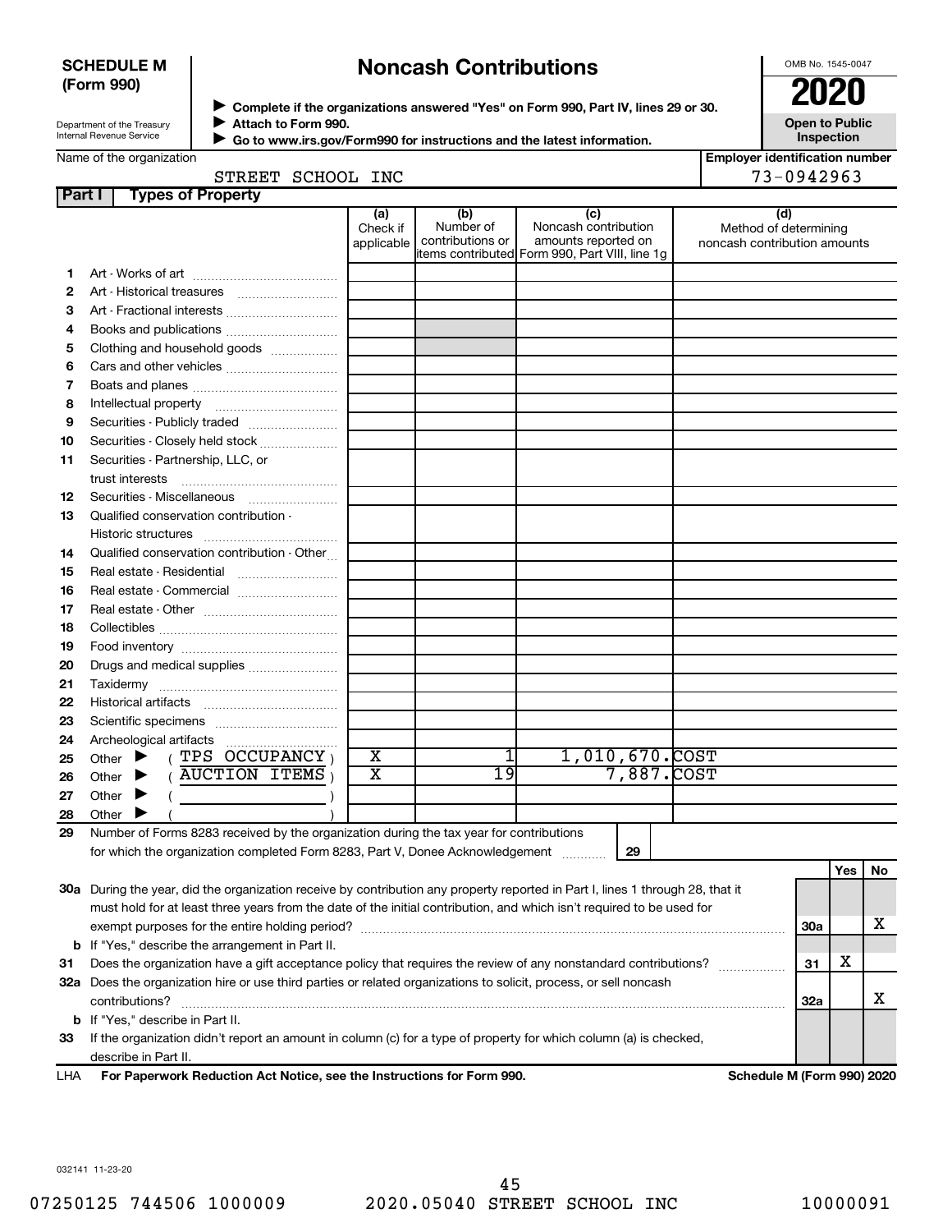**SCHEDULE M (Form 990)**

Department of the Treasury
Internal Revenue Service

# Noncash Contributions

▶ Complete if the organizations answered "Yes" on Form 990, Part IV, lines 29 or 30.
▶ Attach to Form 990.
▶ Go to www.irs.gov/Form990 for instructions and the latest information.

OMB No. 1545-0047

**2020**

**Open to Public Inspection**

Name of the organization: STREET SCHOOL INC

Employer identification number: 73-0942963

## Part I Types of Property

| | | (a) Check if applicable | (b) Number of contributions or items contributed | (c) Noncash contribution amounts reported on Form 990, Part VIII, line 1g | (d) Method of determining noncash contribution amounts |
|---|---|---|---|---|---|
| 1 | Art - Works of art | | | | |
| 2 | Art - Historical treasures | | | | |
| 3 | Art - Fractional interests | | | | |
| 4 | Books and publications | | | | |
| 5 | Clothing and household goods | | | | |
| 6 | Cars and other vehicles | | | | |
| 7 | Boats and planes | | | | |
| 8 | Intellectual property | | | | |
| 9 | Securities - Publicly traded | | | | |
| 10 | Securities - Closely held stock | | | | |
| 11 | Securities - Partnership, LLC, or trust interests | | | | |
| 12 | Securities - Miscellaneous | | | | |
| 13 | Qualified conservation contribution - Historic structures | | | | |
| 14 | Qualified conservation contribution - Other | | | | |
| 15 | Real estate - Residential | | | | |
| 16 | Real estate - Commercial | | | | |
| 17 | Real estate - Other | | | | |
| 18 | Collectibles | | | | |
| 19 | Food inventory | | | | |
| 20 | Drugs and medical supplies | | | | |
| 21 | Taxidermy | | | | |
| 22 | Historical artifacts | | | | |
| 23 | Scientific specimens | | | | |
| 24 | Archeological artifacts | | | | |
| 25 | Other ▶ ( TPS OCCUPANCY ) | X | 1 | 1,010,670. | COST |
| 26 | Other ▶ ( AUCTION ITEMS ) | X | 19 | 7,887. | COST |
| 27 | Other ▶ ( ) | | | | |
| 28 | Other ▶ ( ) | | | | |

29 Number of Forms 8283 received by the organization during the tax year for contributions for which the organization completed Form 8283, Part V, Donee Acknowledgement ..... 29

| | | | Yes | No |
|---|---|---|---|---|
| 30a | During the year, did the organization receive by contribution any property reported in Part I, lines 1 through 28, that it must hold for at least three years from the date of the initial contribution, and which isn't required to be used for exempt purposes for the entire holding period? | 30a | | X |
| b | If "Yes," describe the arrangement in Part II. | | | |
| 31 | Does the organization have a gift acceptance policy that requires the review of any nonstandard contributions? | 31 | X | |
| 32a | Does the organization hire or use third parties or related organizations to solicit, process, or sell noncash contributions? | 32a | | X |
| b | If "Yes," describe in Part II. | | | |
| 33 | If the organization didn't report an amount in column (c) for a type of property for which column (a) is checked, describe in Part II. | | | |

LHA **For Paperwork Reduction Act Notice, see the Instructions for Form 990.** **Schedule M (Form 990) 2020**

032141 11-23-20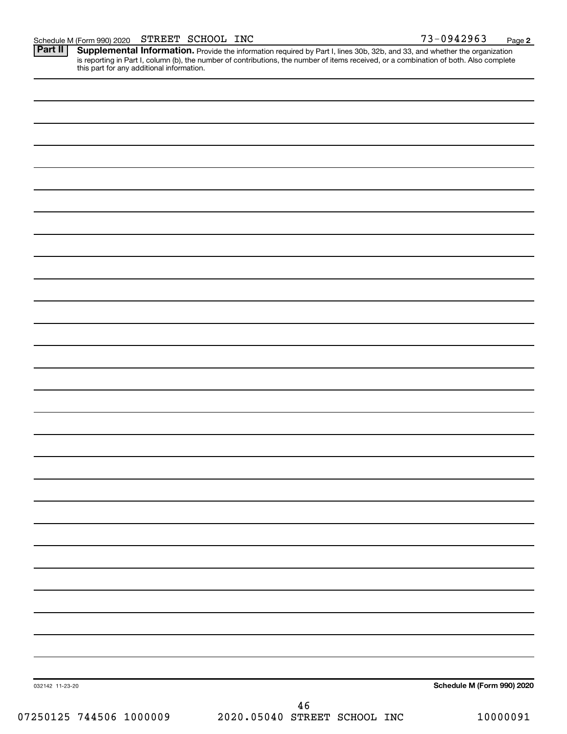Schedule M (Form 990) 2020 STREET SCHOOL INC 73-0942963 Page **2**

## Part II Supplemental Information.

Provide the information required by Part I, lines 30b, 32b, and 33, and whether the organization is reporting in Part I, column (b), the number of contributions, the number of items received, or a combination of both. Also complete this part for any additional information.

032142 11-23-20

**Schedule M (Form 990) 2020**

07250125 744506 1000009 2020.05040 STREET SCHOOL INC 10000091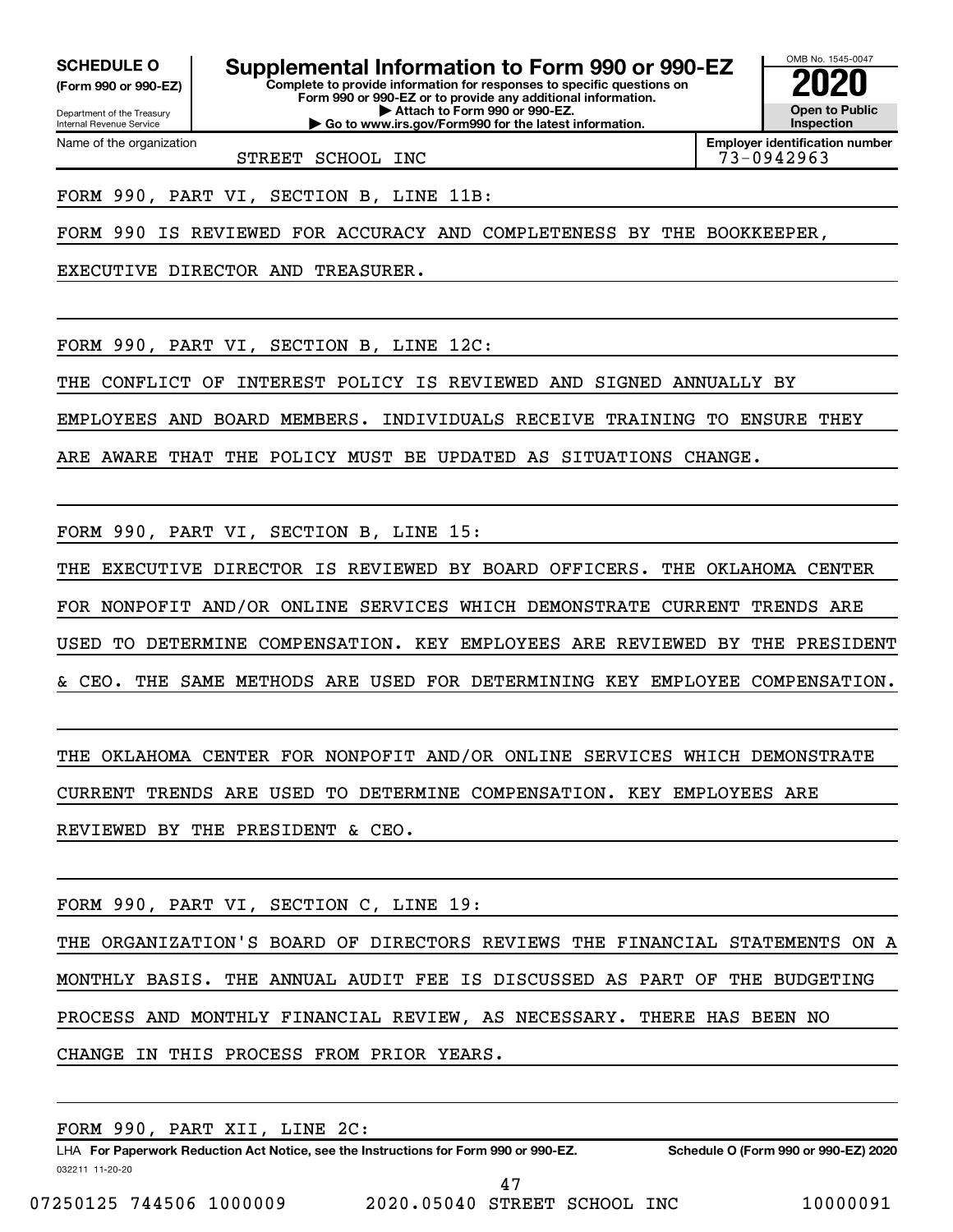**SCHEDULE O**
**(Form 990 or 990-EZ)**

Department of the Treasury
Internal Revenue Service

# Supplemental Information to Form 990 or 990-EZ

**Complete to provide information for responses to specific questions on Form 990 or 990-EZ or to provide any additional information.**
**▶ Attach to Form 990 or 990-EZ.**
**▶ Go to www.irs.gov/Form990 for the latest information.**

OMB No. 1545-0047
**2020**
**Open to Public Inspection**

Name of the organization: STREET SCHOOL INC

**Employer identification number:** 73-0942963

FORM 990, PART VI, SECTION B, LINE 11B:

FORM 990 IS REVIEWED FOR ACCURACY AND COMPLETENESS BY THE BOOKKEEPER, EXECUTIVE DIRECTOR AND TREASURER.

FORM 990, PART VI, SECTION B, LINE 12C:

THE CONFLICT OF INTEREST POLICY IS REVIEWED AND SIGNED ANNUALLY BY EMPLOYEES AND BOARD MEMBERS. INDIVIDUALS RECEIVE TRAINING TO ENSURE THEY ARE AWARE THAT THE POLICY MUST BE UPDATED AS SITUATIONS CHANGE.

FORM 990, PART VI, SECTION B, LINE 15:

THE EXECUTIVE DIRECTOR IS REVIEWED BY BOARD OFFICERS. THE OKLAHOMA CENTER FOR NONPOFIT AND/OR ONLINE SERVICES WHICH DEMONSTRATE CURRENT TRENDS ARE USED TO DETERMINE COMPENSATION. KEY EMPLOYEES ARE REVIEWED BY THE PRESIDENT & CEO. THE SAME METHODS ARE USED FOR DETERMINING KEY EMPLOYEE COMPENSATION.

THE OKLAHOMA CENTER FOR NONPOFIT AND/OR ONLINE SERVICES WHICH DEMONSTRATE CURRENT TRENDS ARE USED TO DETERMINE COMPENSATION. KEY EMPLOYEES ARE REVIEWED BY THE PRESIDENT & CEO.

FORM 990, PART VI, SECTION C, LINE 19:

THE ORGANIZATION'S BOARD OF DIRECTORS REVIEWS THE FINANCIAL STATEMENTS ON A MONTHLY BASIS. THE ANNUAL AUDIT FEE IS DISCUSSED AS PART OF THE BUDGETING PROCESS AND MONTHLY FINANCIAL REVIEW, AS NECESSARY. THERE HAS BEEN NO CHANGE IN THIS PROCESS FROM PRIOR YEARS.

FORM 990, PART XII, LINE 2C:

LHA **For Paperwork Reduction Act Notice, see the Instructions for Form 990 or 990-EZ.** **Schedule O (Form 990 or 990-EZ) 2020**

032211 11-20-20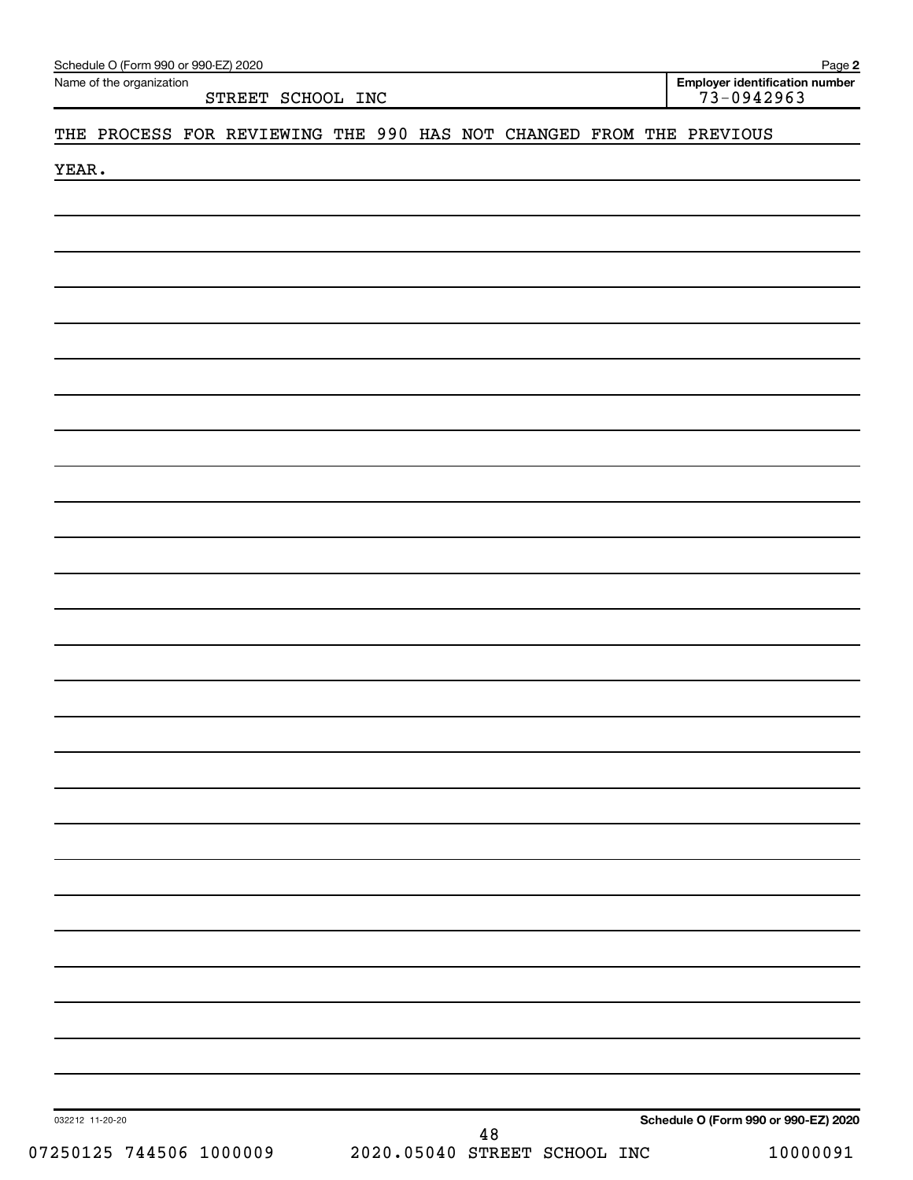Name of the organization: STREET SCHOOL INC

Employer identification number: 73-0942963

THE PROCESS FOR REVIEWING THE 990 HAS NOT CHANGED FROM THE PREVIOUS YEAR.